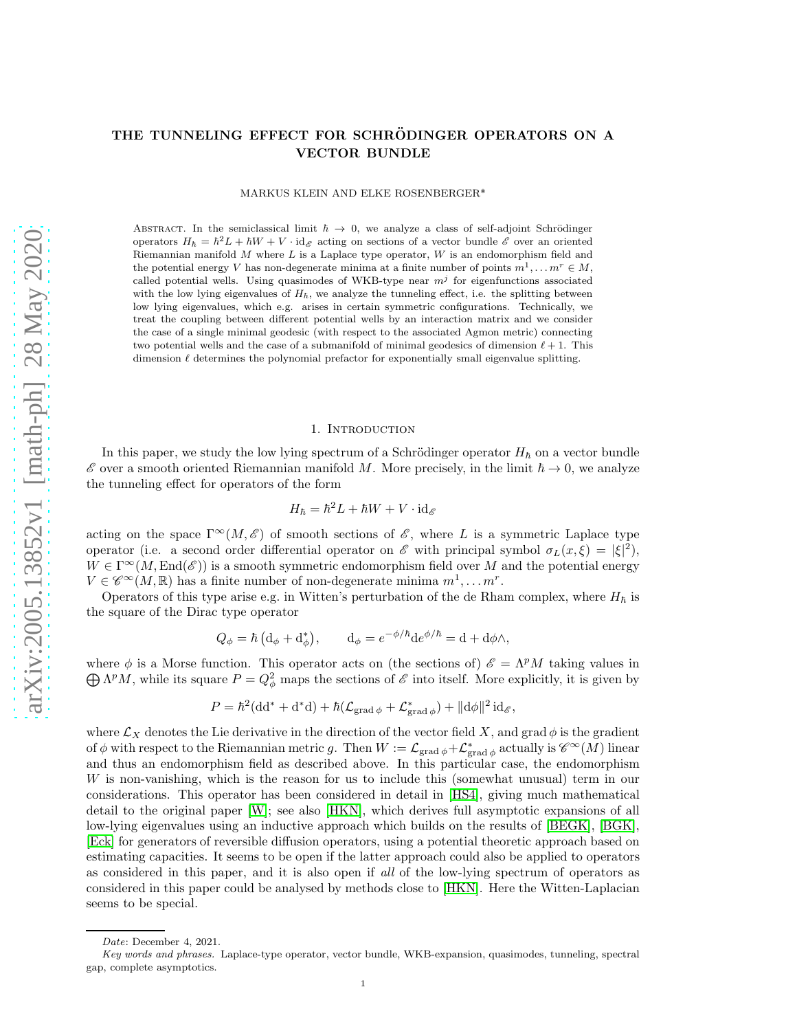# THE TUNNELING EFFECT FOR SCHRÖDINGER OPERATORS ON A VECTOR BUNDLE

MARKUS KLEIN AND ELKE ROSENBERGER*

Abstract. In the semiclassical limit $\hbar \to 0$, we analyze a class of self-adjoint Schrödinger operators $H_\hbar = \hbar^2 L + \hbar W + V \cdot \mathrm{id}_{\mathscr{E}}$ acting on sections of a vector bundle $\mathscr{E}$ over an oriented Riemannian manifold $M$ where $L$ is a Laplace type operator, $W$ is an endomorphism field and the potential energy $V$ has non-degenerate minima at a finite number of points $m^1, \dots m^r \in M$, called potential wells. Using quasimodes of WKB-type near $m^j$ for eigenfunctions associated with the low lying eigenvalues of $H_\hbar$, we analyze the tunneling effect, i.e. the splitting between low lying eigenvalues, which e.g. arises in certain symmetric configurations. Technically, we treat the coupling between different potential wells by an interaction matrix and we consider the case of a single minimal geodesic (with respect to the associated Agmon metric) connecting two potential wells and the case of a submanifold of minimal geodesics of dimension $\ell + 1$. This dimension $\ell$ determines the polynomial prefactor for exponentially small eigenvalue splitting.

## 1. Introduction

In this paper, we study the low lying spectrum of a Schrödinger operator $H_\hbar$ on a vector bundle $\mathscr{E}$ over a smooth oriented Riemannian manifold $M$. More precisely, in the limit $\hbar \to 0$, we analyze the tunneling effect for operators of the form

$$H_\hbar = \hbar^2 L + \hbar W + V \cdot \mathrm{id}_{\mathscr{E}}$$

acting on the space $\Gamma^\infty(M, \mathscr{E})$ of smooth sections of $\mathscr{E}$, where $L$ is a symmetric Laplace type operator (i.e. a second order differential operator on $\mathscr{E}$ with principal symbol $\sigma_L(x, \xi) = |\xi|^2$), $W \in \Gamma^\infty(M, \mathrm{End}(\mathscr{E}))$ is a smooth symmetric endomorphism field over $M$ and the potential energy $V \in \mathscr{C}^\infty(M, \mathbb{R})$ has a finite number of non-degenerate minima $m^1, \dots m^r$.

Operators of this type arise e.g. in Witten's perturbation of the de Rham complex, where $H_\hbar$ is the square of the Dirac type operator

$$Q_\phi = \hbar \left( \mathrm{d}_\phi + \mathrm{d}_\phi^* \right), \qquad \mathrm{d}_\phi = e^{-\phi/\hbar} \mathrm{d} e^{\phi/\hbar} = \mathrm{d} + \mathrm{d}\phi \wedge,$$

where $\phi$ is a Morse function. This operator acts on (the sections of) $\mathscr{E} = \Lambda^p M$ taking values in $\bigoplus \Lambda^p M$, while its square $P = Q_\phi^2$ maps the sections of $\mathscr{E}$ into itself. More explicitly, it is given by

$$P = \hbar^2 (\mathrm{d}\mathrm{d}^* + \mathrm{d}^*\mathrm{d}) + \hbar (\mathcal{L}_{\operatorname{grad} \phi} + \mathcal{L}^*_{\operatorname{grad} \phi}) + \|\mathrm{d}\phi\|^2 \, \mathrm{id}_{\mathscr{E}},$$

where $\mathcal{L}_X$ denotes the Lie derivative in the direction of the vector field $X$, and $\operatorname{grad} \phi$ is the gradient of $\phi$ with respect to the Riemannian metric $g$. Then $W := \mathcal{L}_{\operatorname{grad} \phi} + \mathcal{L}^*_{\operatorname{grad} \phi}$ actually is $\mathscr{C}^\infty(M)$ linear and thus an endomorphism field as described above. In this particular case, the endomorphism $W$ is non-vanishing, which is the reason for us to include this (somewhat unusual) term in our considerations. This operator has been considered in detail in [HS4], giving much mathematical detail to the original paper [W]; see also [HKN], which derives full asymptotic expansions of all low-lying eigenvalues using an inductive approach which builds on the results of [BEGK], [BGK], [Eck] for generators of reversible diffusion operators, using a potential theoretic approach based on estimating capacities. It seems to be open if the latter approach could also be applied to operators as considered in this paper, and it is also open if *all* of the low-lying spectrum of operators as considered in this paper could be analysed by methods close to [HKN]. Here the Witten-Laplacian seems to be special.

*Date*: December 4, 2021.

*Key words and phrases.* Laplace-type operator, vector bundle, WKB-expansion, quasimodes, tunneling, spectral gap, complete asymptotics.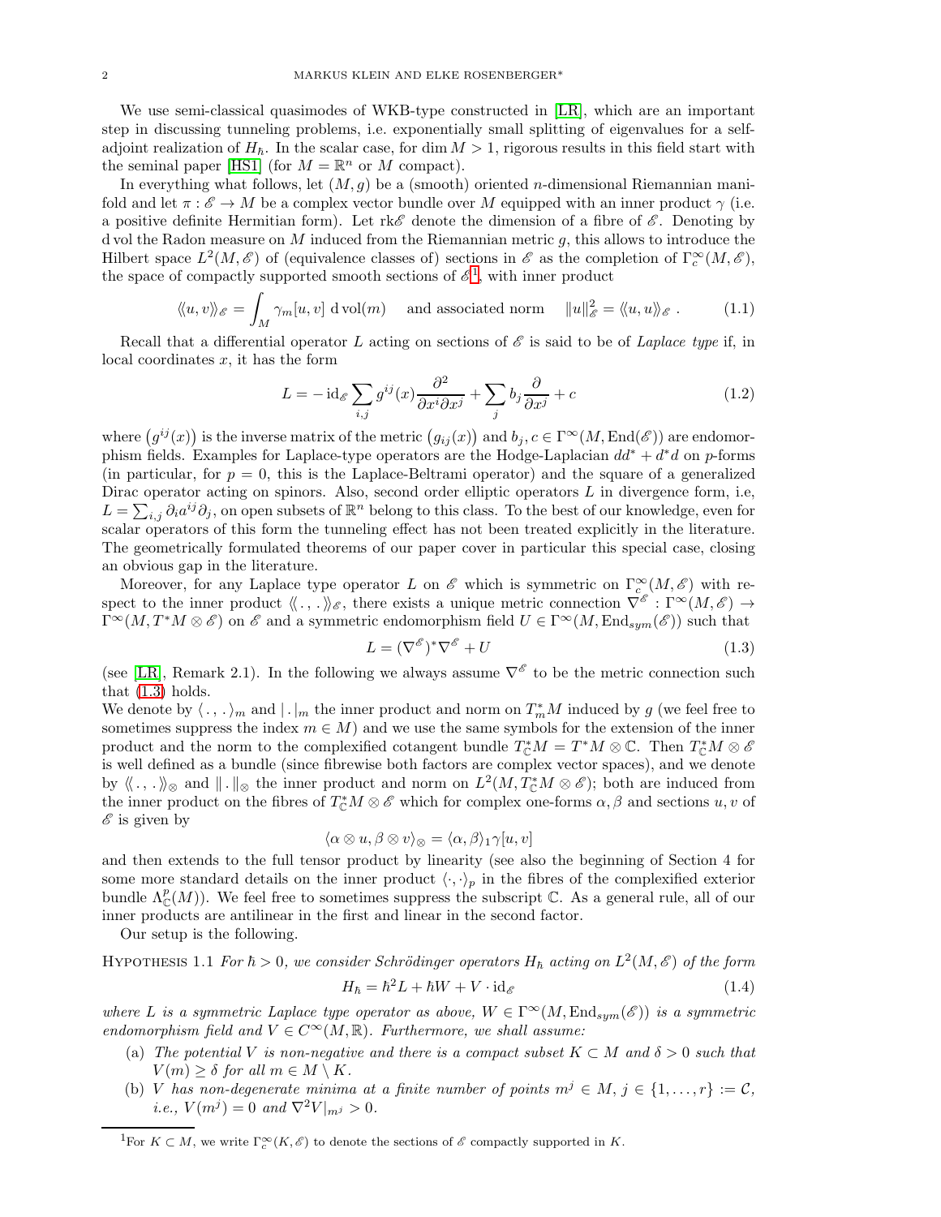We use semi-classical quasimodes of WKB-type constructed in [LR], which are an important step in discussing tunneling problems, i.e. exponentially small splitting of eigenvalues for a self-adjoint realization of $H_\hbar$. In the scalar case, for $\dim M > 1$, rigorous results in this field start with the seminal paper [HS1] (for $M = \mathbb{R}^n$ or $M$ compact).

In everything what follows, let $(M, g)$ be a (smooth) oriented $n$-dimensional Riemannian manifold and let $\pi : \mathscr{E} \to M$ be a complex vector bundle over $M$ equipped with an inner product $\gamma$ (i.e. a positive definite Hermitian form). Let $\mathrm{rk}\mathscr{E}$ denote the dimension of a fibre of $\mathscr{E}$. Denoting by $\mathrm{d}\,\mathrm{vol}$ the Radon measure on $M$ induced from the Riemannian metric $g$, this allows to introduce the Hilbert space $L^2(M, \mathscr{E})$ of (equivalence classes of) sections in $\mathscr{E}$ as the completion of $\Gamma^\infty_c(M, \mathscr{E})$, the space of compactly supported smooth sections of $\mathscr{E}$[1], with inner product

$$\langle\!\langle u, v\rangle\!\rangle_{\mathscr{E}} = \int_M \gamma_m[u, v]\,\mathrm{d}\,\mathrm{vol}(m) \quad \text{and associated norm} \quad \|u\|^2_{\mathscr{E}} = \langle\!\langle u, u\rangle\!\rangle_{\mathscr{E}}\ . \tag{1.1}$$

Recall that a differential operator $L$ acting on sections of $\mathscr{E}$ is said to be of *Laplace type* if, in local coordinates $x$, it has the form

$$L = -\,\mathrm{id}_{\mathscr{E}} \sum_{i,j} g^{ij}(x) \frac{\partial^2}{\partial x^i \partial x^j} + \sum_j b_j \frac{\partial}{\partial x^j} + c \tag{1.2}$$

where $\big(g^{ij}(x)\big)$ is the inverse matrix of the metric $\big(g_{ij}(x)\big)$ and $b_j, c \in \Gamma^\infty(M, \mathrm{End}(\mathscr{E}))$ are endomorphism fields. Examples for Laplace-type operators are the Hodge-Laplacian $dd^* + d^*d$ on $p$-forms (in particular, for $p = 0$, this is the Laplace-Beltrami operator) and the square of a generalized Dirac operator acting on spinors. Also, second order elliptic operators $L$ in divergence form, i.e, $L = \sum_{i,j} \partial_i a^{ij} \partial_j$, on open subsets of $\mathbb{R}^n$ belong to this class. To the best of our knowledge, even for scalar operators of this form the tunneling effect has not been treated explicitly in the literature. The geometrically formulated theorems of our paper cover in particular this special case, closing an obvious gap in the literature.

Moreover, for any Laplace type operator $L$ on $\mathscr{E}$ which is symmetric on $\Gamma^\infty_c(M, \mathscr{E})$ with respect to the inner product $\langle\!\langle\,.\,,\,.\,\rangle\!\rangle_{\mathscr{E}}$, there exists a unique metric connection $\nabla^{\mathscr{E}} : \Gamma^\infty(M, \mathscr{E}) \to \Gamma^\infty(M, T^*M \otimes \mathscr{E})$ on $\mathscr{E}$ and a symmetric endomorphism field $U \in \Gamma^\infty(M, \mathrm{End}_{sym}(\mathscr{E}))$ such that

$$L = (\nabla^{\mathscr{E}})^* \nabla^{\mathscr{E}} + U \tag{1.3}$$

(see [LR], Remark 2.1). In the following we always assume $\nabla^{\mathscr{E}}$ to be the metric connection such that (1.3) holds.

We denote by $\langle\,.\,,\,.\,\rangle_m$ and $|\,.\,|_m$ the inner product and norm on $T^*_m M$ induced by $g$ (we feel free to sometimes suppress the index $m \in M$) and we use the same symbols for the extension of the inner product and the norm to the complexified cotangent bundle $T^*_{\mathbb{C}}M = T^*M \otimes \mathbb{C}$. Then $T^*_{\mathbb{C}}M \otimes \mathscr{E}$ is well defined as a bundle (since fibrewise both factors are complex vector spaces), and we denote by $\langle\!\langle\,.\,,\,.\,\rangle\!\rangle_\otimes$ and $\|\,.\,\|_\otimes$ the inner product and norm on $L^2(M, T^*_{\mathbb{C}}M \otimes \mathscr{E})$; both are induced from the inner product on the fibres of $T^*_{\mathbb{C}}M \otimes \mathscr{E}$ which for complex one-forms $\alpha, \beta$ and sections $u, v$ of $\mathscr{E}$ is given by

$$\langle \alpha \otimes u, \beta \otimes v\rangle_\otimes = \langle \alpha, \beta\rangle_1 \gamma[u, v]$$

and then extends to the full tensor product by linearity (see also the beginning of Section 4 for some more standard details on the inner product $\langle\cdot,\cdot\rangle_p$ in the fibres of the complexified exterior bundle $\Lambda^p_{\mathbb{C}}(M)$). We feel free to sometimes suppress the subscript $\mathbb{C}$. As a general rule, all of our inner products are antilinear in the first and linear in the second factor.

Our setup is the following.

Hypothesis 1.1 *For $\hbar > 0$, we consider Schrödinger operators $H_\hbar$ acting on $L^2(M, \mathscr{E})$ of the form*

$$H_\hbar = \hbar^2 L + \hbar W + V \cdot \mathrm{id}_{\mathscr{E}} \tag{1.4}$$

*where $L$ is a symmetric Laplace type operator as above, $W \in \Gamma^\infty(M, \mathrm{End}_{sym}(\mathscr{E}))$ is a symmetric endomorphism field and $V \in C^\infty(M, \mathbb{R})$. Furthermore, we shall assume:*

- (a) *The potential $V$ is non-negative and there is a compact subset $K \subset M$ and $\delta > 0$ such that $V(m) \geq \delta$ for all $m \in M \setminus K$.*
- (b) *$V$ has non-degenerate minima at a finite number of points $m^j \in M$, $j \in \{1, \ldots, r\} := \mathcal{C}$, i.e., $V(m^j) = 0$ and $\nabla^2 V|_{m^j} > 0$.*

[1] For $K \subset M$, we write $\Gamma^\infty_c(K, \mathscr{E})$ to denote the sections of $\mathscr{E}$ compactly supported in $K$.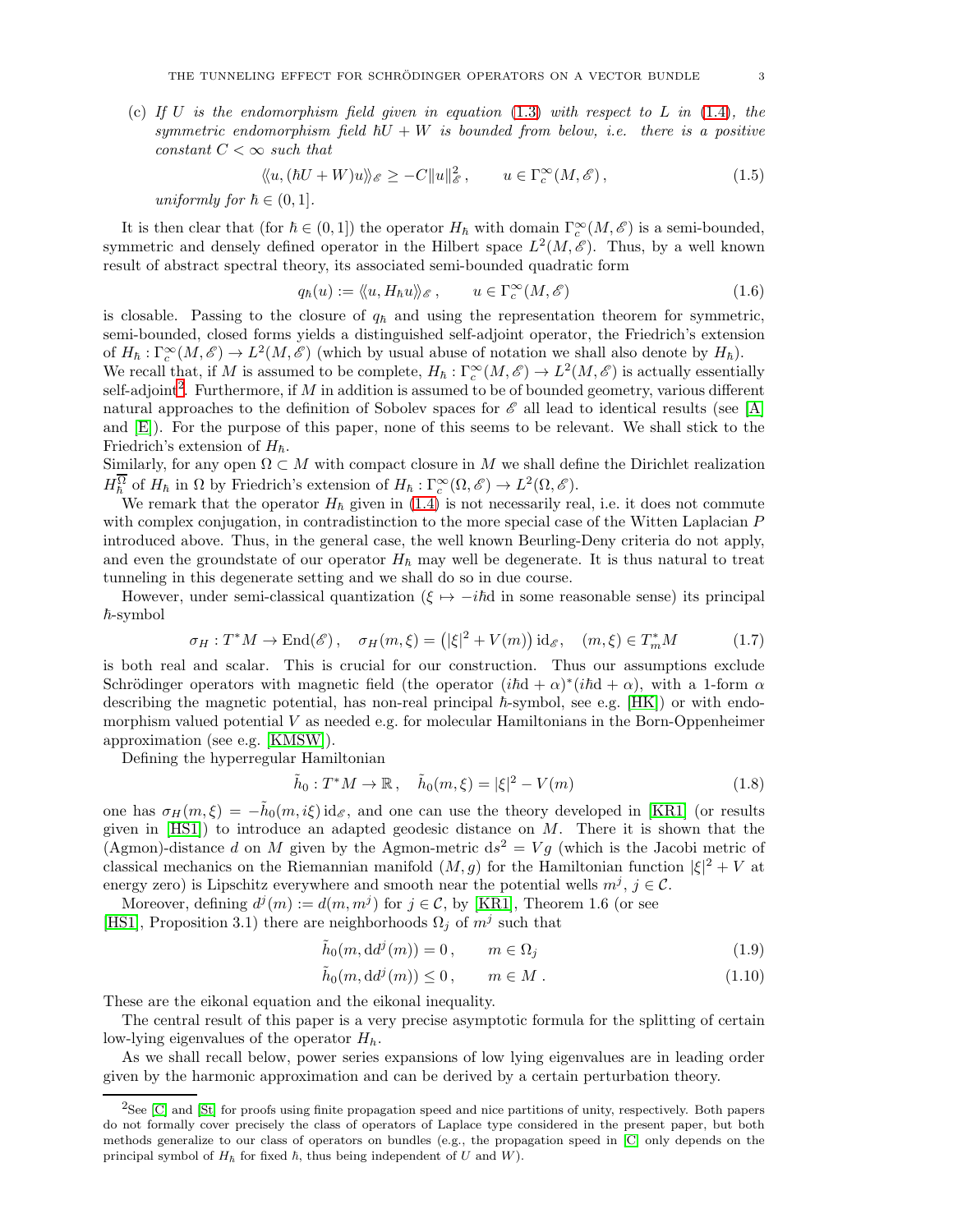(c) *If $U$ is the endomorphism field given in equation (1.3) with respect to $L$ in (1.4), the symmetric endomorphism field $\hbar U + W$ is bounded from below, i.e. there is a positive constant $C < \infty$ such that*

$$\langle\!\langle u, (\hbar U + W)u \rangle\!\rangle_{\mathscr{E}} \geq -C\|u\|^2_{\mathscr{E}}\,, \qquad u \in \Gamma^\infty_c(M, \mathscr{E})\,, \tag{1.5}$$

*uniformly for $\hbar \in (0, 1]$.*

It is then clear that (for $\hbar \in (0, 1]$) the operator $H_\hbar$ with domain $\Gamma^\infty_c(M, \mathscr{E})$ is a semi-bounded, symmetric and densely defined operator in the Hilbert space $L^2(M, \mathscr{E})$. Thus, by a well known result of abstract spectral theory, its associated semi-bounded quadratic form

$$q_\hbar(u) := \langle\!\langle u, H_\hbar u \rangle\!\rangle_{\mathscr{E}}\,, \qquad u \in \Gamma^\infty_c(M, \mathscr{E}) \tag{1.6}$$

is closable. Passing to the closure of $q_\hbar$ and using the representation theorem for symmetric, semi-bounded, closed forms yields a distinguished self-adjoint operator, the Friedrich's extension of $H_\hbar : \Gamma^\infty_c(M, \mathscr{E}) \to L^2(M, \mathscr{E})$ (which by usual abuse of notation we shall also denote by $H_\hbar$).
We recall that, if $M$ is assumed to be complete, $H_\hbar : \Gamma^\infty_c(M, \mathscr{E}) \to L^2(M, \mathscr{E})$ is actually essentially self-adjoint[2]. Furthermore, if $M$ in addition is assumed to be of bounded geometry, various different natural approaches to the definition of Sobolev spaces for $\mathscr{E}$ all lead to identical results (see [A] and [E]). For the purpose of this paper, none of this seems to be relevant. We shall stick to the Friedrich's extension of $H_\hbar$.
Similarly, for any open $\Omega \subset M$ with compact closure in $M$ we shall define the Dirichlet realization $H^\Omega_\hbar$ of $H_\hbar$ in $\Omega$ by Friedrich's extension of $H_\hbar : \Gamma^\infty_c(\Omega, \mathscr{E}) \to L^2(\Omega, \mathscr{E})$.

We remark that the operator $H_\hbar$ given in (1.4) is not necessarily real, i.e. it does not commute with complex conjugation, in contradistinction to the more special case of the Witten Laplacian $P$ introduced above. Thus, in the general case, the well known Beurling-Deny criteria do not apply, and even the groundstate of our operator $H_\hbar$ may well be degenerate. It is thus natural to treat tunneling in this degenerate setting and we shall do so in due course.

However, under semi-classical quantization ($\xi \mapsto -i\hbar \mathrm{d}$ in some reasonable sense) its principal $\hbar$-symbol

$$\sigma_H : T^*M \to \mathrm{End}(\mathscr{E})\,, \quad \sigma_H(m, \xi) = \big(|\xi|^2 + V(m)\big)\,\mathrm{id}_{\mathscr{E}}\,, \quad (m, \xi) \in T^*_m M \tag{1.7}$$

is both real and scalar. This is crucial for our construction. Thus our assumptions exclude Schrödinger operators with magnetic field (the operator $(i\hbar \mathrm{d} + \alpha)^*(i\hbar \mathrm{d} + \alpha)$, with a 1-form $\alpha$ describing the magnetic potential, has non-real principal $\hbar$-symbol, see e.g. [HK]) or with endomorphism valued potential $V$ as needed e.g. for molecular Hamiltonians in the Born-Oppenheimer approximation (see e.g. [KMSW]).

Defining the hyperregular Hamiltonian

$$\tilde{h}_0 : T^*M \to \mathbb{R}\,, \quad \tilde{h}_0(m, \xi) = |\xi|^2 - V(m) \tag{1.8}$$

one has $\sigma_H(m, \xi) = -\tilde{h}_0(m, i\xi)\,\mathrm{id}_{\mathscr{E}}$, and one can use the theory developed in [KR1] (or results given in [HS1]) to introduce an adapted geodesic distance on $M$. There it is shown that the (Agmon)-distance $d$ on $M$ given by the Agmon-metric $\mathrm{d}s^2 = Vg$ (which is the Jacobi metric of classical mechanics on the Riemannian manifold $(M, g)$ for the Hamiltonian function $|\xi|^2 + V$ at energy zero) is Lipschitz everywhere and smooth near the potential wells $m^j$, $j \in \mathcal{C}$.

Moreover, defining $d^j(m) := d(m, m^j)$ for $j \in \mathcal{C}$, by [KR1], Theorem 1.6 (or see [HS1], Proposition 3.1) there are neighborhoods $\Omega_j$ of $m^j$ such that

$$\tilde{h}_0(m, \mathrm{d}d^j(m)) = 0\,, \qquad m \in \Omega_j \tag{1.9}$$

$$\tilde{h}_0(m, \mathrm{d}d^j(m)) \leq 0\,, \qquad m \in M\,. \tag{1.10}$$

These are the eikonal equation and the eikonal inequality.

The central result of this paper is a very precise asymptotic formula for the splitting of certain low-lying eigenvalues of the operator $H_h$.

As we shall recall below, power series expansions of low lying eigenvalues are in leading order given by the harmonic approximation and can be derived by a certain perturbation theory.

[2] See [C] and [St] for proofs using finite propagation speed and nice partitions of unity, respectively. Both papers do not formally cover precisely the class of operators of Laplace type considered in the present paper, but both methods generalize to our class of operators on bundles (e.g., the propagation speed in [C] only depends on the principal symbol of $H_\hbar$ for fixed $\hbar$, thus being independent of $U$ and $W$).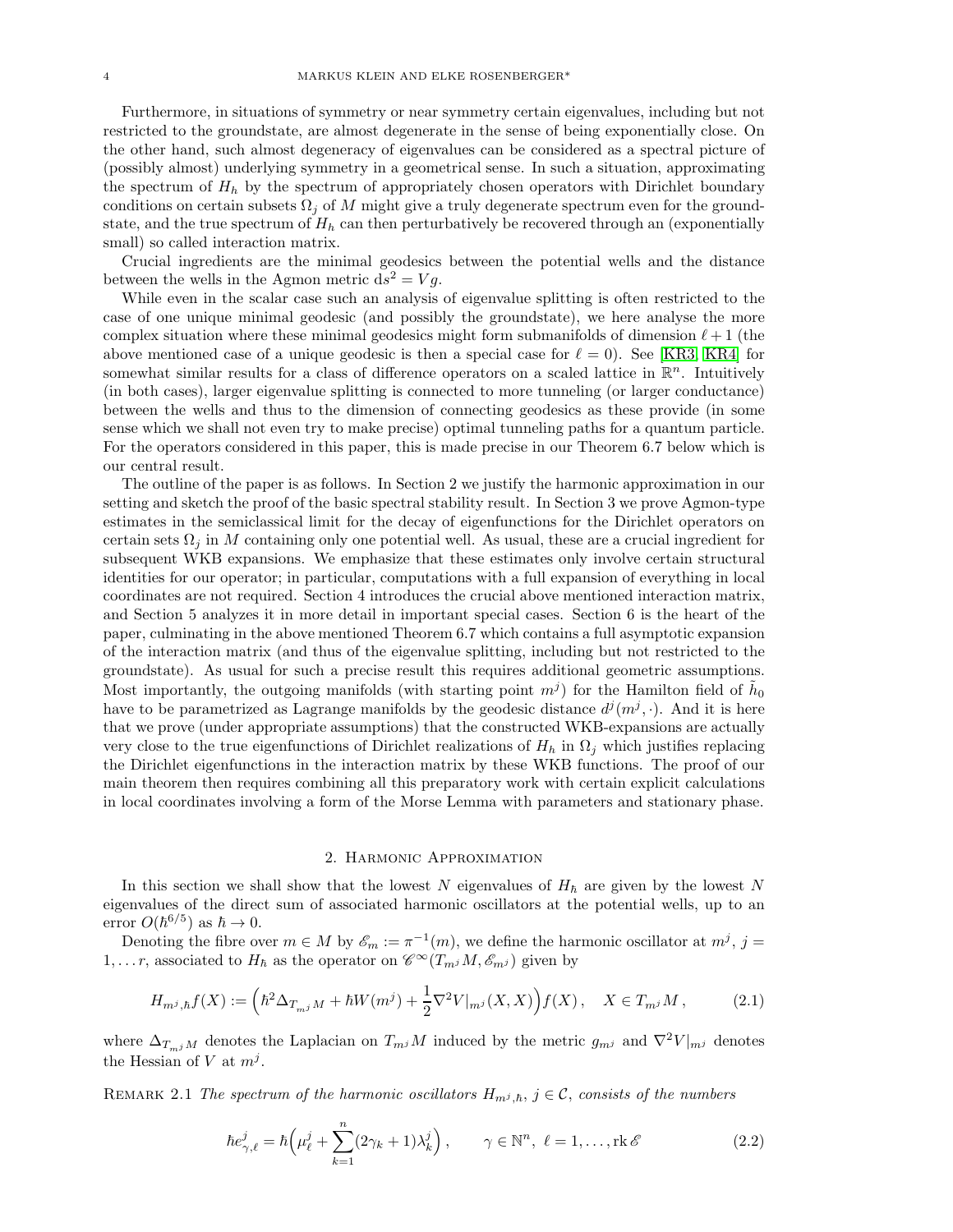Furthermore, in situations of symmetry or near symmetry certain eigenvalues, including but not restricted to the groundstate, are almost degenerate in the sense of being exponentially close. On the other hand, such almost degeneracy of eigenvalues can be considered as a spectral picture of (possibly almost) underlying symmetry in a geometrical sense. In such a situation, approximating the spectrum of $H_\hbar$ by the spectrum of appropriately chosen operators with Dirichlet boundary conditions on certain subsets $\Omega_j$ of $M$ might give a truly degenerate spectrum even for the groundstate, and the true spectrum of $H_\hbar$ can then perturbatively be recovered through an (exponentially small) so called interaction matrix.

Crucial ingredients are the minimal geodesics between the potential wells and the distance between the wells in the Agmon metric $\mathrm{d}s^2 = Vg$.

While even in the scalar case such an analysis of eigenvalue splitting is often restricted to the case of one unique minimal geodesic (and possibly the groundstate), we here analyse the more complex situation where these minimal geodesics might form submanifolds of dimension $\ell + 1$ (the above mentioned case of a unique geodesic is then a special case for $\ell = 0$). See [KR3, KR4] for somewhat similar results for a class of difference operators on a scaled lattice in $\mathbb{R}^n$. Intuitively (in both cases), larger eigenvalue splitting is connected to more tunneling (or larger conductance) between the wells and thus to the dimension of connecting geodesics as these provide (in some sense which we shall not even try to make precise) optimal tunneling paths for a quantum particle. For the operators considered in this paper, this is made precise in our Theorem 6.7 below which is our central result.

The outline of the paper is as follows. In Section 2 we justify the harmonic approximation in our setting and sketch the proof of the basic spectral stability result. In Section 3 we prove Agmon-type estimates in the semiclassical limit for the decay of eigenfunctions for the Dirichlet operators on certain sets $\Omega_j$ in $M$ containing only one potential well. As usual, these are a crucial ingredient for subsequent WKB expansions. We emphasize that these estimates only involve certain structural identities for our operator; in particular, computations with a full expansion of everything in local coordinates are not required. Section 4 introduces the crucial above mentioned interaction matrix, and Section 5 analyzes it in more detail in important special cases. Section 6 is the heart of the paper, culminating in the above mentioned Theorem 6.7 which contains a full asymptotic expansion of the interaction matrix (and thus of the eigenvalue splitting, including but not restricted to the groundstate). As usual for such a precise result this requires additional geometric assumptions. Most importantly, the outgoing manifolds (with starting point $m^j$) for the Hamilton field of $\tilde{h}_0$ have to be parametrized as Lagrange manifolds by the geodesic distance $d^j(m^j, \cdot)$. And it is here that we prove (under appropriate assumptions) that the constructed WKB-expansions are actually very close to the true eigenfunctions of Dirichlet realizations of $H_\hbar$ in $\Omega_j$ which justifies replacing the Dirichlet eigenfunctions in the interaction matrix by these WKB functions. The proof of our main theorem then requires combining all this preparatory work with certain explicit calculations in local coordinates involving a form of the Morse Lemma with parameters and stationary phase.

## 2. Harmonic Approximation

In this section we shall show that the lowest $N$ eigenvalues of $H_\hbar$ are given by the lowest $N$ eigenvalues of the direct sum of associated harmonic oscillators at the potential wells, up to an error $O(\hbar^{6/5})$ as $\hbar \to 0$.

Denoting the fibre over $m \in M$ by $\mathscr{E}_m := \pi^{-1}(m)$, we define the harmonic oscillator at $m^j$, $j = 1, \ldots r$, associated to $H_\hbar$ as the operator on $\mathscr{C}^\infty(T_{m^j}M, \mathscr{E}_{m^j})$ given by

$$H_{m^j,\hbar} f(X) := \Big( \hbar^2 \Delta_{T_{m^j}M} + \hbar W(m^j) + \frac{1}{2} \nabla^2 V|_{m^j}(X,X) \Big) f(X)\,, \quad X \in T_{m^j}M\,, \tag{2.1}$$

where $\Delta_{T_{m^j}M}$ denotes the Laplacian on $T_{m^j}M$ induced by the metric $g_{m^j}$ and $\nabla^2 V|_{m^j}$ denotes the Hessian of $V$ at $m^j$.

Remark 2.1 *The spectrum of the harmonic oscillators $H_{m^j,\hbar}$, $j \in \mathcal{C}$, consists of the numbers*

$$\hbar e^j_{\gamma,\ell} = \hbar \Big( \mu^j_\ell + \sum_{k=1}^n (2\gamma_k + 1) \lambda^j_k \Big)\,, \qquad \gamma \in \mathbb{N}^n,\ \ell = 1, \ldots, \operatorname{rk} \mathscr{E} \tag{2.2}$$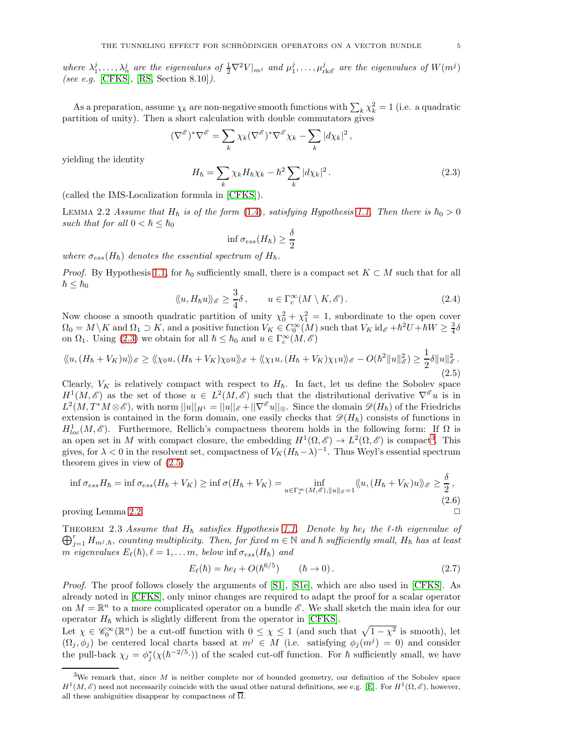*where $\lambda_1^j, \ldots, \lambda_n^j$ are the eigenvalues of $\frac{1}{2}\nabla^2 V|_{m^j}$ and $\mu_1^j, \ldots, \mu_{\mathrm{rk}\mathscr{E}}^j$ are the eigenvalues of $W(m^j)$ (see e.g. [CFKS], [RS, Section 8.10]).*

As a preparation, assume $\chi_k$ are non-negative smooth functions with $\sum_k \chi_k^2 = 1$ (i.e. a quadratic partition of unity). Then a short calculation with double commutators gives

$$(\nabla^{\mathscr{E}})^* \nabla^{\mathscr{E}} = \sum_k \chi_k (\nabla^{\mathscr{E}})^* \nabla^{\mathscr{E}} \chi_k - \sum_k |d\chi_k|^2 \,,$$

yielding the identity

$$H_\hbar = \sum_k \chi_k H_\hbar \chi_k - \hbar^2 \sum_k |d\chi_k|^2 \,. \tag{2.3}$$

(called the IMS-Localization formula in [CFKS]).

LEMMA 2.2 *Assume that $H_\hbar$ is of the form (1.4), satisfying Hypothesis 1.1. Then there is $\hbar_0 > 0$ such that for all $0 < \hbar \leq \hbar_0$*

$$\inf \sigma_{ess}(H_\hbar) \geq \frac{\delta}{2}$$

*where $\sigma_{ess}(H_\hbar)$ denotes the essential spectrum of $H_\hbar$.*

*Proof.* By Hypothesis 1.1, for $\hbar_0$ sufficiently small, there is a compact set $K \subset M$ such that for all $\hbar \leq \hbar_0$

$$\langle\!\langle u, H_\hbar u \rangle\!\rangle_{\mathscr{E}} \geq \frac{3}{4}\delta \,, \qquad u \in \Gamma_c^\infty(M \setminus K, \mathscr{E}) \,. \tag{2.4}$$

Now choose a smooth quadratic partition of unity $\chi_0^2 + \chi_1^2 = 1$, subordinate to the open cover $\Omega_0 = M \setminus K$ and $\Omega_1 \supset K$, and a positive function $V_K \in C_0^\infty(M)$ such that $V_K \,\mathrm{id}_{\mathscr{E}} + \hbar^2 U + \hbar W \geq \frac{3}{4}\delta$ on $\Omega_1$. Using (2.3) we obtain for all $\hbar \leq \hbar_0$ and $u \in \Gamma_c^\infty(M, \mathscr{E})$

$$\langle\!\langle u, (H_\hbar + V_K) u \rangle\!\rangle_{\mathscr{E}} \geq \langle\!\langle \chi_0 u, (H_\hbar + V_K)\chi_0 u \rangle\!\rangle_{\mathscr{E}} + \langle\!\langle \chi_1 u, (H_\hbar + V_K)\chi_1 u \rangle\!\rangle_{\mathscr{E}} - O(\hbar^2 \|u\|_{\mathscr{E}}^2) \geq \frac{1}{2}\delta \|u\|_{\mathscr{E}}^2 \,. \tag{2.5}$$

Clearly, $V_K$ is relatively compact with respect to $H_\hbar$. In fact, let us define the Sobolev space $H^1(M, \mathscr{E})$ as the set of those $u \in L^2(M, \mathscr{E})$ such that the distributional derivative $\nabla^{\mathscr{E}} u$ is in $L^2(M, T^*M \otimes \mathscr{E})$, with norm $||u||_{H^1} = ||u||_{\mathscr{E}} + ||\nabla^{\mathscr{E}} u||_{\otimes}$. Since the domain $\mathscr{D}(H_\hbar)$ of the Friedrichs extension is contained in the form domain, one easily checks that $\mathscr{D}(H_\hbar)$ consists of functions in $H^1_{loc}(M, \mathscr{E})$. Furthermore, Rellich's compactness theorem holds in the following form: If $\Omega$ is an open set in $M$ with compact closure, the embedding $H^1(\Omega, \mathscr{E}) \to L^2(\Omega, \mathscr{E})$ is compact[3]. This gives, for $\lambda < 0$ in the resolvent set, compactness of $V_K(H_\hbar - \lambda)^{-1}$. Thus Weyl's essential spectrum theorem gives in view of (2.5)

$$\inf \sigma_{ess} H_\hbar = \inf \sigma_{ess}(H_\hbar + V_K) \geq \inf \sigma(H_\hbar + V_K) = \inf_{u \in \Gamma_c^\infty(M, \mathscr{E}), \|u\|_{\mathscr{E}} = 1} \langle\!\langle u, (H_\hbar + V_K) u \rangle\!\rangle_{\mathscr{E}} \geq \frac{\delta}{2} \,, \tag{2.6}$$

proving Lemma 2.2. $\square$

THEOREM 2.3 *Assume that $H_\hbar$ satisfies Hypothesis 1.1. Denote by $\hbar e_\ell$ the $\ell$-th eigenvalue of $\bigoplus_{j=1}^r H_{m^j,\hbar}$, counting multiplicity. Then, for fixed $m \in \mathbb{N}$ and $\hbar$ sufficiently small, $H_\hbar$ has at least $m$ eigenvalues $E_\ell(\hbar), \ell = 1, \ldots m$, below $\inf \sigma_{ess}(H_\hbar)$ and*

$$E_\ell(\hbar) = \hbar e_\ell + O(\hbar^{6/5}) \qquad (\hbar \to 0) \,. \tag{2.7}$$

*Proof.* The proof follows closely the arguments of [S1], [S1e], which are also used in [CFKS]. As already noted in [CFKS], only minor changes are required to adapt the proof for a scalar operator on $M = \mathbb{R}^n$ to a more complicated operator on a bundle $\mathscr{E}$. We shall sketch the main idea for our operator $H_\hbar$ which is slightly different from the operator in [CFKS].

Let $\chi \in \mathscr{C}_0^\infty(\mathbb{R}^n)$ be a cut-off function with $0 \leq \chi \leq 1$ (and such that $\sqrt{1 - \chi^2}$ is smooth), let $(\Omega_j, \phi_j)$ be centered local charts based at $m^j \in M$ (i.e. satisfying $\phi_j(m^j) = 0$) and consider the pull-back $\chi_j = \phi_j^*(\chi(\hbar^{-2/5}\cdot))$ of the scaled cut-off function. For $\hbar$ sufficiently small, we have

[3] We remark that, since $M$ is neither complete nor of bounded geometry, our definition of the Sobolev space $H^1(M, \mathscr{E})$ need not necessarily coincide with the usual other natural definitions, see e.g. [E]. For $H^1(\Omega, \mathscr{E})$, however, all these ambiguities disappear by compactness of $\overline{\Omega}$.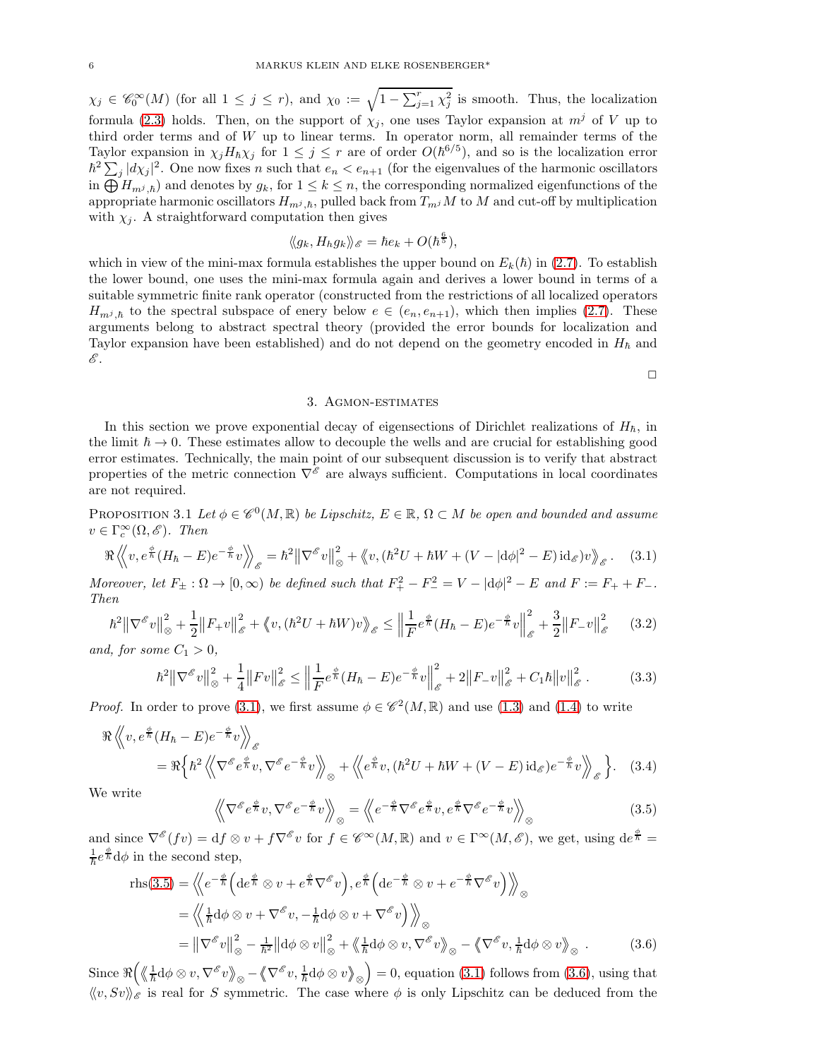$\chi_j \in \mathscr{C}_0^\infty(M)$ (for all $1 \le j \le r$), and $\chi_0 := \sqrt{1 - \sum_{j=1}^r \chi_j^2}$ is smooth. Thus, the localization formula (2.3) holds. Then, on the support of $\chi_j$, one uses Taylor expansion at $m^j$ of $V$ up to third order terms and of $W$ up to linear terms. In operator norm, all remainder terms of the Taylor expansion in $\chi_j H_\hbar \chi_j$ for $1 \le j \le r$ are of order $O(\hbar^{6/5})$, and so is the localization error $\hbar^2 \sum_j |d\chi_j|^2$. One now fixes $n$ such that $e_n < e_{n+1}$ (for the eigenvalues of the harmonic oscillators in $\bigoplus H_{m^j,\hbar}$) and denotes by $g_k$, for $1 \le k \le n$, the corresponding normalized eigenfunctions of the appropriate harmonic oscillators $H_{m^j,\hbar}$, pulled back from $T_{m^j}M$ to $M$ and cut-off by multiplication with $\chi_j$. A straightforward computation then gives

$$\langle\!\langle g_k, H_\hbar g_k \rangle\!\rangle_{\mathscr{E}} = \hbar e_k + O(\hbar^{\frac{6}{5}}),$$

which in view of the mini-max formula establishes the upper bound on $E_k(\hbar)$ in (2.7). To establish the lower bound, one uses the mini-max formula again and derives a lower bound in terms of a suitable symmetric finite rank operator (constructed from the restrictions of all localized operators $H_{m^j,\hbar}$ to the spectral subspace of enery below $e \in (e_n, e_{n+1})$, which then implies (2.7). These arguments belong to abstract spectral theory (provided the error bounds for localization and Taylor expansion have been established) and do not depend on the geometry encoded in $H_\hbar$ and $\mathscr{E}$.

□

## 3. Agmon-estimates

In this section we prove exponential decay of eigensections of Dirichlet realizations of $H_\hbar$, in the limit $\hbar \to 0$. These estimates allow to decouple the wells and are crucial for establishing good error estimates. Technically, the main point of our subsequent discussion is to verify that abstract properties of the metric connection $\nabla^{\mathscr{E}}$ are always sufficient. Computations in local coordinates are not required.

Proposition 3.1 *Let $\phi \in \mathscr{C}^0(M, \mathbb{R})$ be Lipschitz, $E \in \mathbb{R}$, $\Omega \subset M$ be open and bounded and assume $v \in \Gamma_c^\infty(\Omega, \mathscr{E})$. Then*

$$\Re \left\langle\!\!\left\langle v, e^{\frac{\phi}{\hbar}} (H_\hbar - E) e^{-\frac{\phi}{\hbar}} v \right\rangle\!\!\right\rangle_{\mathscr{E}} = \hbar^2 \big\| \nabla^{\mathscr{E}} v \big\|_\otimes^2 + \big\langle\!\big\langle v, (\hbar^2 U + \hbar W + (V - |\mathrm{d}\phi|^2 - E)\, \mathrm{id}_{\mathscr{E}}) v \big\rangle\!\big\rangle_{\mathscr{E}}. \tag{3.1}$$

*Moreover, let $F_\pm : \Omega \to [0, \infty)$ be defined such that $F_+^2 - F_-^2 = V - |\mathrm{d}\phi|^2 - E$ and $F := F_+ + F_-$. Then*

$$\hbar^2 \big\| \nabla^{\mathscr{E}} v \big\|_\otimes^2 + \frac{1}{2} \big\| F_+ v \big\|_{\mathscr{E}}^2 + \big\langle\!\big\langle v, (\hbar^2 U + \hbar W) v \big\rangle\!\big\rangle_{\mathscr{E}} \le \Big\| \frac{1}{F} e^{\frac{\phi}{\hbar}} (H_\hbar - E) e^{-\frac{\phi}{\hbar}} v \Big\|_{\mathscr{E}}^2 + \frac{3}{2} \big\| F_- v \big\|_{\mathscr{E}}^2 \tag{3.2}$$

*and, for some $C_1 > 0$,*

$$\hbar^2 \big\| \nabla^{\mathscr{E}} v \big\|_\otimes^2 + \frac{1}{4} \big\| F v \big\|_{\mathscr{E}}^2 \le \Big\| \frac{1}{F} e^{\frac{\phi}{\hbar}} (H_\hbar - E) e^{-\frac{\phi}{\hbar}} v \Big\|_{\mathscr{E}}^2 + 2 \big\| F_- v \big\|_{\mathscr{E}}^2 + C_1 \hbar \big\| v \big\|_{\mathscr{E}}^2 . \tag{3.3}$$

*Proof.* In order to prove (3.1), we first assume $\phi \in \mathscr{C}^2(M, \mathbb{R})$ and use (1.3) and (1.4) to write

$$\begin{aligned}
\Re &\left\langle\!\!\left\langle v, e^{\frac{\phi}{\hbar}} (H_\hbar - E) e^{-\frac{\phi}{\hbar}} v \right\rangle\!\!\right\rangle_{\mathscr{E}} \\
&= \Re \Big\{ \hbar^2 \left\langle\!\!\left\langle \nabla^{\mathscr{E}} e^{\frac{\phi}{\hbar}} v, \nabla^{\mathscr{E}} e^{-\frac{\phi}{\hbar}} v \right\rangle\!\!\right\rangle_\otimes + \left\langle\!\!\left\langle e^{\frac{\phi}{\hbar}} v, (\hbar^2 U + \hbar W + (V - E)\, \mathrm{id}_{\mathscr{E}}) e^{-\frac{\phi}{\hbar}} v \right\rangle\!\!\right\rangle_{\mathscr{E}} \Big\}.
\end{aligned} \tag{3.4}$$

We write

$$\left\langle\!\!\left\langle \nabla^{\mathscr{E}} e^{\frac{\phi}{\hbar}} v, \nabla^{\mathscr{E}} e^{-\frac{\phi}{\hbar}} v \right\rangle\!\!\right\rangle_\otimes = \left\langle\!\!\left\langle e^{-\frac{\phi}{\hbar}} \nabla^{\mathscr{E}} e^{\frac{\phi}{\hbar}} v, e^{\frac{\phi}{\hbar}} \nabla^{\mathscr{E}} e^{-\frac{\phi}{\hbar}} v \right\rangle\!\!\right\rangle_\otimes \tag{3.5}$$

and since $\nabla^{\mathscr{E}}(fv) = \mathrm{d}f \otimes v + f \nabla^{\mathscr{E}} v$ for $f \in \mathscr{C}^\infty(M, \mathbb{R})$ and $v \in \Gamma^\infty(M, \mathscr{E})$, we get, using $\mathrm{d}e^{\frac{\phi}{\hbar}} = \frac{1}{\hbar} e^{\frac{\phi}{\hbar}} \mathrm{d}\phi$ in the second step,

$$\begin{aligned}
\mathrm{rhs}(3.5) &= \left\langle\!\!\left\langle e^{-\frac{\phi}{\hbar}} \Big( \mathrm{d}e^{\frac{\phi}{\hbar}} \otimes v + e^{\frac{\phi}{\hbar}} \nabla^{\mathscr{E}} v \Big), e^{\frac{\phi}{\hbar}} \Big( \mathrm{d}e^{-\frac{\phi}{\hbar}} \otimes v + e^{-\frac{\phi}{\hbar}} \nabla^{\mathscr{E}} v \Big) \right\rangle\!\!\right\rangle_\otimes \\
&= \left\langle\!\!\left\langle \tfrac{1}{\hbar} \mathrm{d}\phi \otimes v + \nabla^{\mathscr{E}} v, -\tfrac{1}{\hbar} \mathrm{d}\phi \otimes v + \nabla^{\mathscr{E}} v \right\rangle\!\!\right\rangle_\otimes \\
&= \big\| \nabla^{\mathscr{E}} v \big\|_\otimes^2 - \tfrac{1}{\hbar^2} \big\| \mathrm{d}\phi \otimes v \big\|_\otimes^2 + \big\langle\!\big\langle \tfrac{1}{\hbar} \mathrm{d}\phi \otimes v, \nabla^{\mathscr{E}} v \big\rangle\!\big\rangle_\otimes - \big\langle\!\big\langle \nabla^{\mathscr{E}} v, \tfrac{1}{\hbar} \mathrm{d}\phi \otimes v \big\rangle\!\big\rangle_\otimes .
\end{aligned} \tag{3.6}$$

Since $\Re\Big( \big\langle\!\big\langle \frac{1}{\hbar} \mathrm{d}\phi \otimes v, \nabla^{\mathscr{E}} v \big\rangle\!\big\rangle_\otimes - \big\langle\!\big\langle \nabla^{\mathscr{E}} v, \frac{1}{\hbar} \mathrm{d}\phi \otimes v \big\rangle\!\big\rangle_\otimes \Big) = 0$, equation (3.1) follows from (3.6), using that $\langle\!\langle v, Sv \rangle\!\rangle_{\mathscr{E}}$ is real for $S$ symmetric. The case where $\phi$ is only Lipschitz can be deduced from the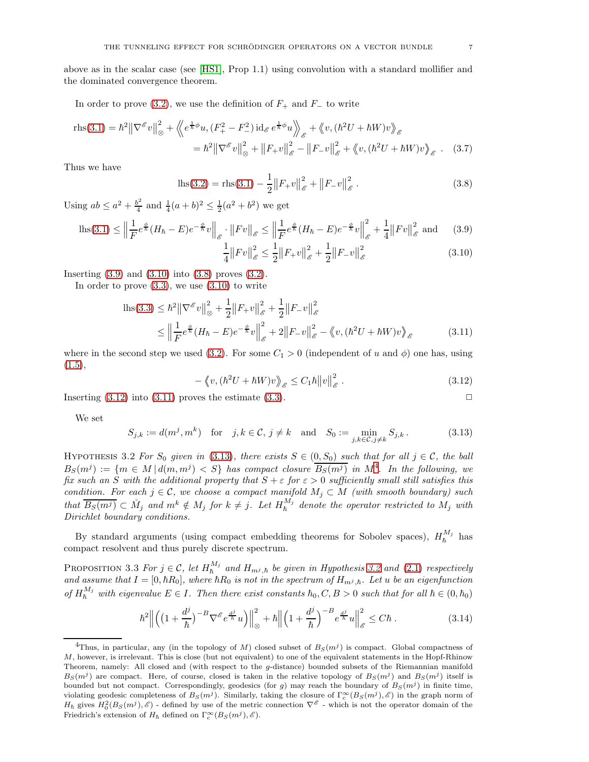above as in the scalar case (see [HS1], Prop 1.1) using convolution with a standard mollifier and the dominated convergence theorem.

In order to prove (3.2), we use the definition of $F_+$ and $F_-$ to write

$$
\begin{aligned}
\text{rhs}(3.1) &= \hbar^2 \big\| \nabla^{\mathscr{E}} v \big\|_{\otimes}^2 + \Big\langle\!\Big\langle e^{\frac{1}{\hbar}\phi} u, (F_+^2 - F_-^2)\, \mathrm{id}_{\mathscr{E}}\, e^{\frac{1}{\hbar}\phi} u \Big\rangle\!\Big\rangle_{\mathscr{E}} + \big\langle\!\big\langle v, (\hbar^2 U + \hbar W) v \big\rangle\!\big\rangle_{\mathscr{E}} \\
&= \hbar^2 \big\| \nabla^{\mathscr{E}} v \big\|_{\otimes}^2 + \big\| F_+ v \big\|_{\mathscr{E}}^2 - \big\| F_- v \big\|_{\mathscr{E}}^2 + \big\langle\!\big\langle v, (\hbar^2 U + \hbar W) v \big\rangle\!\big\rangle_{\mathscr{E}} . \qquad (3.7)
\end{aligned}
$$

Thus we have

$$
\text{lhs}(3.2) = \text{rhs}(3.1) - \frac{1}{2} \big\| F_+ v \big\|_{\mathscr{E}}^2 + \big\| F_- v \big\|_{\mathscr{E}}^2 . \qquad (3.8)
$$

Using $ab \leq a^2 + \frac{b^2}{4}$ and $\frac{1}{4}(a+b)^2 \leq \frac{1}{2}(a^2 + b^2)$ we get

$$
\text{lhs}(3.1) \leq \Big\| \frac{1}{F} e^{\frac{\phi}{\hbar}} (H_\hbar - E) e^{-\frac{\phi}{\hbar}} v \Big\|_{\mathscr{E}} \cdot \big\| F v \big\|_{\mathscr{E}} \leq \Big\| \frac{1}{F} e^{\frac{\phi}{\hbar}} (H_\hbar - E) e^{-\frac{\phi}{\hbar}} v \Big\|_{\mathscr{E}}^2 + \frac{1}{4} \big\| F v \big\|_{\mathscr{E}}^2 \quad \text{and} \qquad (3.9)
$$

$$
\frac{1}{4} \big\| F v \big\|_{\mathscr{E}}^2 \leq \frac{1}{2} \big\| F_+ v \big\|_{\mathscr{E}}^2 + \frac{1}{2} \big\| F_- v \big\|_{\mathscr{E}}^2 \qquad (3.10)
$$

Inserting (3.9) and (3.10) into (3.8) proves (3.2).

In order to prove (3.3), we use (3.10) to write

$$
\begin{aligned}
\text{lhs}(3.3) &\leq \hbar^2 \big\| \nabla^{\mathscr{E}} v \big\|_{\otimes}^2 + \frac{1}{2} \big\| F_+ v \big\|_{\mathscr{E}}^2 + \frac{1}{2} \big\| F_- v \big\|_{\mathscr{E}}^2 \\
&\leq \Big\| \frac{1}{F} e^{\frac{\phi}{\hbar}} (H_\hbar - E) e^{-\frac{\phi}{\hbar}} v \Big\|_{\mathscr{E}}^2 + 2 \big\| F_- v \big\|_{\mathscr{E}}^2 - \big\langle\!\big\langle v, (\hbar^2 U + \hbar W) v \big\rangle\!\big\rangle_{\mathscr{E}} \qquad (3.11)
\end{aligned}
$$

where in the second step we used (3.2). For some $C_1 > 0$ (independent of $u$ and $\phi$) one has, using (1.5),

$$
- \big\langle\!\big\langle v, (\hbar^2 U + \hbar W) v \big\rangle\!\big\rangle_{\mathscr{E}} \leq C_1 \hbar \big\| v \big\|_{\mathscr{E}}^2 . \qquad (3.12)
$$

Inserting (3.12) into (3.11) proves the estimate (3.3). □

We set

$$
S_{j,k} := d(m^j, m^k) \quad \text{for} \quad j, k \in \mathcal{C},\, j \neq k \quad \text{and} \quad S_0 := \min_{j,k \in \mathcal{C}, j \neq k} S_{j,k} . \qquad (3.13)
$$

Hypothesis 3.2 *For $S_0$ given in (3.13), there exists $S \in (0, S_0)$ such that for all $j \in \mathcal{C}$, the ball $B_S(m^j) := \{ m \in M \,|\, d(m, m^j) < S \}$ has compact closure $\overline{B_S(m^j)}$ in $M$[4]. In the following, we fix such an $S$ with the additional property that $S + \varepsilon$ for $\varepsilon > 0$ sufficiently small still satisfies this condition. For each $j \in \mathcal{C}$, we choose a compact manifold $M_j \subset M$ (with smooth boundary) such that $\overline{B_S(m^j)} \subset \mathring{M}_j$ and $m^k \notin M_j$ for $k \neq j$. Let $H_\hbar^{M_j}$ denote the operator restricted to $M_j$ with Dirichlet boundary conditions.*

By standard arguments (using compact embedding theorems for Sobolev spaces), $H_\hbar^{M_j}$ has compact resolvent and thus purely discrete spectrum.

Proposition 3.3 *For $j \in \mathcal{C}$, let $H_\hbar^{M_j}$ and $H_{m^j,\hbar}$ be given in Hypothesis 3.2 and (2.1) respectively and assume that $I = [0, \hbar R_0]$, where $\hbar R_0$ is not in the spectrum of $H_{m^j,\hbar}$. Let $u$ be an eigenfunction of $H_\hbar^{M_j}$ with eigenvalue $E \in I$. Then there exist constants $\hbar_0, C, B > 0$ such that for all $\hbar \in (0, \hbar_0)$*

$$
\hbar^2 \Big\| \Big( \big( 1 + \frac{d^j}{\hbar} \big)^{-B} \nabla^{\mathscr{E}} e^{\frac{d^j}{\hbar}} u \Big) \Big\|_{\otimes}^2 + \hbar \Big\| \Big( 1 + \frac{d^j}{\hbar} \Big)^{-B} e^{\frac{d^j}{\hbar}} u \Big\|_{\mathscr{E}}^2 \leq C \hbar . \qquad (3.14)
$$

---

[4] Thus, in particular, any (in the topology of $M$) closed subset of $B_S(m^j)$ is compact. Global compactness of $M$, however, is irrelevant. This is close (but not equivalent) to one of the equivalent statements in the Hopf-Rhinow Theorem, namely: All closed and (with respect to the $g$-distance) bounded subsets of the Riemannian manifold $B_S(m^j)$ are compact. Here, of course, closed is taken in the relative topology of $B_S(m^j)$ and $B_S(m^j)$ itself is bounded but not compact. Correspondingly, geodesics (for $g$) may reach the boundary of $B_S(m^j)$ in finite time, violating geodesic completeness of $B_S(m^j)$. Similarly, taking the closure of $\Gamma_c^\infty(B_S(m^j), \mathscr{E})$ in the graph norm of $H_\hbar$ gives $H_0^2(B_S(m^j), \mathscr{E})$ - defined by use of the metric connection $\nabla^{\mathscr{E}}$ - which is not the operator domain of the Friedrich's extension of $H_\hbar$ defined on $\Gamma_c^\infty(B_S(m^j), \mathscr{E})$.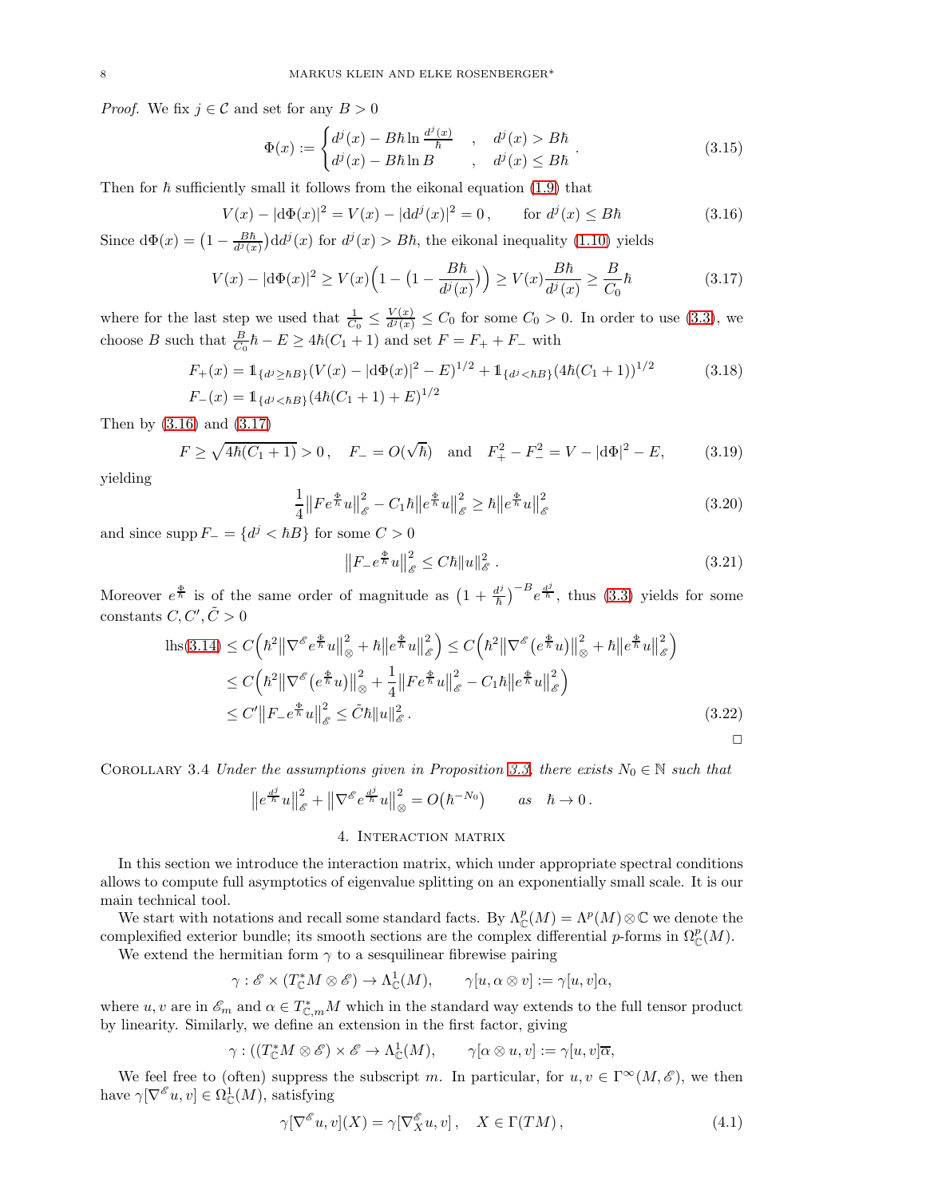*Proof.* We fix $j \in \mathcal{C}$ and set for any $B > 0$

$$\Phi(x) := \begin{cases} d^j(x) - B\hbar \ln \frac{d^j(x)}{\hbar} & , \quad d^j(x) > B\hbar \\ d^j(x) - B\hbar \ln B & , \quad d^j(x) \le B\hbar \end{cases} . \tag{3.15}$$

Then for $\hbar$ sufficiently small it follows from the eikonal equation (1.9) that

$$V(x) - |\mathrm{d}\Phi(x)|^2 = V(x) - |\mathrm{d}d^j(x)|^2 = 0\,, \qquad \text{for } d^j(x) \le B\hbar \tag{3.16}$$

Since $\mathrm{d}\Phi(x) = \big(1 - \frac{B\hbar}{d^j(x)}\big)\mathrm{d}d^j(x)$ for $d^j(x) > B\hbar$, the eikonal inequality (1.10) yields

$$V(x) - |\mathrm{d}\Phi(x)|^2 \ge V(x)\Big(1 - \big(1 - \frac{B\hbar}{d^j(x)}\big)\Big) \ge V(x)\frac{B\hbar}{d^j(x)} \ge \frac{B}{C_0}\hbar \tag{3.17}$$

where for the last step we used that $\frac{1}{C_0} \le \frac{V(x)}{d^j(x)} \le C_0$ for some $C_0 > 0$. In order to use (3.3), we choose $B$ such that $\frac{B}{C_0}\hbar - E \ge 4\hbar(C_1 + 1)$ and set $F = F_+ + F_-$ with

$$\begin{aligned} F_+(x) &= \mathbb{1}_{\{d^j \ge \hbar B\}}(V(x) - |\mathrm{d}\Phi(x)|^2 - E)^{1/2} + \mathbb{1}_{\{d^j < \hbar B\}}(4\hbar(C_1+1))^{1/2} \\ F_-(x) &= \mathbb{1}_{\{d^j < \hbar B\}}(4\hbar(C_1+1) + E)^{1/2} \end{aligned} \tag{3.18}$$

Then by (3.16) and (3.17)

$$F \ge \sqrt{4\hbar(C_1+1)} > 0\,, \quad F_- = O(\sqrt{\hbar}) \quad \text{and} \quad F_+^2 - F_-^2 = V - |\mathrm{d}\Phi|^2 - E, \tag{3.19}$$

yielding

$$\frac{1}{4}\big\|Fe^{\frac{\Phi}{\hbar}}u\big\|_{\mathscr{E}}^2 - C_1\hbar\big\|e^{\frac{\Phi}{\hbar}}u\big\|_{\mathscr{E}}^2 \ge \hbar\big\|e^{\frac{\Phi}{\hbar}}u\big\|_{\mathscr{E}}^2 \tag{3.20}$$

and since $\operatorname{supp} F_- = \{d^j < \hbar B\}$ for some $C > 0$

$$\big\|F_- e^{\frac{\Phi}{\hbar}}u\big\|_{\mathscr{E}}^2 \le C\hbar\|u\|_{\mathscr{E}}^2\,. \tag{3.21}$$

Moreover $e^{\frac{\Phi}{\hbar}}$ is of the same order of magnitude as $\big(1 + \frac{d^j}{\hbar}\big)^{-B} e^{\frac{d^j}{\hbar}}$, thus (3.3) yields for some constants $C, C', \tilde{C} > 0$

$$\begin{aligned} \text{lhs(3.14)} &\le C\Big(\hbar^2\big\|\nabla^{\mathscr{E}} e^{\frac{\Phi}{\hbar}}u\big\|_{\otimes}^2 + \hbar\big\|e^{\frac{\Phi}{\hbar}}u\big\|_{\mathscr{E}}^2\Big) \le C\Big(\hbar^2\big\|\nabla^{\mathscr{E}}\big(e^{\frac{\Phi}{\hbar}}u\big)\big\|_{\otimes}^2 + \hbar\big\|e^{\frac{\Phi}{\hbar}}u\big\|_{\mathscr{E}}^2\Big) \\ &\le C\Big(\hbar^2\big\|\nabla^{\mathscr{E}}\big(e^{\frac{\Phi}{\hbar}}u\big)\big\|_{\otimes}^2 + \frac{1}{4}\big\|Fe^{\frac{\Phi}{\hbar}}u\big\|_{\mathscr{E}}^2 - C_1\hbar\big\|e^{\frac{\Phi}{\hbar}}u\big\|_{\mathscr{E}}^2\Big) \\ &\le C'\big\|F_- e^{\frac{\Phi}{\hbar}}u\big\|_{\mathscr{E}}^2 \le \tilde{C}\hbar\|u\|_{\mathscr{E}}^2\,. \end{aligned} \tag{3.22}$$

□

Corollary 3.4 *Under the assumptions given in Proposition 3.3, there exists $N_0 \in \mathbb{N}$ such that*

$$\big\|e^{\frac{d^j}{\hbar}}u\big\|_{\mathscr{E}}^2 + \big\|\nabla^{\mathscr{E}} e^{\frac{d^j}{\hbar}}u\big\|_{\otimes}^2 = O\big(\hbar^{-N_0}\big) \qquad \textit{as} \quad \hbar \to 0\,.$$

## 4. Interaction matrix

In this section we introduce the interaction matrix, which under appropriate spectral conditions allows to compute full asymptotics of eigenvalue splitting on an exponentially small scale. It is our main technical tool.

We start with notations and recall some standard facts. By $\Lambda^p_{\mathbb{C}}(M) = \Lambda^p(M) \otimes \mathbb{C}$ we denote the complexified exterior bundle; its smooth sections are the complex differential $p$-forms in $\Omega^p_{\mathbb{C}}(M)$.

We extend the hermitian form $\gamma$ to a sesquilinear fibrewise pairing

$$\gamma : \mathscr{E} \times (T^*_{\mathbb{C}}M \otimes \mathscr{E}) \to \Lambda^1_{\mathbb{C}}(M), \qquad \gamma[u, \alpha \otimes v] := \gamma[u,v]\alpha,$$

where $u, v$ are in $\mathscr{E}_m$ and $\alpha \in T^*_{\mathbb{C},m}M$ which in the standard way extends to the full tensor product by linearity. Similarly, we define an extension in the first factor, giving

$$\gamma : ((T^*_{\mathbb{C}}M \otimes \mathscr{E}) \times \mathscr{E} \to \Lambda^1_{\mathbb{C}}(M), \qquad \gamma[\alpha \otimes u, v] := \gamma[u,v]\overline{\alpha},$$

We feel free to (often) suppress the subscript $m$. In particular, for $u, v \in \Gamma^\infty(M, \mathscr{E})$, we then have $\gamma[\nabla^{\mathscr{E}}u, v] \in \Omega^1_{\mathbb{C}}(M)$, satisfying

$$\gamma[\nabla^{\mathscr{E}}u, v](X) = \gamma[\nabla^{\mathscr{E}}_X u, v]\,, \quad X \in \Gamma(TM)\,, \tag{4.1}$$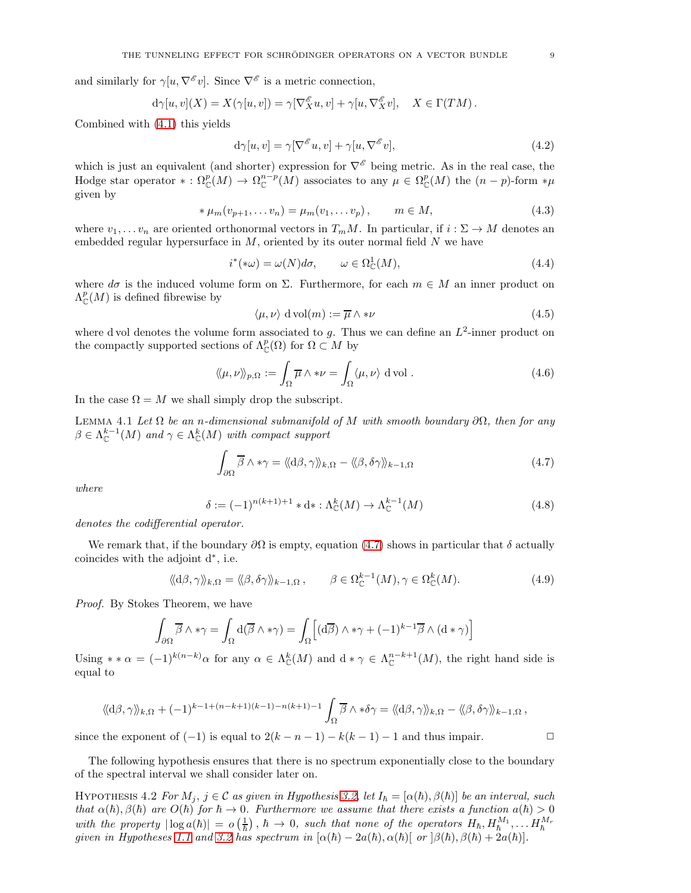and similarly for $\gamma[u, \nabla^{\mathscr{E}} v]$. Since $\nabla^{\mathscr{E}}$ is a metric connection,

$$
\mathrm{d}\gamma[u,v](X) = X(\gamma[u,v]) = \gamma[\nabla^{\mathscr{E}}_X u, v] + \gamma[u, \nabla^{\mathscr{E}}_X v], \quad X \in \Gamma(TM).
$$

Combined with (4.1) this yields

$$
\mathrm{d}\gamma[u,v] = \gamma[\nabla^{\mathscr{E}} u, v] + \gamma[u, \nabla^{\mathscr{E}} v], \tag{4.2}
$$

which is just an equivalent (and shorter) expression for $\nabla^{\mathscr{E}}$ being metric. As in the real case, the Hodge star operator $* : \Omega^p_{\mathbb{C}}(M) \to \Omega^{n-p}_{\mathbb{C}}(M)$ associates to any $\mu \in \Omega^p_{\mathbb{C}}(M)$ the $(n-p)$-form $*\mu$ given by

$$
* \mu_m(v_{p+1}, \dots v_n) = \mu_m(v_1, \dots v_p), \qquad m \in M, \tag{4.3}
$$

where $v_1, \dots v_n$ are oriented orthonormal vectors in $T_m M$. In particular, if $i : \Sigma \to M$ denotes an embedded regular hypersurface in $M$, oriented by its outer normal field $N$ we have

$$
i^*(*\omega) = \omega(N) d\sigma, \qquad \omega \in \Omega^1_{\mathbb{C}}(M), \tag{4.4}
$$

where $d\sigma$ is the induced volume form on $\Sigma$. Furthermore, for each $m \in M$ an inner product on $\Lambda^p_{\mathbb{C}}(M)$ is defined fibrewise by

$$
\langle \mu, \nu \rangle \, \mathrm{d}\,\mathrm{vol}(m) := \overline{\mu} \wedge * \nu \tag{4.5}
$$

where $\mathrm{d}\,\mathrm{vol}$ denotes the volume form associated to $g$. Thus we can define an $L^2$-inner product on the compactly supported sections of $\Lambda^p_{\mathbb{C}}(\Omega)$ for $\Omega \subset M$ by

$$
\langle\!\langle \mu, \nu \rangle\!\rangle_{p,\Omega} := \int_\Omega \overline{\mu} \wedge * \nu = \int_\Omega \langle \mu, \nu \rangle \, \mathrm{d}\,\mathrm{vol}\,. \tag{4.6}
$$

In the case $\Omega = M$ we shall simply drop the subscript.

LEMMA 4.1 *Let $\Omega$ be an $n$-dimensional submanifold of $M$ with smooth boundary $\partial\Omega$, then for any $\beta \in \Lambda^{k-1}_{\mathbb{C}}(M)$ and $\gamma \in \Lambda^k_{\mathbb{C}}(M)$ with compact support*

$$
\int_{\partial\Omega} \overline{\beta} \wedge * \gamma = \langle\!\langle \mathrm{d}\beta, \gamma \rangle\!\rangle_{k,\Omega} - \langle\!\langle \beta, \delta\gamma \rangle\!\rangle_{k-1,\Omega} \tag{4.7}
$$

*where*

$$
\delta := (-1)^{n(k+1)+1} * \mathrm{d} * : \Lambda^k_{\mathbb{C}}(M) \to \Lambda^{k-1}_{\mathbb{C}}(M) \tag{4.8}
$$

*denotes the codifferential operator.*

We remark that, if the boundary $\partial\Omega$ is empty, equation (4.7) shows in particular that $\delta$ actually coincides with the adjoint $\mathrm{d}^*$, i.e.

$$
\langle\!\langle \mathrm{d}\beta, \gamma \rangle\!\rangle_{k,\Omega} = \langle\!\langle \beta, \delta\gamma \rangle\!\rangle_{k-1,\Omega}\,, \qquad \beta \in \Omega^{k-1}_{\mathbb{C}}(M), \gamma \in \Omega^k_{\mathbb{C}}(M). \tag{4.9}
$$

*Proof.* By Stokes Theorem, we have

$$
\int_{\partial\Omega} \overline{\beta} \wedge * \gamma = \int_\Omega \mathrm{d}(\overline{\beta} \wedge * \gamma) = \int_\Omega \Big[ (\mathrm{d}\overline{\beta}) \wedge * \gamma + (-1)^{k-1} \overline{\beta} \wedge (\mathrm{d} * \gamma) \Big]
$$

Using $* * \alpha = (-1)^{k(n-k)} \alpha$ for any $\alpha \in \Lambda^k_{\mathbb{C}}(M)$ and $\mathrm{d} * \gamma \in \Lambda^{n-k+1}_{\mathbb{C}}(M)$, the right hand side is equal to

$$
\langle\!\langle \mathrm{d}\beta, \gamma \rangle\!\rangle_{k,\Omega} + (-1)^{k-1+(n-k+1)(k-1)-n(k+1)-1} \int_\Omega \overline{\beta} \wedge * \delta\gamma = \langle\!\langle \mathrm{d}\beta, \gamma \rangle\!\rangle_{k,\Omega} - \langle\!\langle \beta, \delta\gamma \rangle\!\rangle_{k-1,\Omega}\,,
$$

since the exponent of $(-1)$ is equal to $2(k-n-1) - k(k-1) - 1$ and thus impair. $\square$

The following hypothesis ensures that there is no spectrum exponentially close to the boundary of the spectral interval we shall consider later on.

HYPOTHESIS 4.2 *For $M_j$, $j \in \mathcal{C}$ as given in Hypothesis 3.2, let $I_\hbar = [\alpha(\hbar), \beta(\hbar)]$ be an interval, such that $\alpha(\hbar), \beta(\hbar)$ are $O(\hbar)$ for $\hbar \to 0$. Furthermore we assume that there exists a function $a(\hbar) > 0$ with the property $|\log a(\hbar)| = o\left(\frac{1}{\hbar}\right)$, $\hbar \to 0$, such that none of the operators $H_\hbar, H^{M_1}_\hbar, \dots H^{M_r}_\hbar$ given in Hypotheses 1.1 and 3.2 has spectrum in $[\alpha(\hbar) - 2a(\hbar), \alpha(\hbar)[$ or $]\beta(\hbar), \beta(\hbar) + 2a(\hbar)]$.*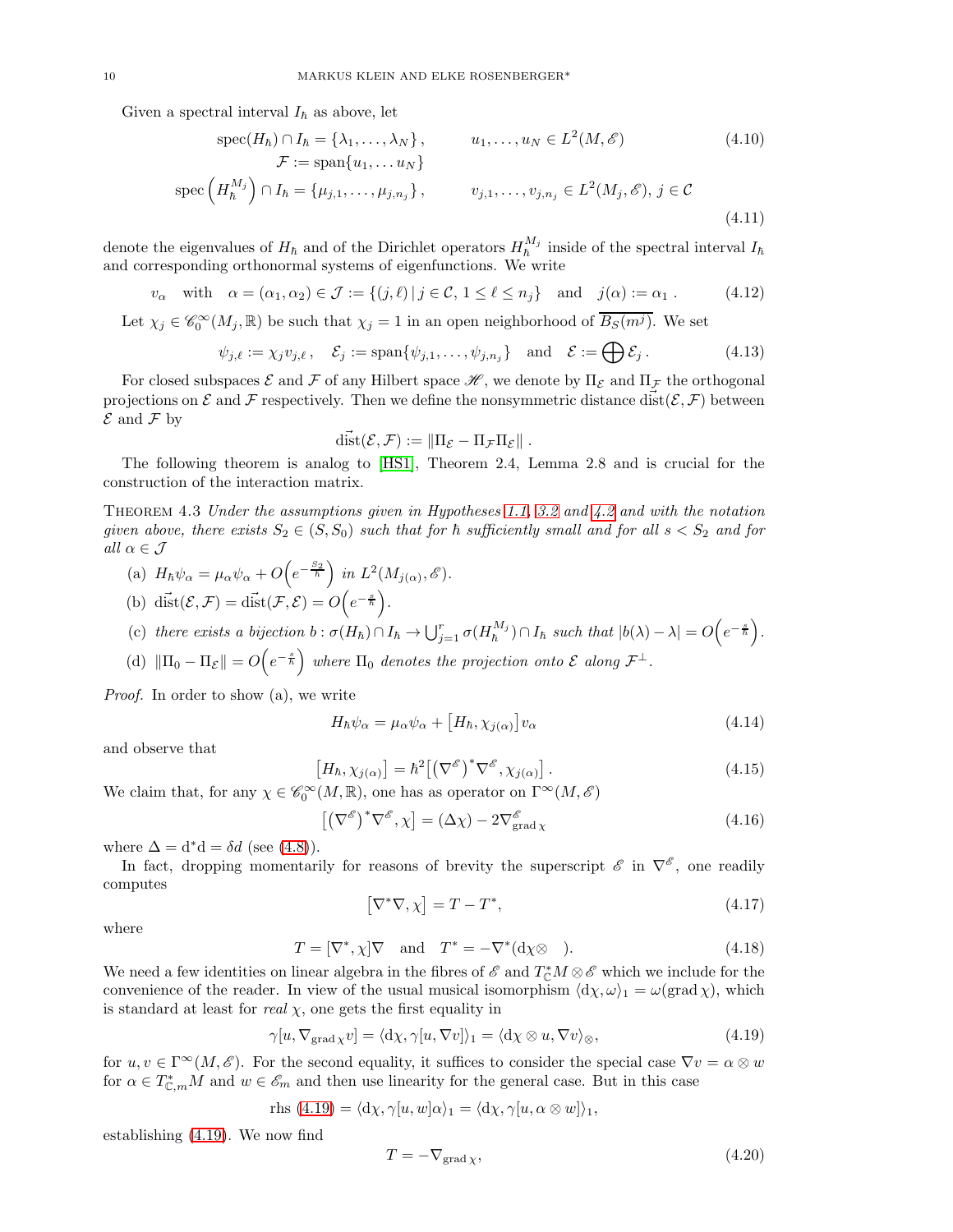Given a spectral interval $I_\hbar$ as above, let

$$
\begin{aligned}
\operatorname{spec}(H_\hbar) \cap I_\hbar &= \{\lambda_1, \ldots, \lambda_N\}, \qquad & u_1, \ldots, u_N \in L^2(M, \mathscr{E}) \\
\mathcal{F} &:= \operatorname{span}\{u_1, \ldots u_N\} & 
\end{aligned}
\tag{4.10}
$$

$$
\operatorname{spec}\left(H_\hbar^{M_j}\right) \cap I_\hbar = \{\mu_{j,1}, \ldots, \mu_{j,n_j}\}, \qquad v_{j,1}, \ldots, v_{j,n_j} \in L^2(M_j, \mathscr{E}),\ j \in \mathcal{C}
\tag{4.11}
$$

denote the eigenvalues of $H_\hbar$ and of the Dirichlet operators $H_\hbar^{M_j}$ inside of the spectral interval $I_\hbar$ and corresponding orthonormal systems of eigenfunctions. We write

$$
v_\alpha \quad \text{with} \quad \alpha = (\alpha_1, \alpha_2) \in \mathcal{J} := \{(j, \ell) \,|\, j \in \mathcal{C},\, 1 \leq \ell \leq n_j\} \quad \text{and} \quad j(\alpha) := \alpha_1\,. \tag{4.12}
$$

Let $\chi_j \in \mathscr{C}_0^\infty(M_j, \mathbb{R})$ be such that $\chi_j = 1$ in an open neighborhood of $\overline{B_S(m^j)}$. We set

$$
\psi_{j,\ell} := \chi_j v_{j,\ell}\,, \quad \mathcal{E}_j := \operatorname{span}\{\psi_{j,1}, \ldots, \psi_{j,n_j}\} \quad \text{and} \quad \mathcal{E} := \bigoplus \mathcal{E}_j\,. \tag{4.13}
$$

For closed subspaces $\mathcal{E}$ and $\mathcal{F}$ of any Hilbert space $\mathscr{H}$, we denote by $\Pi_\mathcal{E}$ and $\Pi_\mathcal{F}$ the orthogonal projections on $\mathcal{E}$ and $\mathcal{F}$ respectively. Then we define the nonsymmetric distance $\vec{\operatorname{dist}}(\mathcal{E}, \mathcal{F})$ between $\mathcal{E}$ and $\mathcal{F}$ by

$$
\vec{\operatorname{dist}}(\mathcal{E}, \mathcal{F}) := \|\Pi_\mathcal{E} - \Pi_\mathcal{F}\Pi_\mathcal{E}\|\,.
$$

The following theorem is analog to [HS1], Theorem 2.4, Lemma 2.8 and is crucial for the construction of the interaction matrix.

Theorem 4.3 *Under the assumptions given in Hypotheses 1.1, 3.2 and 4.2 and with the notation given above, there exists $S_2 \in (S, S_0)$ such that for $\hbar$ sufficiently small and for all $s < S_2$ and for all $\alpha \in \mathcal{J}$*

(a) $H_\hbar \psi_\alpha = \mu_\alpha \psi_\alpha + O\Big(e^{-\frac{S_2}{\hbar}}\Big)$ *in* $L^2(M_{j(\alpha)}, \mathscr{E})$.

(b) $\vec{\operatorname{dist}}(\mathcal{E}, \mathcal{F}) = \vec{\operatorname{dist}}(\mathcal{F}, \mathcal{E}) = O\Big(e^{-\frac{s}{\hbar}}\Big)$.

(c) *there exists a bijection* $b : \sigma(H_\hbar) \cap I_\hbar \to \bigcup_{j=1}^r \sigma(H_\hbar^{M_j}) \cap I_\hbar$ *such that* $|b(\lambda) - \lambda| = O\Big(e^{-\frac{s}{\hbar}}\Big)$.

(d) $\|\Pi_0 - \Pi_\mathcal{E}\| = O\Big(e^{-\frac{s}{\hbar}}\Big)$ *where $\Pi_0$ denotes the projection onto $\mathcal{E}$ along $\mathcal{F}^\perp$.*

*Proof.* In order to show (a), we write

$$
H_\hbar \psi_\alpha = \mu_\alpha \psi_\alpha + \big[H_\hbar, \chi_{j(\alpha)}\big] v_\alpha \tag{4.14}
$$

and observe that

$$
\big[H_\hbar, \chi_{j(\alpha)}\big] = \hbar^2 \big[\big(\nabla^\mathscr{E}\big)^* \nabla^\mathscr{E}, \chi_{j(\alpha)}\big]\,. \tag{4.15}
$$

We claim that, for any $\chi \in \mathscr{C}_0^\infty(M, \mathbb{R})$, one has as operator on $\Gamma^\infty(M, \mathscr{E})$

$$
\big[\big(\nabla^\mathscr{E}\big)^* \nabla^\mathscr{E}, \chi\big] = (\Delta \chi) - 2 \nabla^\mathscr{E}_{\operatorname{grad} \chi} \tag{4.16}
$$

where $\Delta = \mathrm{d}^*\mathrm{d} = \delta d$ (see (4.8)).

In fact, dropping momentarily for reasons of brevity the superscript $\mathscr{E}$ in $\nabla^\mathscr{E}$, one readily computes

$$
\big[\nabla^* \nabla, \chi\big] = T - T^*, \tag{4.17}
$$

where

$$
T = [\nabla^*, \chi] \nabla \quad \text{and} \quad T^* = -\nabla^*(\mathrm{d}\chi \otimes \quad). \tag{4.18}
$$

We need a few identities on linear algebra in the fibres of $\mathscr{E}$ and $T^*_\mathbb{C} M \otimes \mathscr{E}$ which we include for the convenience of the reader. In view of the usual musical isomorphism $\langle \mathrm{d}\chi, \omega \rangle_1 = \omega(\operatorname{grad} \chi)$, which is standard at least for *real* $\chi$, one gets the first equality in

$$
\gamma[u, \nabla_{\operatorname{grad} \chi} v] = \langle \mathrm{d}\chi, \gamma[u, \nabla v] \rangle_1 = \langle \mathrm{d}\chi \otimes u, \nabla v \rangle_\otimes, \tag{4.19}
$$

for $u, v \in \Gamma^\infty(M, \mathscr{E})$. For the second equality, it suffices to consider the special case $\nabla v = \alpha \otimes w$ for $\alpha \in T^*_{\mathbb{C},m} M$ and $w \in \mathscr{E}_m$ and then use linearity for the general case. But in this case

$$
\text{rhs (4.19)} = \langle \mathrm{d}\chi, \gamma[u, w]\alpha \rangle_1 = \langle \mathrm{d}\chi, \gamma[u, \alpha \otimes w] \rangle_1,
$$

establishing (4.19). We now find

$$
T = -\nabla_{\operatorname{grad} \chi}, \tag{4.20}
$$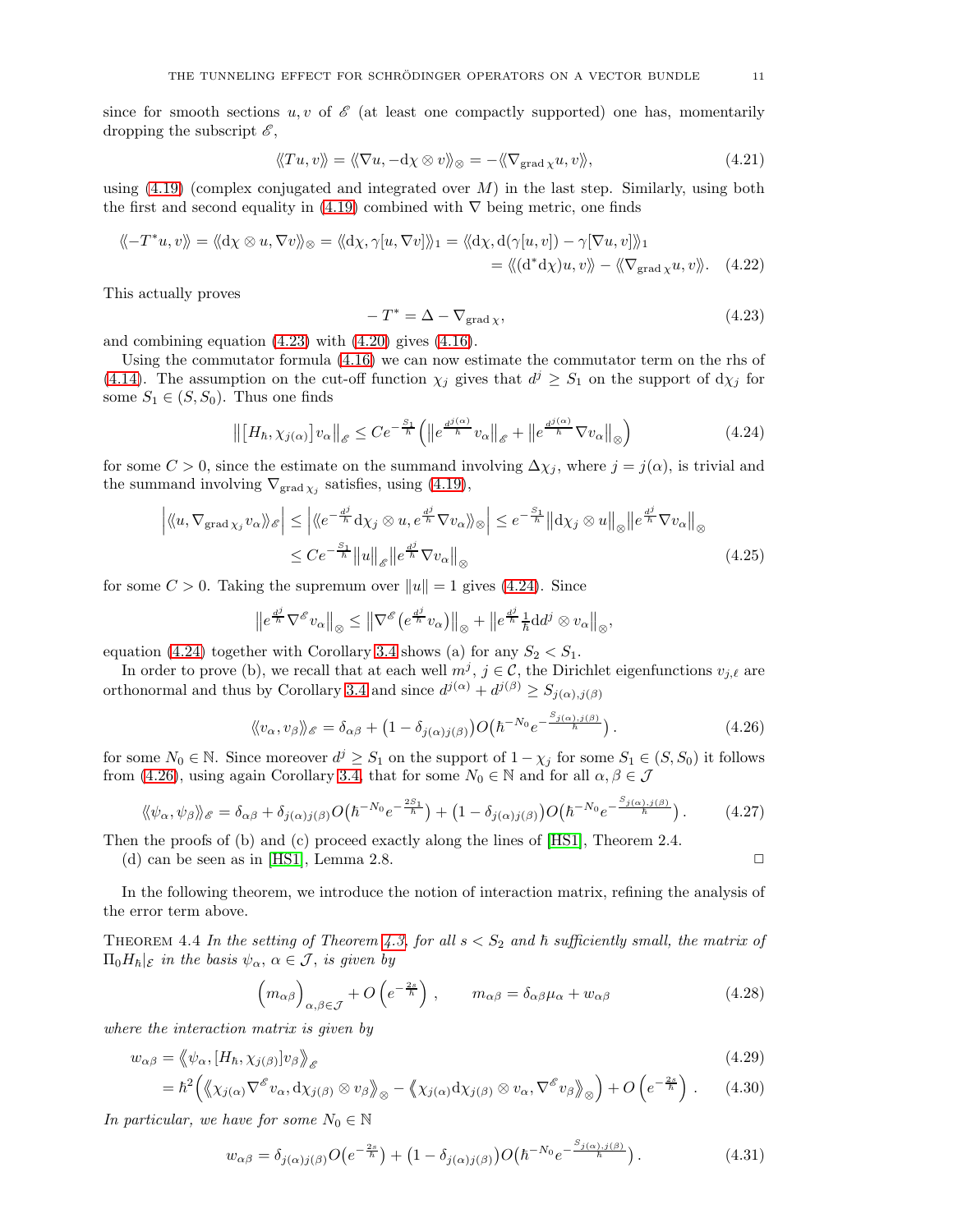since for smooth sections $u, v$ of $\mathscr{E}$ (at least one compactly supported) one has, momentarily dropping the subscript $\mathscr{E}$,

$$\langle\!\langle Tu, v\rangle\!\rangle = \langle\!\langle \nabla u, -\mathrm{d}\chi \otimes v\rangle\!\rangle_{\otimes} = -\langle\!\langle \nabla_{\operatorname{grad}\chi} u, v\rangle\!\rangle, \tag{4.21}$$

using (4.19) (complex conjugated and integrated over $M$) in the last step. Similarly, using both the first and second equality in (4.19) combined with $\nabla$ being metric, one finds

$$\begin{aligned}\langle\!\langle -T^* u, v\rangle\!\rangle = \langle\!\langle \mathrm{d}\chi \otimes u, \nabla v\rangle\!\rangle_{\otimes} = \langle\!\langle \mathrm{d}\chi, \gamma[u, \nabla v]\rangle\!\rangle_1 &= \langle\!\langle \mathrm{d}\chi, \mathrm{d}(\gamma[u,v]) - \gamma[\nabla u, v]\rangle\!\rangle_1 \\ &= \langle\!\langle (\mathrm{d}^*\mathrm{d}\chi)u, v\rangle\!\rangle - \langle\!\langle \nabla_{\operatorname{grad}\chi} u, v\rangle\!\rangle. \end{aligned}\tag{4.22}$$

This actually proves

$$-T^* = \Delta - \nabla_{\operatorname{grad}\chi}, \tag{4.23}$$

and combining equation (4.23) with (4.20) gives (4.16).

Using the commutator formula (4.16) we can now estimate the commutator term on the rhs of (4.14). The assumption on the cut-off function $\chi_j$ gives that $d^j \geq S_1$ on the support of $\mathrm{d}\chi_j$ for some $S_1 \in (S, S_0)$. Thus one finds

$$\big\|\big[H_\hbar, \chi_{j(\alpha)}\big] v_\alpha\big\|_{\mathscr{E}} \leq C e^{-\frac{S_1}{\hbar}} \Big( \big\| e^{\frac{d^{j(\alpha)}}{\hbar}} v_\alpha \big\|_{\mathscr{E}} + \big\| e^{\frac{d^{j(\alpha)}}{\hbar}} \nabla v_\alpha \big\|_{\otimes} \Big) \tag{4.24}$$

for some $C > 0$, since the estimate on the summand involving $\Delta\chi_j$, where $j = j(\alpha)$, is trivial and the summand involving $\nabla_{\operatorname{grad}\chi_j}$ satisfies, using (4.19),

$$\begin{aligned}\Big|\langle\!\langle u, \nabla_{\operatorname{grad}\chi_j} v_\alpha\rangle\!\rangle_{\mathscr{E}}\Big| \leq \Big|\langle\!\langle e^{-\frac{d^j}{\hbar}} \mathrm{d}\chi_j \otimes u, e^{\frac{d^j}{\hbar}} \nabla v_\alpha\rangle\!\rangle_{\otimes}\Big| &\leq e^{-\frac{S_1}{\hbar}} \big\|\mathrm{d}\chi_j \otimes u\big\|_{\otimes} \big\| e^{\frac{d^j}{\hbar}} \nabla v_\alpha\big\|_{\otimes} \\ &\leq C e^{-\frac{S_1}{\hbar}} \|u\|_{\mathscr{E}} \big\| e^{\frac{d^j}{\hbar}} \nabla v_\alpha\big\|_{\otimes}\end{aligned}\tag{4.25}$$

for some $C > 0$. Taking the supremum over $\|u\| = 1$ gives (4.24). Since

$$\big\| e^{\frac{d^j}{\hbar}} \nabla^{\mathscr{E}} v_\alpha \big\|_{\otimes} \leq \big\| \nabla^{\mathscr{E}} \big( e^{\frac{d^j}{\hbar}} v_\alpha\big)\big\|_{\otimes} + \big\| e^{\frac{d^j}{\hbar}} \tfrac{1}{\hbar} \mathrm{d}d^j \otimes v_\alpha\big\|_{\otimes},$$

equation (4.24) together with Corollary 3.4 shows (a) for any $S_2 < S_1$.

In order to prove (b), we recall that at each well $m^j$, $j \in \mathcal{C}$, the Dirichlet eigenfunctions $v_{j,\ell}$ are orthonormal and thus by Corollary 3.4 and since $d^{j(\alpha)} + d^{j(\beta)} \geq S_{j(\alpha), j(\beta)}$

$$\langle\!\langle v_\alpha, v_\beta\rangle\!\rangle_{\mathscr{E}} = \delta_{\alpha\beta} + \big(1 - \delta_{j(\alpha) j(\beta)}\big) O\big(\hbar^{-N_0} e^{-\frac{S_{j(\alpha), j(\beta)}}{\hbar}}\big)\,. \tag{4.26}$$

for some $N_0 \in \mathbb{N}$. Since moreover $d^j \geq S_1$ on the support of $1 - \chi_j$ for some $S_1 \in (S, S_0)$ it follows from (4.26), using again Corollary 3.4, that for some $N_0 \in \mathbb{N}$ and for all $\alpha, \beta \in \mathcal{J}$

$$\langle\!\langle \psi_\alpha, \psi_\beta\rangle\!\rangle_{\mathscr{E}} = \delta_{\alpha\beta} + \delta_{j(\alpha) j(\beta)} O\big(\hbar^{-N_0} e^{-\frac{2S_1}{\hbar}}\big) + \big(1 - \delta_{j(\alpha) j(\beta)}\big) O\big(\hbar^{-N_0} e^{-\frac{S_{j(\alpha), j(\beta)}}{\hbar}}\big)\,. \tag{4.27}$$

Then the proofs of (b) and (c) proceed exactly along the lines of [HS1], Theorem 2.4.

(d) can be seen as in [HS1], Lemma 2.8. □

In the following theorem, we introduce the notion of interaction matrix, refining the analysis of the error term above.

**Theorem 4.4** *In the setting of Theorem 4.3, for all $s < S_2$ and $\hbar$ sufficiently small, the matrix of $\Pi_0 H_\hbar|_E$ in the basis $\psi_\alpha$, $\alpha \in \mathcal{J}$, is given by*

$$\Big( m_{\alpha\beta} \Big)_{\alpha, \beta \in \mathcal{J}} + O\left(e^{-\frac{2s}{\hbar}}\right)\,, \qquad m_{\alpha\beta} = \delta_{\alpha\beta}\mu_\alpha + w_{\alpha\beta} \tag{4.28}$$

*where the interaction matrix is given by*

$$\begin{aligned} w_{\alpha\beta} &= \big\langle\!\!\big\langle \psi_\alpha, [H_\hbar, \chi_{j(\beta)}] v_\beta \big\rangle\!\!\big\rangle_{\mathscr{E}} &\quad (4.29)\\ &= \hbar^2 \Big( \big\langle\!\!\big\langle \chi_{j(\alpha)} \nabla^{\mathscr{E}} v_\alpha, \mathrm{d}\chi_{j(\beta)} \otimes v_\beta \big\rangle\!\!\big\rangle_{\otimes} - \big\langle\!\!\big\langle \chi_{j(\alpha)} \mathrm{d}\chi_{j(\beta)} \otimes v_\alpha, \nabla^{\mathscr{E}} v_\beta \big\rangle\!\!\big\rangle_{\otimes} \Big) + O\left(e^{-\frac{2s}{\hbar}}\right)\,. &\quad (4.30)\end{aligned}$$

*In particular, we have for some $N_0 \in \mathbb{N}$*

$$w_{\alpha\beta} = \delta_{j(\alpha) j(\beta)} O\big(e^{-\frac{2s}{\hbar}}\big) + \big(1 - \delta_{j(\alpha) j(\beta)}\big) O\big(\hbar^{-N_0} e^{-\frac{S_{j(\alpha), j(\beta)}}{\hbar}}\big)\,. \tag{4.31}$$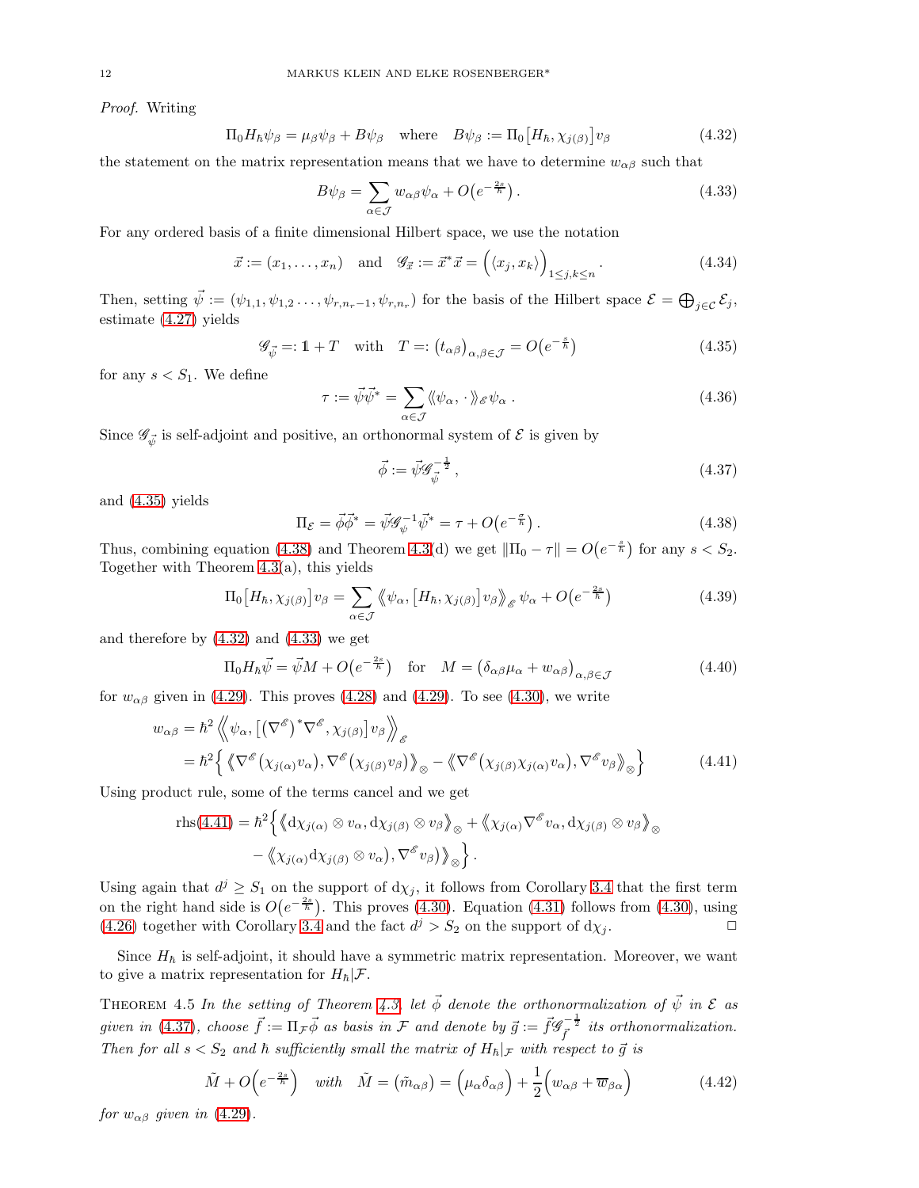*Proof.* Writing

$$\Pi_0 H_\hbar \psi_\beta = \mu_\beta \psi_\beta + B\psi_\beta \quad \text{where} \quad B\psi_\beta := \Pi_0 \big[H_\hbar, \chi_{j(\beta)}\big] v_\beta \tag{4.32}$$

the statement on the matrix representation means that we have to determine $w_{\alpha\beta}$ such that

$$B\psi_\beta = \sum_{\alpha\in\mathcal{J}} w_{\alpha\beta}\psi_\alpha + O\big(e^{-\frac{2s}{\hbar}}\big)\,. \tag{4.33}$$

For any ordered basis of a finite dimensional Hilbert space, we use the notation

$$\vec{x} := (x_1, \ldots, x_n) \quad \text{and} \quad \mathscr{G}_{\vec{x}} := \vec{x}^*\vec{x} = \Big(\langle x_j, x_k\rangle\Big)_{1\leq j,k\leq n}\,. \tag{4.34}$$

Then, setting $\vec{\psi} := (\psi_{1,1}, \psi_{1,2}\ldots, \psi_{r,n_r-1}, \psi_{r,n_r})$ for the basis of the Hilbert space $\mathcal{E} = \bigoplus_{j\in\mathcal{C}}\mathcal{E}_j$, estimate (4.27) yields

$$\mathscr{G}_{\vec{\psi}} =: \mathbb{1} + T \quad \text{with} \quad T =: \big(t_{\alpha\beta}\big)_{\alpha,\beta\in\mathcal{J}} = O\big(e^{-\frac{s}{\hbar}}\big) \tag{4.35}$$

for any $s < S_1$. We define

$$\tau := \vec{\psi}\vec{\psi}^* = \sum_{\alpha\in\mathcal{J}} \langle\!\langle \psi_\alpha, \cdot\,\rangle\!\rangle_{\mathscr{E}}\, \psi_\alpha\,. \tag{4.36}$$

Since $\mathscr{G}_{\vec{\psi}}$ is self-adjoint and positive, an orthonormal system of $\mathcal{E}$ is given by

$$\vec{\phi} := \vec{\psi}\mathscr{G}_{\vec{\psi}}^{-\frac{1}{2}}\,, \tag{4.37}$$

and (4.35) yields

$$\Pi_{\mathcal{E}} = \vec{\phi}\vec{\phi}^* = \vec{\psi}\mathscr{G}_{\psi}^{-1}\vec{\psi}^* = \tau + O\big(e^{-\frac{\sigma}{\hbar}}\big)\,. \tag{4.38}$$

Thus, combining equation (4.38) and Theorem 4.3(d) we get $\|\Pi_0 - \tau\| = O\big(e^{-\frac{s}{\hbar}}\big)$ for any $s < S_2$. Together with Theorem 4.3(a), this yields

$$\Pi_0\big[H_\hbar, \chi_{j(\beta)}\big] v_\beta = \sum_{\alpha\in\mathcal{J}} \Big\langle\!\!\Big\langle \psi_\alpha, \big[H_\hbar, \chi_{j(\beta)}\big] v_\beta\Big\rangle\!\!\Big\rangle_{\mathscr{E}} \psi_\alpha + O\big(e^{-\frac{2s}{\hbar}}\big) \tag{4.39}$$

and therefore by (4.32) and (4.33) we get

$$\Pi_0 H_\hbar \vec{\psi} = \vec{\psi} M + O\big(e^{-\frac{2s}{\hbar}}\big) \quad \text{for} \quad M = \big(\delta_{\alpha\beta}\mu_\alpha + w_{\alpha\beta}\big)_{\alpha,\beta\in\mathcal{J}} \tag{4.40}$$

for $w_{\alpha\beta}$ given in (4.29). This proves (4.28) and (4.29). To see (4.30), we write

$$\begin{aligned} w_{\alpha\beta} &= \hbar^2 \Big\langle\!\!\Big\langle \psi_\alpha, \big[(\nabla^{\mathscr{E}})^*\nabla^{\mathscr{E}}, \chi_{j(\beta)}\big] v_\beta \Big\rangle\!\!\Big\rangle_{\mathscr{E}} \\ &= \hbar^2 \Big\{ \Big\langle\!\!\Big\langle \nabla^{\mathscr{E}}\big(\chi_{j(\alpha)} v_\alpha\big), \nabla^{\mathscr{E}}\big(\chi_{j(\beta)} v_\beta\big)\Big\rangle\!\!\Big\rangle_{\otimes} - \Big\langle\!\!\Big\langle \nabla^{\mathscr{E}}\big(\chi_{j(\beta)}\chi_{j(\alpha)} v_\alpha\big), \nabla^{\mathscr{E}} v_\beta\Big\rangle\!\!\Big\rangle_{\otimes}\Big\} \end{aligned} \tag{4.41}$$

Using product rule, some of the terms cancel and we get

$$\begin{aligned} \text{rhs(4.41)} = \hbar^2 \Big\{ &\Big\langle\!\!\Big\langle d\chi_{j(\alpha)} \otimes v_\alpha, d\chi_{j(\beta)} \otimes v_\beta\Big\rangle\!\!\Big\rangle_{\otimes} + \Big\langle\!\!\Big\langle \chi_{j(\alpha)}\nabla^{\mathscr{E}} v_\alpha, d\chi_{j(\beta)} \otimes v_\beta\Big\rangle\!\!\Big\rangle_{\otimes} \\ &- \Big\langle\!\!\Big\langle \chi_{j(\alpha)} d\chi_{j(\beta)} \otimes v_\alpha\big), \nabla^{\mathscr{E}} v_\beta\big)\Big\rangle\!\!\Big\rangle_{\otimes}\Big\}\,. \end{aligned}$$

Using again that $d^j \geq S_1$ on the support of $d\chi_j$, it follows from Corollary 3.4 that the first term on the right hand side is $O\big(e^{-\frac{2s}{\hbar}}\big)$. This proves (4.30). Equation (4.31) follows from (4.30), using (4.26) together with Corollary 3.4 and the fact $d^j > S_2$ on the support of $d\chi_j$. $\square$

Since $H_\hbar$ is self-adjoint, it should have a symmetric matrix representation. Moreover, we want to give a matrix representation for $H_\hbar|\mathcal{F}$.

Theorem 4.5 *In the setting of Theorem 4.3, let $\vec{\phi}$ denote the orthonormalization of $\vec{\psi}$ in $\mathcal{E}$ as given in (4.37), choose $\vec{f} := \Pi_{\mathcal{F}}\vec{\phi}$ as basis in $\mathcal{F}$ and denote by $\vec{g} := \vec{f}\mathscr{G}_{\vec{f}}^{-\frac{1}{2}}$ its orthonormalization. Then for all $s < S_2$ and $\hbar$ sufficiently small the matrix of $H_\hbar|_{\mathcal{F}}$ with respect to $\vec{g}$ is*

$$\tilde{M} + O\Big(e^{-\frac{2s}{\hbar}}\Big) \quad \textit{with} \quad \tilde{M} = \big(\tilde{m}_{\alpha\beta}\big) = \Big(\mu_\alpha\delta_{\alpha\beta}\Big) + \frac{1}{2}\Big(w_{\alpha\beta} + \overline{w}_{\beta\alpha}\Big) \tag{4.42}$$

*for $w_{\alpha\beta}$ given in (4.29).*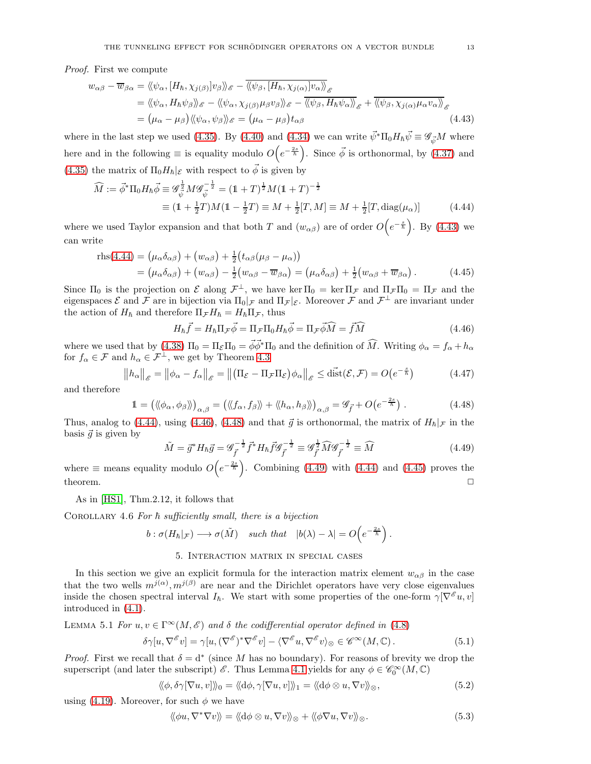*Proof.* First we compute

$$
\begin{aligned}
w_{\alpha\beta} - \overline{w}_{\beta\alpha} &= \langle\!\langle \psi_\alpha, [H_\hbar, \chi_{j(\beta)}] v_\beta \rangle\!\rangle_{\mathscr{E}} - \overline{\langle\!\langle \psi_\beta, [H_\hbar, \chi_{j(\alpha)}] v_\alpha \rangle\!\rangle}_{\mathscr{E}} \\
&= \langle\!\langle \psi_\alpha, H_\hbar \psi_\beta \rangle\!\rangle_{\mathscr{E}} - \langle\!\langle \psi_\alpha, \chi_{j(\beta)} \mu_\beta v_\beta \rangle\!\rangle_{\mathscr{E}} - \overline{\langle\!\langle \psi_\beta, H_\hbar \psi_\alpha \rangle\!\rangle}_{\mathscr{E}} + \overline{\langle\!\langle \psi_\beta, \chi_{j(\alpha)} \mu_\alpha v_\alpha \rangle\!\rangle}_{\mathscr{E}} \\
&= (\mu_\alpha - \mu_\beta) \langle\!\langle \psi_\alpha, \psi_\beta \rangle\!\rangle_{\mathscr{E}} = (\mu_\alpha - \mu_\beta) t_{\alpha\beta} \qquad (4.43)
\end{aligned}
$$

where in the last step we used (4.35). By (4.40) and (4.34) we can write $\vec{\psi}^* \Pi_0 H_\hbar \vec{\psi} \equiv \mathscr{G}_{\vec{\psi}} M$ where here and in the following $\equiv$ is equality modulo $O\Big(e^{-\frac{2s}{\hbar}}\Big)$. Since $\vec{\phi}$ is orthonormal, by (4.37) and (4.35) the matrix of $\Pi_0 H_\hbar|_{\mathcal{E}}$ with respect to $\vec{\phi}$ is given by

$$
\begin{aligned}
\widehat{M} := \vec{\phi}^* \Pi_0 H_\hbar \vec{\phi} &\equiv \mathscr{G}_{\vec{\psi}}^{\frac12} M \mathscr{G}_{\vec{\psi}}^{-\frac12} = (\mathbb{1} + T)^{\frac12} M (\mathbb{1} + T)^{-\frac12} \\
&\equiv (\mathbb{1} + \tfrac12 T) M (\mathbb{1} - \tfrac12 T) \equiv M + \tfrac12 [T, M] \equiv M + \tfrac12 [T, \operatorname{diag}(\mu_\alpha)] \qquad (4.44)
\end{aligned}
$$

where we used Taylor expansion and that both $T$ and $(w_{\alpha\beta})$ are of order $O\Big(e^{-\frac{s}{\hbar}}\Big)$. By (4.43) we can write

$$
\begin{aligned}
\text{rhs}(4.44) &= (\mu_\alpha \delta_{\alpha\beta}) + (w_{\alpha\beta}) + \tfrac12 \big(t_{\alpha\beta}(\mu_\beta - \mu_\alpha)\big) \\
&= (\mu_\alpha \delta_{\alpha\beta}) + (w_{\alpha\beta}) - \tfrac12 \big(w_{\alpha\beta} - \overline{w}_{\beta\alpha}\big) = (\mu_\alpha \delta_{\alpha\beta}) + \tfrac12 \big(w_{\alpha\beta} + \overline{w}_{\beta\alpha}\big)\,. \qquad (4.45)
\end{aligned}
$$

Since $\Pi_0$ is the projection on $\mathcal{E}$ along $\mathcal{F}^\perp$, we have $\ker \Pi_0 = \ker \Pi_{\mathcal{F}}$ and $\Pi_{\mathcal{F}} \Pi_0 = \Pi_{\mathcal{F}}$ and the eigenspaces $\mathcal{E}$ and $\mathcal{F}$ are in bijection via $\Pi_0|_{\mathcal{F}}$ and $\Pi_{\mathcal{F}}|_{\mathcal{E}}$. Moreover $\mathcal{F}$ and $\mathcal{F}^\perp$ are invariant under the action of $H_\hbar$ and therefore $\Pi_{\mathcal{F}} H_\hbar = H_\hbar \Pi_{\mathcal{F}}$, thus

$$
H_\hbar \vec{f} = H_\hbar \Pi_{\mathcal{F}} \vec{\phi} = \Pi_{\mathcal{F}} \Pi_0 H_\hbar \vec{\phi} = \Pi_{\mathcal{F}} \vec{\phi} \widehat{M} = \vec{f} \widehat{M} \qquad (4.46)
$$

where we used that by (4.38) $\Pi_0 = \Pi_{\mathcal{E}} \Pi_0 = \vec{\phi} \vec{\phi}^* \Pi_0$ and the definition of $\widehat{M}$. Writing $\phi_\alpha = f_\alpha + h_\alpha$ for $f_\alpha \in \mathcal{F}$ and $h_\alpha \in \mathcal{F}^\perp$, we get by Theorem 4.3

$$
\big\| h_\alpha \big\|_{\mathscr{E}} = \big\| \phi_\alpha - f_\alpha \big\|_{\mathscr{E}} = \big\| \big(\Pi_{\mathcal{E}} - \Pi_{\mathcal{F}} \Pi_{\mathcal{E}}\big) \phi_\alpha \big\|_{\mathscr{E}} \leq \vec{\operatorname{dist}}(\mathcal{E}, \mathcal{F}) = O\big(e^{-\frac{s}{\hbar}}\big) \qquad (4.47)
$$

and therefore

$$
\mathbb{1} = \big(\langle\!\langle \phi_\alpha, \phi_\beta \rangle\!\rangle\big)_{\alpha,\beta} = \big(\langle\!\langle f_\alpha, f_\beta \rangle\!\rangle + \langle\!\langle h_\alpha, h_\beta \rangle\!\rangle\big)_{\alpha,\beta} = \mathscr{G}_{\vec{f}} + O\big(e^{-\frac{2s}{\hbar}}\big)\,. \qquad (4.48)
$$

Thus, analog to (4.44), using (4.46), (4.48) and that $\vec{g}$ is orthonormal, the matrix of $H_\hbar|_{\mathcal{F}}$ in the basis $\vec{g}$ is given by

$$
\tilde{M} = \vec{g}^* H_\hbar \vec{g} = \mathscr{G}_{\vec{f}}^{-\frac12} \vec{f}^* H_\hbar \vec{f} \mathscr{G}_{\vec{f}}^{-\frac12} \equiv \mathscr{G}_{\vec{f}}^{\frac12} \widehat{M} \mathscr{G}_{\vec{f}}^{-\frac12} \equiv \widehat{M} \qquad (4.49)
$$

where $\equiv$ means equality modulo $O\Big(e^{-\frac{2s}{\hbar}}\Big)$. Combining (4.49) with (4.44) and (4.45) proves the theorem. □

As in [HS1], Thm.2.12, it follows that

Corollary 4.6 *For $\hbar$ sufficiently small, there is a bijection*

$$
b : \sigma(H_\hbar|_{\mathcal{F}}) \longrightarrow \sigma(\tilde{M}) \quad \textit{such that} \quad |b(\lambda) - \lambda| = O\Big(e^{-\frac{2s}{\hbar}}\Big)\,.
$$

## 5. Interaction matrix in special cases

In this section we give an explicit formula for the interaction matrix element $w_{\alpha\beta}$ in the case that the two wells $m^{j(\alpha)}, m^{j(\beta)}$ are near and the Dirichlet operators have very close eigenvalues inside the chosen spectral interval $I_\hbar$. We start with some properties of the one-form $\gamma[\nabla^{\mathscr{E}} u, v]$ introduced in (4.1).

Lemma 5.1 *For $u, v \in \Gamma^\infty(M, \mathscr{E})$ and $\delta$ the codifferential operator defined in (4.8)*

$$
\delta \gamma[u, \nabla^{\mathscr{E}} v] = \gamma[u, (\nabla^{\mathscr{E}})^* \nabla^{\mathscr{E}} v] - \langle \nabla^{\mathscr{E}} u, \nabla^{\mathscr{E}} v \rangle_\otimes \in \mathscr{C}^\infty(M, \mathbb{C})\,. \qquad (5.1)
$$

*Proof.* First we recall that $\delta = \mathrm{d}^*$ (since $M$ has no boundary). For reasons of brevity we drop the superscript (and later the subscript) $\mathscr{E}$. Thus Lemma 4.1 yields for any $\phi \in \mathscr{C}_0^\infty(M, \mathbb{C})$

$$
\langle\!\langle \phi, \delta \gamma[\nabla u, v] \rangle\!\rangle_0 = \langle\!\langle \mathrm{d}\phi, \gamma[\nabla u, v] \rangle\!\rangle_1 = \langle\!\langle \mathrm{d}\phi \otimes u, \nabla v \rangle\!\rangle_\otimes, \qquad (5.2)
$$

using (4.19). Moreover, for such $\phi$ we have

$$
\langle\!\langle \phi u, \nabla^* \nabla v \rangle\!\rangle = \langle\!\langle \mathrm{d}\phi \otimes u, \nabla v \rangle\!\rangle_\otimes + \langle\!\langle \phi \nabla u, \nabla v \rangle\!\rangle_\otimes. \qquad (5.3)
$$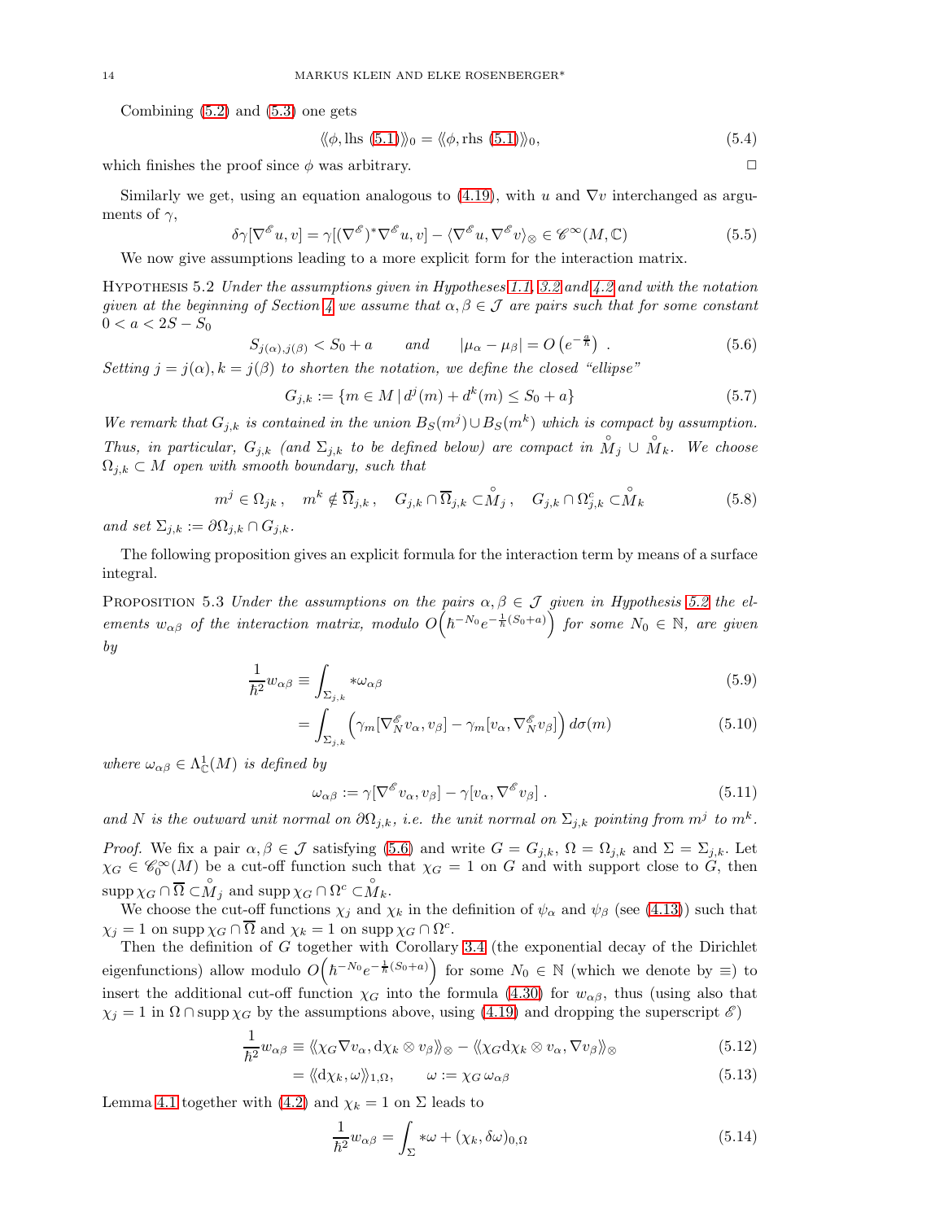Combining (5.2) and (5.3) one gets

$$\langle\!\langle \phi, \text{lhs (5.1)} \rangle\!\rangle_0 = \langle\!\langle \phi, \text{rhs (5.1)} \rangle\!\rangle_0, \tag{5.4}$$

which finishes the proof since $\phi$ was arbitrary. □

Similarly we get, using an equation analogous to (4.19), with $u$ and $\nabla v$ interchanged as arguments of $\gamma$,

$$\delta\gamma[\nabla^{\mathscr{E}} u, v] = \gamma[(\nabla^{\mathscr{E}})^* \nabla^{\mathscr{E}} u, v] - \langle \nabla^{\mathscr{E}} u, \nabla^{\mathscr{E}} v\rangle_{\otimes} \in \mathscr{C}^\infty(M, \mathbb{C}) \tag{5.5}$$

We now give assumptions leading to a more explicit form for the interaction matrix.

Hypothesis 5.2 *Under the assumptions given in Hypotheses 1.1, 3.2 and 4.2 and with the notation given at the beginning of Section 4 we assume that $\alpha, \beta \in \mathcal{J}$ are pairs such that for some constant $0 < a < 2S - S_0$*

$$S_{j(\alpha), j(\beta)} < S_0 + a \qquad \text{and} \qquad |\mu_\alpha - \mu_\beta| = O\left(e^{-\frac{a}{\hbar}}\right)\,. \tag{5.6}$$

*Setting $j = j(\alpha), k = j(\beta)$ to shorten the notation, we define the closed "ellipse"*

$$G_{j,k} := \{ m \in M \,|\, d^j(m) + d^k(m) \leq S_0 + a\} \tag{5.7}$$

*We remark that $G_{j,k}$ is contained in the union $B_S(m^j) \cup B_S(m^k)$ which is compact by assumption. Thus, in particular, $G_{j,k}$ (and $\Sigma_{j,k}$ to be defined below) are compact in $\mathring{M}_j \cup \mathring{M}_k$. We choose $\Omega_{j,k} \subset M$ open with smooth boundary, such that*

$$m^j \in \Omega_{jk}\,, \quad m^k \notin \overline{\Omega}_{j,k}\,, \quad G_{j,k} \cap \overline{\Omega}_{j,k} \subset \mathring{M}_j\,, \quad G_{j,k} \cap \Omega^c_{j,k} \subset \mathring{M}_k \tag{5.8}$$

*and set $\Sigma_{j,k} := \partial\Omega_{j,k} \cap G_{j,k}$.*

The following proposition gives an explicit formula for the interaction term by means of a surface integral.

Proposition 5.3 *Under the assumptions on the pairs $\alpha, \beta \in \mathcal{J}$ given in Hypothesis 5.2 the elements $w_{\alpha\beta}$ of the interaction matrix, modulo $O\Big(\hbar^{-N_0} e^{-\frac{1}{\hbar}(S_0+a)}\Big)$ for some $N_0 \in \mathbb{N}$, are given by*

$$\frac{1}{\hbar^2} w_{\alpha\beta} \equiv \int_{\Sigma_{j,k}} * \omega_{\alpha\beta} \tag{5.9}$$

$$= \int_{\Sigma_{j,k}} \Big( \gamma_m[\nabla^{\mathscr{E}}_N v_\alpha, v_\beta] - \gamma_m[v_\alpha, \nabla^{\mathscr{E}}_N v_\beta]\Big)\, d\sigma(m) \tag{5.10}$$

*where $\omega_{\alpha\beta} \in \Lambda^1_{\mathbb{C}}(M)$ is defined by*

$$\omega_{\alpha\beta} := \gamma[\nabla^{\mathscr{E}} v_\alpha, v_\beta] - \gamma[v_\alpha, \nabla^{\mathscr{E}} v_\beta]\,. \tag{5.11}$$

*and $N$ is the outward unit normal on $\partial\Omega_{j,k}$, i.e. the unit normal on $\Sigma_{j,k}$ pointing from $m^j$ to $m^k$.*

*Proof.* We fix a pair $\alpha, \beta \in \mathcal{J}$ satisfying (5.6) and write $G = G_{j,k}$, $\Omega = \Omega_{j,k}$ and $\Sigma = \Sigma_{j,k}$. Let $\chi_G \in \mathscr{C}_0^\infty(M)$ be a cut-off function such that $\chi_G = 1$ on $G$ and with support close to $G$, then $\operatorname{supp}\chi_G \cap \overline{\Omega} \subset \mathring{M}_j$ and $\operatorname{supp}\chi_G \cap \Omega^c \subset \mathring{M}_k$.

We choose the cut-off functions $\chi_j$ and $\chi_k$ in the definition of $\psi_\alpha$ and $\psi_\beta$ (see (4.13)) such that $\chi_j = 1$ on $\operatorname{supp}\chi_G \cap \overline{\Omega}$ and $\chi_k = 1$ on $\operatorname{supp}\chi_G \cap \Omega^c$.

Then the definition of $G$ together with Corollary 3.4 (the exponential decay of the Dirichlet eigenfunctions) allow modulo $O\Big(\hbar^{-N_0} e^{-\frac{1}{\hbar}(S_0+a)}\Big)$ for some $N_0 \in \mathbb{N}$ (which we denote by $\equiv$) to insert the additional cut-off function $\chi_G$ into the formula (4.30) for $w_{\alpha\beta}$, thus (using also that $\chi_j = 1$ in $\Omega \cap \operatorname{supp}\chi_G$ by the assumptions above, using (4.19) and dropping the superscript $\mathscr{E}$)

$$\frac{1}{\hbar^2} w_{\alpha\beta} \equiv \langle\!\langle \chi_G \nabla v_\alpha, d\chi_k \otimes v_\beta \rangle\!\rangle_{\otimes} - \langle\!\langle \chi_G d\chi_k \otimes v_\alpha, \nabla v_\beta \rangle\!\rangle_{\otimes} \tag{5.12}$$

$$= \langle\!\langle d\chi_k, \omega \rangle\!\rangle_{1,\Omega}, \qquad \omega := \chi_G\, \omega_{\alpha\beta} \tag{5.13}$$

Lemma 4.1 together with (4.2) and $\chi_k = 1$ on $\Sigma$ leads to

$$\frac{1}{\hbar^2} w_{\alpha\beta} = \int_\Sigma * \omega + (\chi_k, \delta\omega)_{0,\Omega} \tag{5.14}$$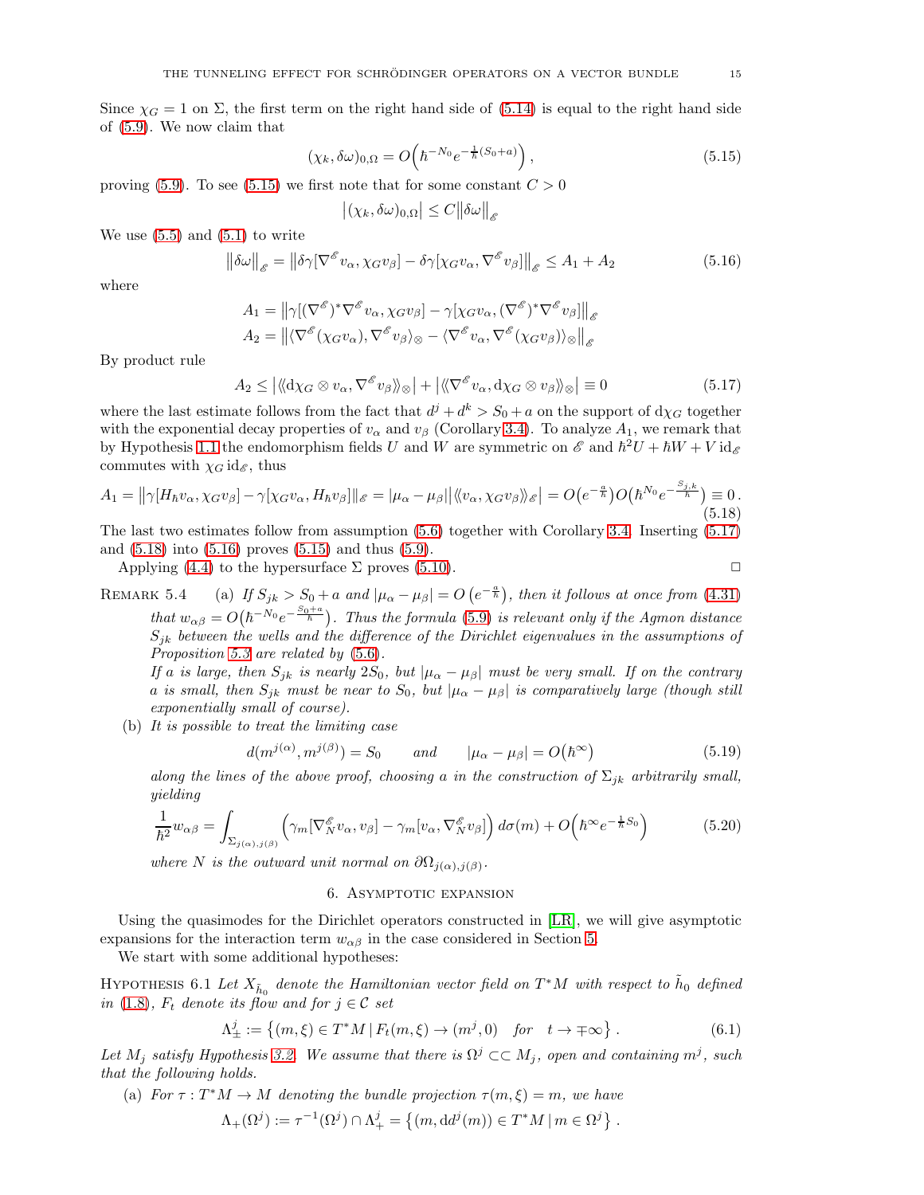Since $\chi_G = 1$ on $\Sigma$, the first term on the right hand side of (5.14) is equal to the right hand side of (5.9). We now claim that

$$(\chi_k, \delta\omega)_{0,\Omega} = O\Big(\hbar^{-N_0} e^{-\frac{1}{\hbar}(S_0+a)}\Big)\,, \tag{5.15}$$

proving (5.9). To see (5.15) we first note that for some constant $C > 0$

$$\big|(\chi_k, \delta\omega)_{0,\Omega}\big| \le C\big\|\delta\omega\big\|_{\mathscr{E}}$$

We use (5.5) and (5.1) to write

$$\big\|\delta\omega\big\|_{\mathscr{E}} = \big\|\delta\gamma[\nabla^{\mathscr{E}} v_\alpha, \chi_G v_\beta] - \delta\gamma[\chi_G v_\alpha, \nabla^{\mathscr{E}} v_\beta]\big\|_{\mathscr{E}} \le A_1 + A_2 \tag{5.16}$$

where

$$A_1 = \big\|\gamma[(\nabla^{\mathscr{E}})^* \nabla^{\mathscr{E}} v_\alpha, \chi_G v_\beta] - \gamma[\chi_G v_\alpha, (\nabla^{\mathscr{E}})^*\nabla^{\mathscr{E}} v_\beta]\big\|_{\mathscr{E}}$$
$$A_2 = \big\|\langle \nabla^{\mathscr{E}}(\chi_G v_\alpha), \nabla^{\mathscr{E}} v_\beta\rangle_\otimes - \langle \nabla^{\mathscr{E}} v_\alpha, \nabla^{\mathscr{E}}(\chi_G v_\beta)\rangle_\otimes\big\|_{\mathscr{E}}$$

By product rule

$$A_2 \le \big|\langle\!\langle \mathrm{d}\chi_G \otimes v_\alpha, \nabla^{\mathscr{E}} v_\beta\rangle\!\rangle_\otimes\big| + \big|\langle\!\langle \nabla^{\mathscr{E}} v_\alpha, \mathrm{d}\chi_G \otimes v_\beta\rangle\!\rangle_\otimes\big| \equiv 0 \tag{5.17}$$

where the last estimate follows from the fact that $d^j + d^k > S_0 + a$ on the support of $\mathrm{d}\chi_G$ together with the exponential decay properties of $v_\alpha$ and $v_\beta$ (Corollary 3.4). To analyze $A_1$, we remark that by Hypothesis 1.1 the endomorphism fields $U$ and $W$ are symmetric on $\mathscr{E}$ and $\hbar^2 U + \hbar W + V\,\mathrm{id}_{\mathscr{E}}$ commutes with $\chi_G\,\mathrm{id}_{\mathscr{E}}$, thus

$$A_1 = \big\|\gamma[H_\hbar v_\alpha, \chi_G v_\beta] - \gamma[\chi_G v_\alpha, H_\hbar v_\beta]\big\|_{\mathscr{E}} = |\mu_\alpha - \mu_\beta|\big|\langle\!\langle v_\alpha, \chi_G v_\beta\rangle\!\rangle_{\mathscr{E}}\big| = O\big(e^{-\frac{a}{\hbar}}\big) O\big(\hbar^{N_0} e^{-\frac{S_{j,k}}{\hbar}}\big) \equiv 0\,. \tag{5.18}$$

The last two estimates follow from assumption (5.6) together with Corollary 3.4. Inserting (5.17) and (5.18) into (5.16) proves (5.15) and thus (5.9).

Applying (4.4) to the hypersurface $\Sigma$ proves (5.10). $\Box$

Remark 5.4 (a) *If $S_{jk} > S_0 + a$ and $|\mu_\alpha - \mu_\beta| = O\left(e^{-\frac{a}{\hbar}}\right)$, then it follows at once from (4.31) that $w_{\alpha\beta} = O\big(\hbar^{-N_0} e^{-\frac{S_0+a}{\hbar}}\big)$. Thus the formula (5.9) is relevant only if the Agmon distance $S_{jk}$ between the wells and the difference of the Dirichlet eigenvalues in the assumptions of Proposition 5.3 are related by (5.6).*

*If $a$ is large, then $S_{jk}$ is nearly $2S_0$, but $|\mu_\alpha - \mu_\beta|$ must be very small. If on the contrary $a$ is small, then $S_{jk}$ must be near to $S_0$, but $|\mu_\alpha - \mu_\beta|$ is comparatively large (though still exponentially small of course).*

(b) *It is possible to treat the limiting case*

$$d(m^{j(\alpha)}, m^{j(\beta)}) = S_0 \qquad \textit{and} \qquad |\mu_\alpha - \mu_\beta| = O\big(\hbar^\infty\big) \tag{5.19}$$

*along the lines of the above proof, choosing $a$ in the construction of $\Sigma_{jk}$ arbitrarily small, yielding*

$$\frac{1}{\hbar^2} w_{\alpha\beta} = \int_{\Sigma_{j(\alpha),j(\beta)}} \Big(\gamma_m[\nabla^{\mathscr{E}}_N v_\alpha, v_\beta] - \gamma_m[v_\alpha, \nabla^{\mathscr{E}}_N v_\beta]\Big)\, d\sigma(m) + O\Big(\hbar^\infty e^{-\frac{1}{\hbar}S_0}\Big) \tag{5.20}$$

*where $N$ is the outward unit normal on $\partial\Omega_{j(\alpha),j(\beta)}$.*

## 6. Asymptotic expansion

Using the quasimodes for the Dirichlet operators constructed in [LR], we will give asymptotic expansions for the interaction term $w_{\alpha\beta}$ in the case considered in Section 5.

We start with some additional hypotheses:

Hypothesis 6.1 *Let $X_{\tilde h_0}$ denote the Hamiltonian vector field on $T^*M$ with respect to $\tilde h_0$ defined in (1.8), $F_t$ denote its flow and for $j \in \mathcal{C}$ set*

$$\Lambda^j_\pm := \big\{(m,\xi) \in T^*M \,|\, F_t(m,\xi) \to (m^j, 0) \quad \textit{for} \quad t \to \mp\infty\big\}\,. \tag{6.1}$$

*Let $M_j$ satisfy Hypothesis 3.2. We assume that there is $\Omega^j \subset\subset M_j$, open and containing $m^j$, such that the following holds.*

(a) *For $\tau : T^*M \to M$ denoting the bundle projection $\tau(m,\xi) = m$, we have*

$$\Lambda_+(\Omega^j) := \tau^{-1}(\Omega^j) \cap \Lambda^j_+ = \big\{(m, \mathrm{d}d^j(m)) \in T^*M \,|\, m \in \Omega^j\big\}\,.$$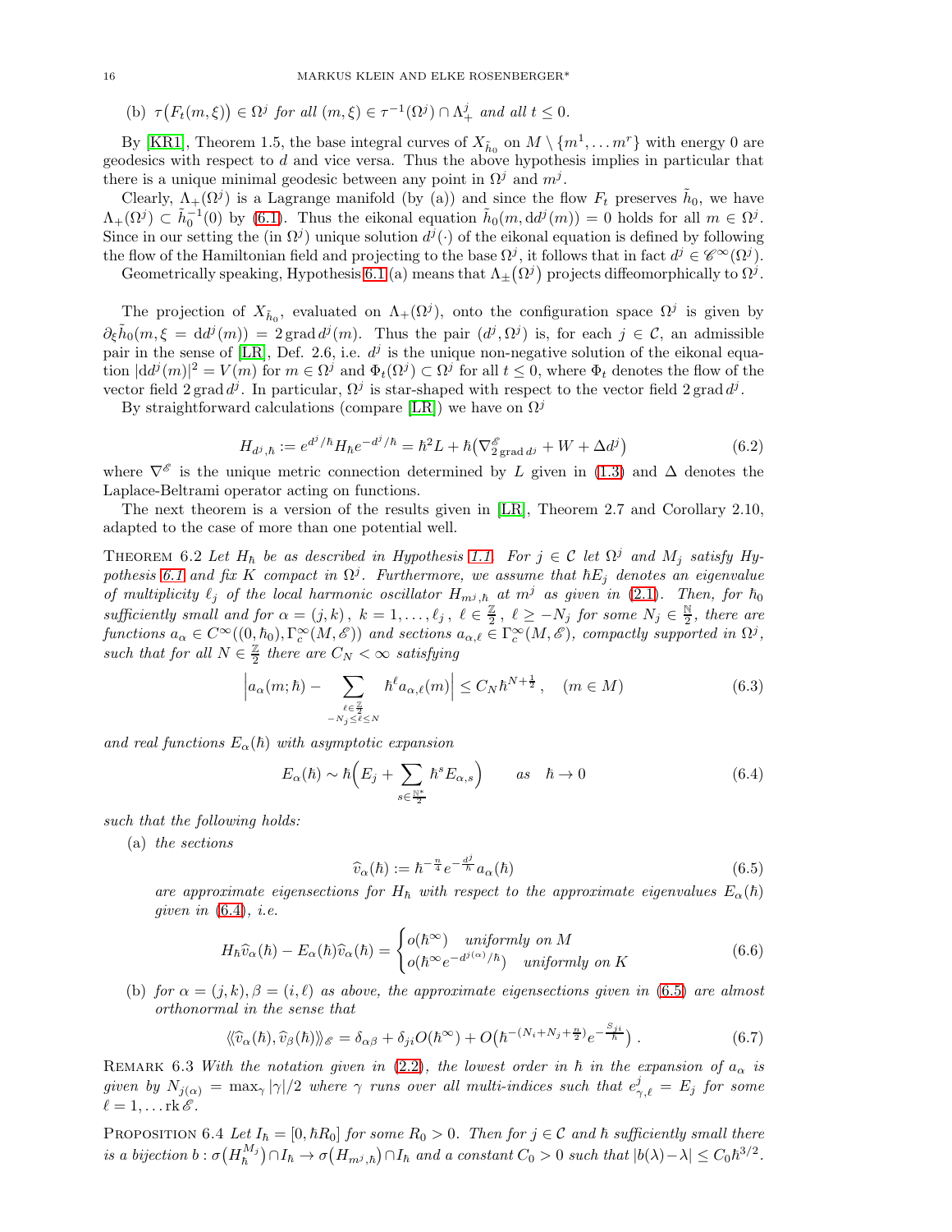(b) $\tau\big(F_t(m,\xi)\big) \in \Omega^j$ for all $(m,\xi) \in \tau^{-1}(\Omega^j) \cap \Lambda_+^j$ and all $t \leq 0$.

By [KR1], Theorem 1.5, the base integral curves of $X_{\tilde{h}_0}$ on $M \setminus \{m^1, \ldots m^r\}$ with energy 0 are geodesics with respect to $d$ and vice versa. Thus the above hypothesis implies in particular that there is a unique minimal geodesic between any point in $\Omega^j$ and $m^j$.

Clearly, $\Lambda_+(\Omega^j)$ is a Lagrange manifold (by (a)) and since the flow $F_t$ preserves $\tilde{h}_0$, we have $\Lambda_+(\Omega^j) \subset \tilde{h}_0^{-1}(0)$ by (6.1). Thus the eikonal equation $\tilde{h}_0(m, \mathrm{d}d^j(m)) = 0$ holds for all $m \in \Omega^j$. Since in our setting the (in $\Omega^j$) unique solution $d^j(\cdot)$ of the eikonal equation is defined by following the flow of the Hamiltonian field and projecting to the base $\Omega^j$, it follows that in fact $d^j \in \mathscr{C}^\infty(\Omega^j)$.

Geometrically speaking, Hypothesis 6.1 (a) means that $\Lambda_\pm(\Omega^j)$ projects diffeomorphically to $\Omega^j$.

The projection of $X_{\tilde{h}_0}$, evaluated on $\Lambda_+(\Omega^j)$, onto the configuration space $\Omega^j$ is given by $\partial_\xi \tilde{h}_0(m, \xi = \mathrm{d}d^j(m)) = 2\,\mathrm{grad}\, d^j(m)$. Thus the pair $(d^j, \Omega^j)$ is, for each $j \in \mathcal{C}$, an admissible pair in the sense of [LR], Def. 2.6, i.e. $d^j$ is the unique non-negative solution of the eikonal equation $|\mathrm{d}d^j(m)|^2 = V(m)$ for $m \in \Omega^j$ and $\Phi_t(\Omega^j) \subset \Omega^j$ for all $t \leq 0$, where $\Phi_t$ denotes the flow of the vector field $2\,\mathrm{grad}\, d^j$. In particular, $\Omega^j$ is star-shaped with respect to the vector field $2\,\mathrm{grad}\, d^j$.

By straightforward calculations (compare [LR]) we have on $\Omega^j$

$$H_{d^j,\hbar} := e^{d^j/\hbar} H_\hbar e^{-d^j/\hbar} = \hbar^2 L + \hbar\big(\nabla^{\mathscr{E}}_{2\,\mathrm{grad}\, d^j} + W + \Delta d^j\big) \tag{6.2}$$

where $\nabla^{\mathscr{E}}$ is the unique metric connection determined by $L$ given in (1.3) and $\Delta$ denotes the Laplace-Beltrami operator acting on functions.

The next theorem is a version of the results given in [LR], Theorem 2.7 and Corollary 2.10, adapted to the case of more than one potential well.

THEOREM 6.2 *Let $H_\hbar$ be as described in Hypothesis 1.1. For $j \in \mathcal{C}$ let $\Omega^j$ and $M_j$ satisfy Hypothesis 6.1 and fix $K$ compact in $\Omega^j$. Furthermore, we assume that $\hbar E_j$ denotes an eigenvalue of multiplicity $\ell_j$ of the local harmonic oscillator $H_{m^j,\hbar}$ at $m^j$ as given in (2.1). Then, for $\hbar_0$ sufficiently small and for $\alpha = (j,k)$, $k = 1, \ldots, \ell_j$, $\ell \in \frac{\mathbb{Z}}{2}$, $\ell \geq -N_j$ for some $N_j \in \frac{\mathbb{N}}{2}$, there are functions $a_\alpha \in C^\infty((0,\hbar_0), \Gamma_c^\infty(M,\mathscr{E}))$ and sections $a_{\alpha,\ell} \in \Gamma_c^\infty(M,\mathscr{E})$, compactly supported in $\Omega^j$, such that for all $N \in \frac{\mathbb{Z}}{2}$ there are $C_N < \infty$ satisfying*

$$\Big| a_\alpha(m;\hbar) - \sum_{\substack{\ell \in \frac{\mathbb{Z}}{2} \\ -N_j \leq \ell \leq N}} \hbar^\ell a_{\alpha,\ell}(m) \Big| \leq C_N \hbar^{N+\frac{1}{2}}\,, \quad (m \in M) \tag{6.3}$$

*and real functions $E_\alpha(\hbar)$ with asymptotic expansion*

$$E_\alpha(\hbar) \sim \hbar\Big(E_j + \sum_{s \in \frac{\mathbb{N}^*}{2}} \hbar^s E_{\alpha,s}\Big) \qquad \text{as} \quad \hbar \to 0 \tag{6.4}$$

*such that the following holds:*

(a) *the sections*

$$\widehat{v}_\alpha(\hbar) := \hbar^{-\frac{n}{4}} e^{-\frac{d^j}{\hbar}} a_\alpha(\hbar) \tag{6.5}$$

*are approximate eigensections for $H_\hbar$ with respect to the approximate eigenvalues $E_\alpha(\hbar)$ given in (6.4), i.e.*

$$H_\hbar \widehat{v}_\alpha(\hbar) - E_\alpha(\hbar)\widehat{v}_\alpha(\hbar) = \begin{cases} o(\hbar^\infty) & \text{uniformly on } M \\ o(\hbar^\infty e^{-d^{j(\alpha)}/\hbar}) & \text{uniformly on } K \end{cases} \tag{6.6}$$

(b) *for $\alpha = (j,k), \beta = (i,\ell)$ as above, the approximate eigensections given in (6.5) are almost orthonormal in the sense that*

$$\langle\!\langle \widehat{v}_\alpha(\hbar), \widehat{v}_\beta(\hbar) \rangle\!\rangle_{\mathscr{E}} = \delta_{\alpha\beta} + \delta_{ji} O(\hbar^\infty) + O\big(\hbar^{-(N_i + N_j + \frac{n}{2})} e^{-\frac{S_{ji}}{\hbar}}\big)\,. \tag{6.7}$$

REMARK 6.3 *With the notation given in (2.2), the lowest order in $\hbar$ in the expansion of $a_\alpha$ is given by $N_{j(\alpha)} = \max_\gamma |\gamma|/2$ where $\gamma$ runs over all multi-indices such that $e^j_{\gamma,\ell} = E_j$ for some $\ell = 1, \ldots \mathrm{rk}\,\mathscr{E}$.*

PROPOSITION 6.4 *Let $I_\hbar = [0, \hbar R_0]$ for some $R_0 > 0$. Then for $j \in \mathcal{C}$ and $\hbar$ sufficiently small there is a bijection $b: \sigma\big(H_\hbar^{M_j}\big) \cap I_\hbar \to \sigma\big(H_{m^j,\hbar}\big) \cap I_\hbar$ and a constant $C_0 > 0$ such that $|b(\lambda) - \lambda| \leq C_0 \hbar^{3/2}$.*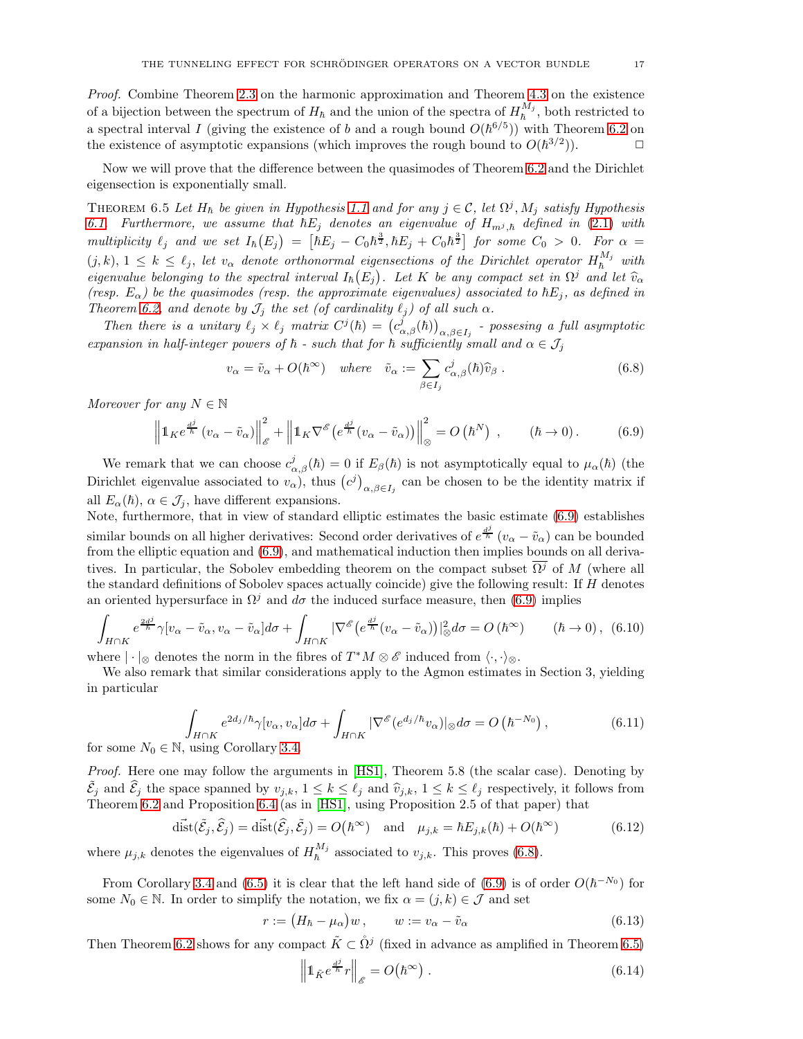*Proof.* Combine Theorem 2.3 on the harmonic approximation and Theorem 4.3 on the existence of a bijection between the spectrum of $H_\hbar$ and the union of the spectra of $H_\hbar^{M_j}$, both restricted to a spectral interval $I$ (giving the existence of $b$ and a rough bound $O(\hbar^{6/5})$) with Theorem 6.2 on the existence of asymptotic expansions (which improves the rough bound to $O(\hbar^{3/2})$). □

Now we will prove that the difference between the quasimodes of Theorem 6.2 and the Dirichlet eigensection is exponentially small.

Theorem 6.5 *Let $H_\hbar$ be given in Hypothesis 1.1 and for any $j \in \mathcal{C}$, let $\Omega^j, M_j$ satisfy Hypothesis 6.1. Furthermore, we assume that $\hbar E_j$ denotes an eigenvalue of $H_{m^j,\hbar}$ defined in (2.1) with multiplicity $\ell_j$ and we set $I_\hbar(E_j) = \big[\hbar E_j - C_0\hbar^{\frac{3}{2}}, \hbar E_j + C_0\hbar^{\frac{3}{2}}\big]$ for some $C_0 > 0$. For $\alpha = (j,k)$, $1 \leq k \leq \ell_j$, let $v_\alpha$ denote orthonormal eigensections of the Dirichlet operator $H_\hbar^{M_j}$ with eigenvalue belonging to the spectral interval $I_\hbar(E_j)$. Let $K$ be any compact set in $\Omega^j$ and let $\widehat{v}_\alpha$ (resp. $E_\alpha$) be the quasimodes (resp. the approximate eigenvalues) associated to $\hbar E_j$, as defined in Theorem 6.2, and denote by $\mathcal{J}_j$ the set (of cardinality $\ell_j$) of all such $\alpha$.*

*Then there is a unitary $\ell_j \times \ell_j$ matrix $C^j(\hbar) = \big(c^j_{\alpha,\beta}(\hbar)\big)_{\alpha,\beta\in I_j}$ - possesing a full asymptotic expansion in half-integer powers of $\hbar$ - such that for $\hbar$ sufficiently small and $\alpha \in \mathcal{J}_j$*

$$v_\alpha = \tilde{v}_\alpha + O(\hbar^\infty) \quad \textit{where} \quad \tilde{v}_\alpha := \sum_{\beta\in I_j} c^j_{\alpha,\beta}(\hbar)\widehat{v}_\beta\ . \tag{6.8}$$

*Moreover for any $N \in \mathbb{N}$*

$$\Big\| \mathbb{1}_K e^{\frac{d^j}{\hbar}} \left(v_\alpha - \tilde{v}_\alpha\right) \Big\|^2_{\mathscr{E}} + \Big\| \mathbb{1}_K \nabla^{\mathscr{E}}\big(e^{\frac{d^j}{\hbar}}\left(v_\alpha - \tilde{v}_\alpha\right)\big) \Big\|^2_{\otimes} = O\left(\hbar^N\right) , \qquad (\hbar \to 0)\,. \tag{6.9}$$

We remark that we can choose $c^j_{\alpha,\beta}(\hbar) = 0$ if $E_\beta(\hbar)$ is not asymptotically equal to $\mu_\alpha(\hbar)$ (the Dirichlet eigenvalue associated to $v_\alpha$), thus $\left(c^j\right)_{\alpha,\beta\in I_j}$ can be chosen to be the identity matrix if all $E_\alpha(\hbar)$, $\alpha \in \mathcal{J}_j$, have different expansions.

Note, furthermore, that in view of standard elliptic estimates the basic estimate (6.9) establishes similar bounds on all higher derivatives: Second order derivatives of $e^{\frac{d^j}{\hbar}}\left(v_\alpha - \tilde{v}_\alpha\right)$ can be bounded from the elliptic equation and (6.9), and mathematical induction then implies bounds on all derivatives. In particular, the Sobolev embedding theorem on the compact subset $\overline{\Omega^j}$ of $M$ (where all the standard definitions of Sobolev spaces actually coincide) give the following result: If $H$ denotes an oriented hypersurface in $\Omega^j$ and $d\sigma$ the induced surface measure, then (6.9) implies

$$\int_{H\cap K} e^{\frac{2d^j}{\hbar}}\gamma[v_\alpha - \tilde{v}_\alpha, v_\alpha - \tilde{v}_\alpha]d\sigma + \int_{H\cap K} |\nabla^{\mathscr{E}}\big(e^{\frac{d^j}{\hbar}}(v_\alpha - \tilde{v}_\alpha)\big)|^2_\otimes d\sigma = O\left(\hbar^\infty\right) \qquad (\hbar \to 0)\,, \tag{6.10}$$

where $|\cdot|_\otimes$ denotes the norm in the fibres of $T^*M \otimes \mathscr{E}$ induced from $\langle\cdot,\cdot\rangle_\otimes$.

We also remark that similar considerations apply to the Agmon estimates in Section 3, yielding in particular

$$\int_{H\cap K} e^{2d_j/\hbar}\gamma[v_\alpha, v_\alpha]d\sigma + \int_{H\cap K} |\nabla^{\mathscr{E}}(e^{d_j/\hbar}v_\alpha)|_\otimes d\sigma = O\left(\hbar^{-N_0}\right), \tag{6.11}$$

for some $N_0 \in \mathbb{N}$, using Corollary 3.4.

*Proof.* Here one may follow the arguments in [HS1], Theorem 5.8 (the scalar case). Denoting by $\tilde{\mathcal{E}}_j$ and $\widehat{\mathcal{E}}_j$ the space spanned by $v_{j,k}$, $1 \leq k \leq \ell_j$ and $\widehat{v}_{j,k}$, $1 \leq k \leq \ell_j$ respectively, it follows from Theorem 6.2 and Proposition 6.4 (as in [HS1], using Proposition 2.5 of that paper) that

$$\vec{\mathrm{dist}}(\tilde{\mathcal{E}}_j, \widehat{\mathcal{E}}_j) = \vec{\mathrm{dist}}(\widehat{\mathcal{E}}_j, \tilde{\mathcal{E}}_j) = O\big(\hbar^\infty\big) \quad \text{and} \quad \mu_{j,k} = \hbar E_{j,k}(\hbar) + O(\hbar^\infty) \tag{6.12}$$

where $\mu_{j,k}$ denotes the eigenvalues of $H_\hbar^{M_j}$ associated to $v_{j,k}$. This proves (6.8).

From Corollary 3.4 and (6.5) it is clear that the left hand side of (6.9) is of order $O(\hbar^{-N_0})$ for some $N_0 \in \mathbb{N}$. In order to simplify the notation, we fix $\alpha = (j,k) \in \mathcal{J}$ and set

$$r := \big(H_\hbar - \mu_\alpha\big)w\,, \qquad w := v_\alpha - \tilde{v}_\alpha \tag{6.13}$$

Then Theorem 6.2 shows for any compact $\tilde{K} \subset \mathring{\Omega}^j$ (fixed in advance as amplified in Theorem 6.5)

$$\Big\| \mathbb{1}_{\tilde{K}} e^{\frac{d^j}{\hbar}} r \Big\|_{\mathscr{E}} = O\big(\hbar^\infty\big)\ . \tag{6.14}$$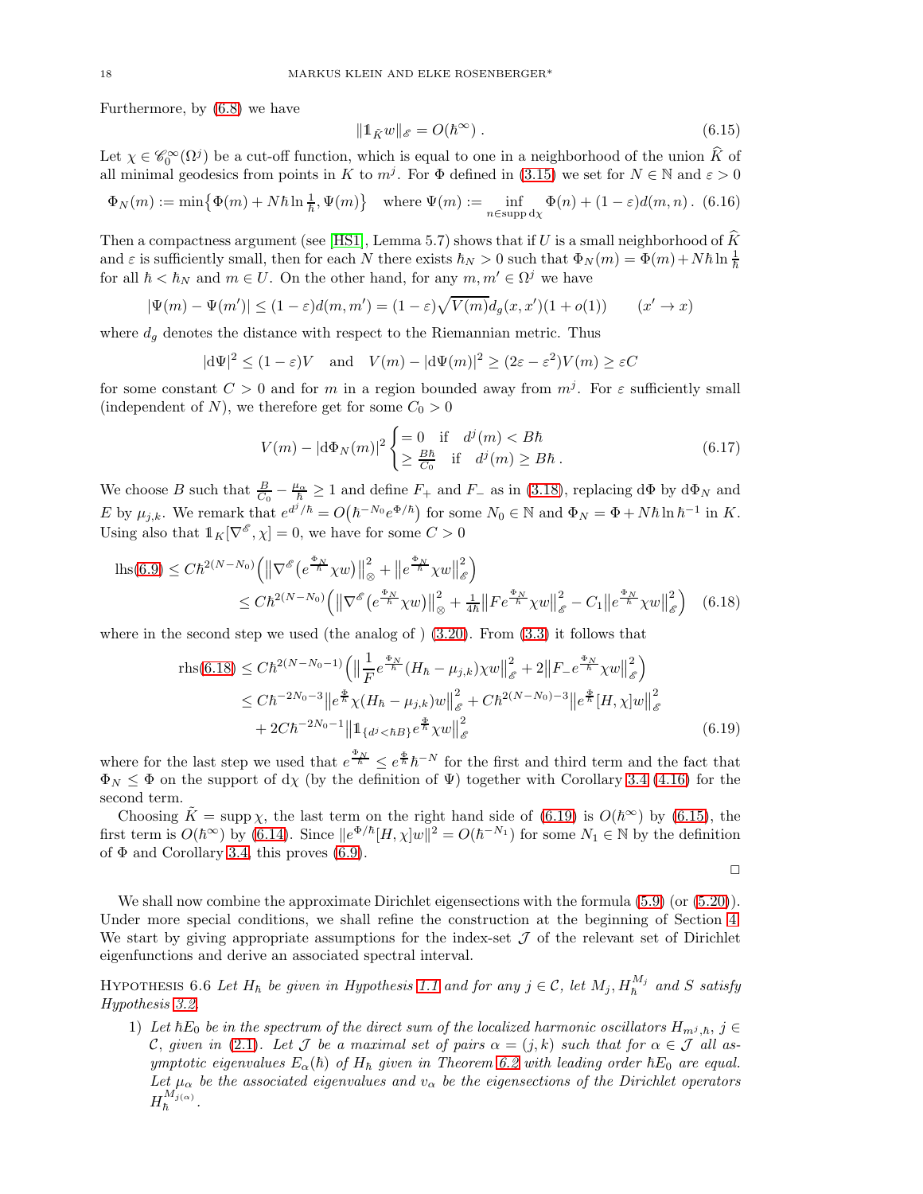Furthermore, by (6.8) we have

$$\|\mathbb{1}_{\tilde{K}} w\|_{\mathscr{E}} = O(\hbar^\infty)\,. \tag{6.15}$$

Let $\chi \in \mathscr{C}_0^\infty(\Omega^j)$ be a cut-off function, which is equal to one in a neighborhood of the union $\widehat{K}$ of all minimal geodesics from points in $K$ to $m^j$. For $\Phi$ defined in (3.15) we set for $N \in \mathbb{N}$ and $\varepsilon > 0$

$$\Phi_N(m) := \min\bigl\{\Phi(m) + N\hbar \ln \tfrac{1}{\hbar}, \Psi(m)\bigr\} \quad \text{where } \Psi(m) := \inf_{n\in \operatorname{supp} \mathrm{d}\chi} \Phi(n) + (1-\varepsilon)d(m,n)\,. \tag{6.16}$$

Then a compactness argument (see [HS1], Lemma 5.7) shows that if $U$ is a small neighborhood of $\widehat{K}$ and $\varepsilon$ is sufficiently small, then for each $N$ there exists $\hbar_N > 0$ such that $\Phi_N(m) = \Phi(m) + N\hbar \ln \frac{1}{\hbar}$ for all $\hbar < \hbar_N$ and $m \in U$. On the other hand, for any $m, m' \in \Omega^j$ we have

$$|\Psi(m) - \Psi(m')| \leq (1-\varepsilon)d(m,m') = (1-\varepsilon)\sqrt{V(m)}d_g(x,x')(1+o(1)) \qquad (x' \to x)$$

where $d_g$ denotes the distance with respect to the Riemannian metric. Thus

$$|\mathrm{d}\Psi|^2 \leq (1-\varepsilon)V \quad \text{and} \quad V(m) - |\mathrm{d}\Psi(m)|^2 \geq (2\varepsilon - \varepsilon^2)V(m) \geq \varepsilon C$$

for some constant $C > 0$ and for $m$ in a region bounded away from $m^j$. For $\varepsilon$ sufficiently small (independent of $N$), we therefore get for some $C_0 > 0$

$$V(m) - |\mathrm{d}\Phi_N(m)|^2 \begin{cases} = 0 & \text{if} \quad d^j(m) < B\hbar \\ \geq \frac{B\hbar}{C_0} & \text{if} \quad d^j(m) \geq B\hbar\,. \end{cases} \tag{6.17}$$

We choose $B$ such that $\frac{B}{C_0} - \frac{\mu_\alpha}{\hbar} \geq 1$ and define $F_+$ and $F_-$ as in (3.18), replacing $\mathrm{d}\Phi$ by $\mathrm{d}\Phi_N$ and $E$ by $\mu_{j,k}$. We remark that $e^{d^j/\hbar} = O\bigl(\hbar^{-N_0}e^{\Phi/\hbar}\bigr)$ for some $N_0 \in \mathbb{N}$ and $\Phi_N = \Phi + N\hbar \ln \hbar^{-1}$ in $K$. Using also that $\mathbb{1}_K[\nabla^{\mathscr{E}}, \chi] = 0$, we have for some $C > 0$

$$\begin{aligned}
\text{lhs}(6.9) &\leq C\hbar^{2(N-N_0)}\Bigl(\bigl\|\nabla^{\mathscr{E}}\bigl(e^{\frac{\Phi_N}{\hbar}}\chi w\bigr)\bigr\|^2_{\otimes} + \bigl\|e^{\frac{\Phi_N}{\hbar}}\chi w\bigr\|^2_{\mathscr{E}}\Bigr) \\
&\leq C\hbar^{2(N-N_0)}\Bigl(\bigl\|\nabla^{\mathscr{E}}\bigl(e^{\frac{\Phi_N}{\hbar}}\chi w\bigr)\bigr\|^2_{\otimes} + \tfrac{1}{4\hbar}\bigl\|Fe^{\frac{\Phi_N}{\hbar}}\chi w\bigr\|^2_{\mathscr{E}} - C_1\bigl\|e^{\frac{\Phi_N}{\hbar}}\chi w\bigr\|^2_{\mathscr{E}}\Bigr)
\end{aligned} \tag{6.18}$$

where in the second step we used (the analog of ) (3.20). From (3.3) it follows that

$$\begin{aligned}
\text{rhs}(6.18) &\leq C\hbar^{2(N-N_0-1)}\Bigl(\bigl\|\frac{1}{F}e^{\frac{\Phi_N}{\hbar}}(H_\hbar - \mu_{j,k})\chi w\bigr\|^2_{\mathscr{E}} + 2\bigl\|F_- e^{\frac{\Phi_N}{\hbar}}\chi w\bigr\|^2_{\mathscr{E}}\Bigr) \\
&\leq C\hbar^{-2N_0-3}\bigl\|e^{\frac{\Phi}{\hbar}}\chi(H_\hbar - \mu_{j,k})w\bigr\|^2_{\mathscr{E}} + C\hbar^{2(N-N_0)-3}\bigl\|e^{\frac{\Phi}{\hbar}}[H,\chi]w\bigr\|^2_{\mathscr{E}} \\
&\quad + 2C\hbar^{-2N_0-1}\bigl\|\mathbb{1}_{\{d^j<\hbar B\}}e^{\frac{\Phi}{\hbar}}\chi w\bigr\|^2_{\mathscr{E}}
\end{aligned} \tag{6.19}$$

where for the last step we used that $e^{\frac{\Phi_N}{\hbar}} \leq e^{\frac{\Phi}{\hbar}}\hbar^{-N}$ for the first and third term and the fact that $\Phi_N \leq \Phi$ on the support of $\mathrm{d}\chi$ (by the definition of $\Psi$) together with Corollary 3.4 (4.16) for the second term.

Choosing $\tilde{K} = \operatorname{supp}\chi$, the last term on the right hand side of (6.19) is $O(\hbar^\infty)$ by (6.15), the first term is $O(\hbar^\infty)$ by (6.14). Since $\|e^{\Phi/\hbar}[H,\chi]w\|^2 = O(\hbar^{-N_1})$ for some $N_1 \in \mathbb{N}$ by the definition of $\Phi$ and Corollary 3.4, this proves (6.9).

□

We shall now combine the approximate Dirichlet eigensections with the formula (5.9) (or (5.20)). Under more special conditions, we shall refine the construction at the beginning of Section 4. We start by giving appropriate assumptions for the index-set $\mathcal{J}$ of the relevant set of Dirichlet eigenfunctions and derive an associated spectral interval.

Hypothesis 6.6 *Let $H_\hbar$ be given in Hypothesis 1.1 and for any $j \in \mathcal{C}$, let $M_j$, $H_\hbar^{M_j}$ and $S$ satisfy Hypothesis 3.2.*

1) *Let $\hbar E_0$ be in the spectrum of the direct sum of the localized harmonic oscillators $H_{m^j,\hbar}$, $j \in \mathcal{C}$, given in (2.1). Let $\mathcal{J}$ be a maximal set of pairs $\alpha = (j,k)$ such that for $\alpha \in \mathcal{J}$ all asymptotic eigenvalues $E_\alpha(\hbar)$ of $H_\hbar$ given in Theorem 6.2 with leading order $\hbar E_0$ are equal. Let $\mu_\alpha$ be the associated eigenvalues and $v_\alpha$ be the eigensections of the Dirichlet operators $H_\hbar^{M_{j(\alpha)}}$.*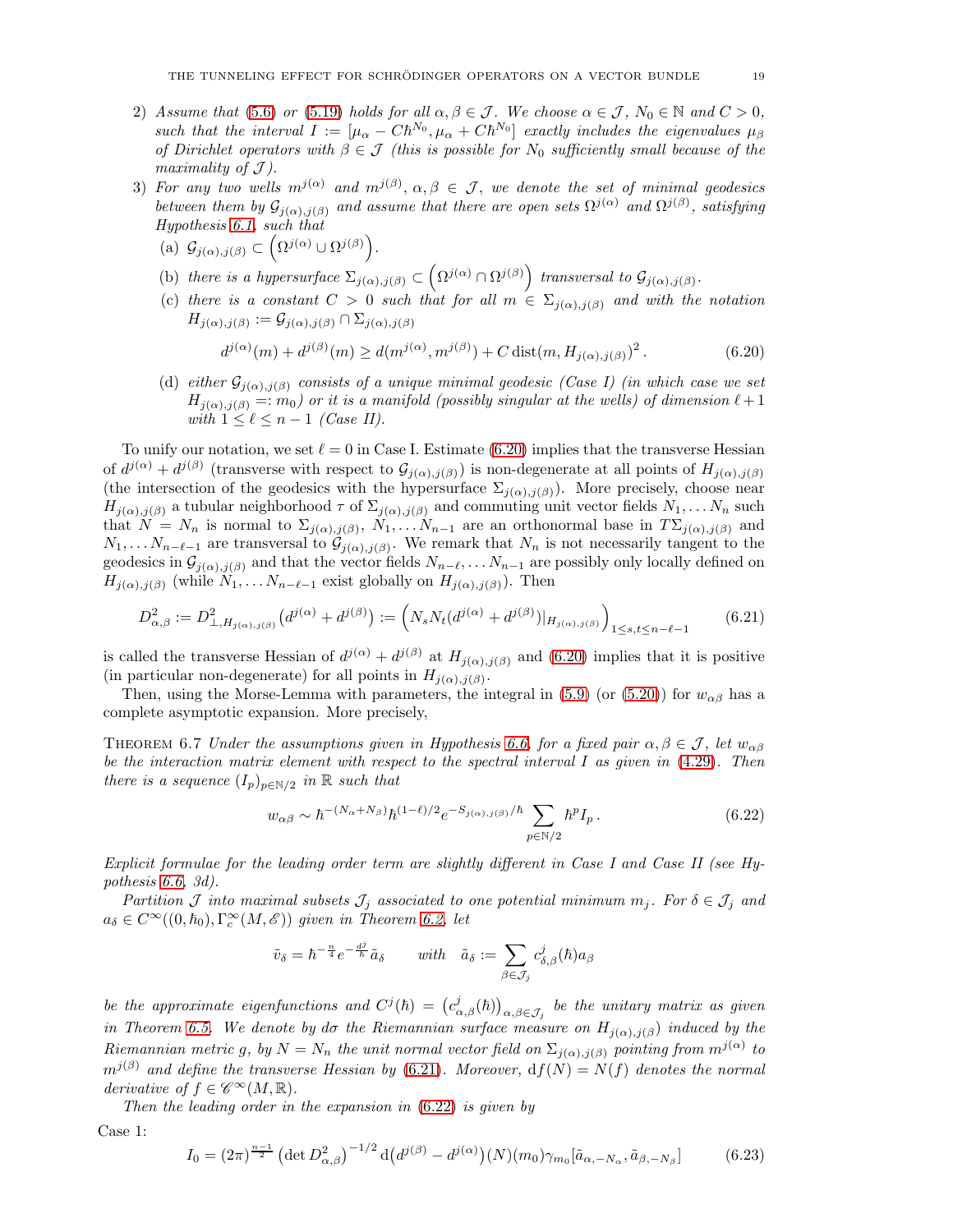2) *Assume that (5.6) or (5.19) holds for all $\alpha, \beta \in \mathcal{J}$. We choose $\alpha \in \mathcal{J}$, $N_0 \in \mathbb{N}$ and $C > 0$, such that the interval $I := [\mu_\alpha - C\hbar^{N_0}, \mu_\alpha + C\hbar^{N_0}]$ exactly includes the eigenvalues $\mu_\beta$ of Dirichlet operators with $\beta \in \mathcal{J}$ (this is possible for $N_0$ sufficiently small because of the maximality of $\mathcal{J}$).*

3) *For any two wells $m^{j(\alpha)}$ and $m^{j(\beta)}$, $\alpha, \beta \in \mathcal{J}$, we denote the set of minimal geodesics between them by $\mathcal{G}_{j(\alpha),j(\beta)}$ and assume that there are open sets $\Omega^{j(\alpha)}$ and $\Omega^{j(\beta)}$, satisfying Hypothesis 6.1, such that*

   (a) $\mathcal{G}_{j(\alpha),j(\beta)} \subset \left(\Omega^{j(\alpha)} \cup \Omega^{j(\beta)}\right)$.

   (b) *there is a hypersurface $\Sigma_{j(\alpha),j(\beta)} \subset \left(\Omega^{j(\alpha)} \cap \Omega^{j(\beta)}\right)$ transversal to $\mathcal{G}_{j(\alpha),j(\beta)}$.*

   (c) *there is a constant $C > 0$ such that for all $m \in \Sigma_{j(\alpha),j(\beta)}$ and with the notation $H_{j(\alpha),j(\beta)} := \mathcal{G}_{j(\alpha),j(\beta)} \cap \Sigma_{j(\alpha),j(\beta)}$*

$$d^{j(\alpha)}(m) + d^{j(\beta)}(m) \geq d(m^{j(\alpha)}, m^{j(\beta)}) + C \operatorname{dist}(m, H_{j(\alpha),j(\beta)})^2 . \tag{6.20}$$

   (d) *either $\mathcal{G}_{j(\alpha),j(\beta)}$ consists of a unique minimal geodesic (Case I) (in which case we set $H_{j(\alpha),j(\beta)} =: m_0$) or it is a manifold (possibly singular at the wells) of dimension $\ell + 1$ with $1 \leq \ell \leq n-1$ (Case II).*

To unify our notation, we set $\ell = 0$ in Case I. Estimate (6.20) implies that the transverse Hessian of $d^{j(\alpha)} + d^{j(\beta)}$ (transverse with respect to $\mathcal{G}_{j(\alpha),j(\beta)}$) is non-degenerate at all points of $H_{j(\alpha),j(\beta)}$ (the intersection of the geodesics with the hypersurface $\Sigma_{j(\alpha),j(\beta)}$). More precisely, choose near $H_{j(\alpha),j(\beta)}$ a tubular neighborhood $\tau$ of $\Sigma_{j(\alpha),j(\beta)}$ and commuting unit vector fields $N_1, \ldots N_n$ such that $N = N_n$ is normal to $\Sigma_{j(\alpha),j(\beta)}$, $N_1, \ldots N_{n-1}$ are an orthonormal base in $T\Sigma_{j(\alpha),j(\beta)}$ and $N_1, \ldots N_{n-\ell-1}$ are transversal to $\mathcal{G}_{j(\alpha),j(\beta)}$. We remark that $N_n$ is not necessarily tangent to the geodesics in $\mathcal{G}_{j(\alpha),j(\beta)}$ and that the vector fields $N_{n-\ell}, \ldots N_{n-1}$ are possibly only locally defined on $H_{j(\alpha),j(\beta)}$ (while $N_1, \ldots N_{n-\ell-1}$ exist globally on $H_{j(\alpha),j(\beta)}$). Then

$$D^2_{\alpha,\beta} := D^2_{\perp, H_{j(\alpha),j(\beta)}}\big(d^{j(\alpha)} + d^{j(\beta)}\big) := \Big(N_s N_t (d^{j(\alpha)} + d^{j(\beta)})|_{H_{j(\alpha),j(\beta)}}\Big)_{1 \leq s,t \leq n-\ell-1} \tag{6.21}$$

is called the transverse Hessian of $d^{j(\alpha)} + d^{j(\beta)}$ at $H_{j(\alpha),j(\beta)}$ and (6.20) implies that it is positive (in particular non-degenerate) for all points in $H_{j(\alpha),j(\beta)}$.

Then, using the Morse-Lemma with parameters, the integral in (5.9) (or (5.20)) for $w_{\alpha\beta}$ has a complete asymptotic expansion. More precisely,

Theorem 6.7 *Under the assumptions given in Hypothesis 6.6, for a fixed pair $\alpha, \beta \in \mathcal{J}$, let $w_{\alpha\beta}$ be the interaction matrix element with respect to the spectral interval $I$ as given in (4.29). Then there is a sequence $(I_p)_{p \in \mathbb{N}/2}$ in $\mathbb{R}$ such that*

$$w_{\alpha\beta} \sim \hbar^{-(N_\alpha + N_\beta)} \hbar^{(1-\ell)/2} e^{-S_{j(\alpha),j(\beta)}/\hbar} \sum_{p \in \mathbb{N}/2} \hbar^p I_p . \tag{6.22}$$

*Explicit formulae for the leading order term are slightly different in Case I and Case II (see Hypothesis 6.6, 3d).*

*Partition $\mathcal{J}$ into maximal subsets $\mathcal{J}_j$ associated to one potential minimum $m_j$. For $\delta \in \mathcal{J}_j$ and $a_\delta \in C^\infty((0,\hbar_0), \Gamma^\infty_c(M, \mathscr{E}))$ given in Theorem 6.2, let*

$$\tilde{v}_\delta = \hbar^{-\frac{n}{4}} e^{-\frac{d^j}{\hbar}} \tilde{a}_\delta \qquad \text{with} \quad \tilde{a}_\delta := \sum_{\beta \in \mathcal{J}_j} c^j_{\delta,\beta}(\hbar) a_\beta$$

*be the approximate eigenfunctions and $C^j(\hbar) = \big(c^j_{\alpha,\beta}(\hbar)\big)_{\alpha,\beta \in \mathcal{J}_j}$ be the unitary matrix as given in Theorem 6.5. We denote by $d\sigma$ the Riemannian surface measure on $H_{j(\alpha),j(\beta)})$ induced by the Riemannian metric $g$, by $N = N_n$ the unit normal vector field on $\Sigma_{j(\alpha),j(\beta)}$ pointing from $m^{j(\alpha)}$ to $m^{j(\beta)}$ and define the transverse Hessian by (6.21). Moreover, $\mathrm{d}f(N) = N(f)$ denotes the normal derivative of $f \in \mathscr{C}^\infty(M, \mathbb{R})$.*

*Then the leading order in the expansion in (6.22) is given by*

Case 1:

$$I_0 = (2\pi)^{\frac{n-1}{2}} \left(\det D^2_{\alpha,\beta}\right)^{-1/2} \mathrm{d}\big(d^{j(\beta)} - d^{j(\alpha)}\big)(N)(m_0) \gamma_{m_0}[\tilde{a}_{\alpha,-N_\alpha}, \tilde{a}_{\beta,-N_\beta}] \tag{6.23}$$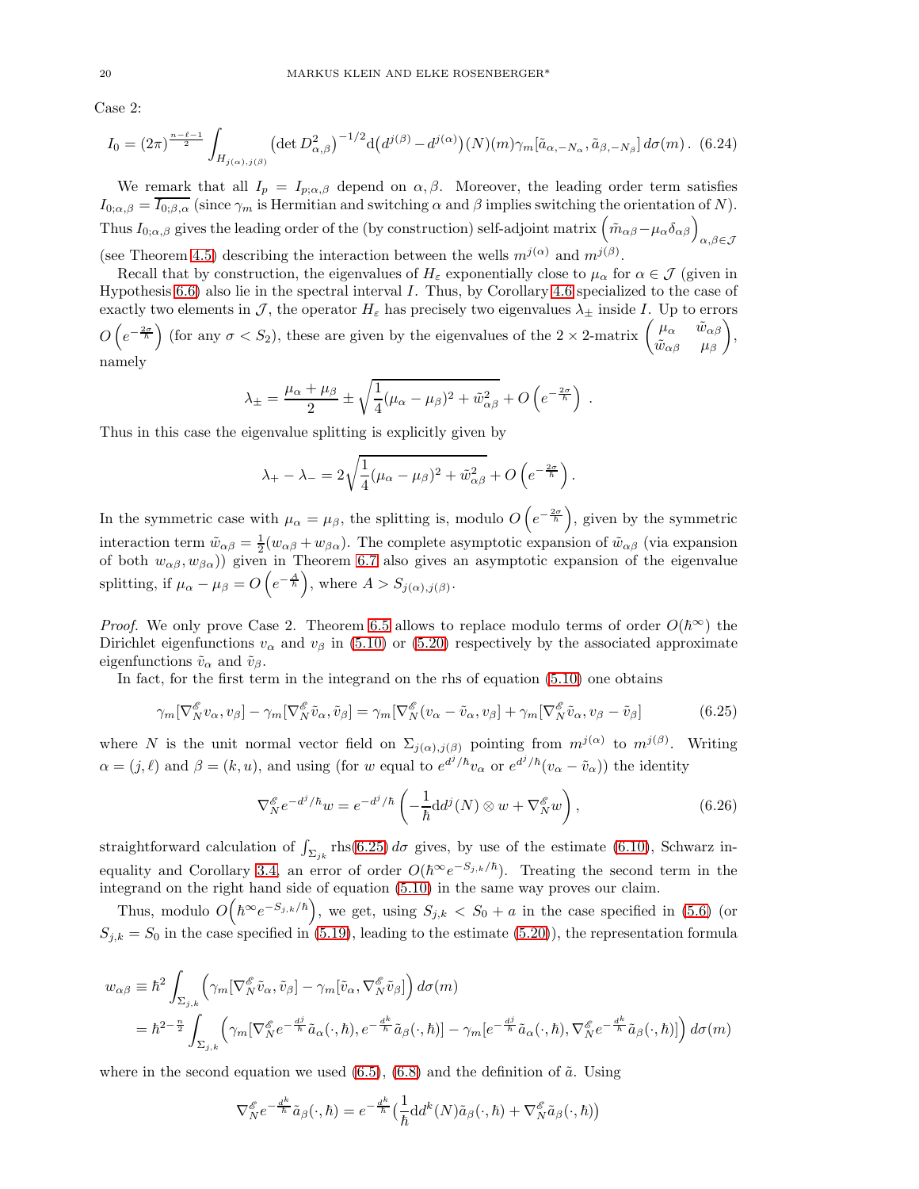Case 2:

$$I_0 = (2\pi)^{\frac{n-\ell-1}{2}} \int_{H_{j(\alpha),j(\beta)}} \left(\det D^2_{\alpha,\beta}\right)^{-1/2} \mathrm{d}\big(d^{j(\beta)} - d^{j(\alpha)}\big)(N)(m)\gamma_m[\tilde a_{\alpha,-N_\alpha}, \tilde a_{\beta,-N_\beta}]\, d\sigma(m)\,. \quad (6.24)$$

We remark that all $I_p = I_{p;\alpha,\beta}$ depend on $\alpha,\beta$. Moreover, the leading order term satisfies $I_{0;\alpha,\beta} = \overline{I_{0;\beta,\alpha}}$ (since $\gamma_m$ is Hermitian and switching $\alpha$ and $\beta$ implies switching the orientation of $N$). Thus $I_{0;\alpha,\beta}$ gives the leading order of the (by construction) self-adjoint matrix $\left(\tilde m_{\alpha\beta} - \mu_\alpha\delta_{\alpha\beta}\right)_{\alpha,\beta\in\mathcal{J}}$ (see Theorem 4.5) describing the interaction between the wells $m^{j(\alpha)}$ and $m^{j(\beta)}$.

Recall that by construction, the eigenvalues of $H_\varepsilon$ exponentially close to $\mu_\alpha$ for $\alpha \in \mathcal{J}$ (given in Hypothesis 6.6) also lie in the spectral interval $I$. Thus, by Corollary 4.6 specialized to the case of exactly two elements in $\mathcal{J}$, the operator $H_\varepsilon$ has precisely two eigenvalues $\lambda_\pm$ inside $I$. Up to errors $O\left(e^{-\frac{2\sigma}{\hbar}}\right)$ (for any $\sigma < S_2$), these are given by the eigenvalues of the $2\times 2$-matrix $\begin{pmatrix} \mu_\alpha & \tilde w_{\alpha\beta} \\ \tilde w_{\alpha\beta} & \mu_\beta \end{pmatrix}$, namely

$$\lambda_\pm = \frac{\mu_\alpha + \mu_\beta}{2} \pm \sqrt{\frac{1}{4}(\mu_\alpha - \mu_\beta)^2 + \tilde w_{\alpha\beta}^2} + O\left(e^{-\frac{2\sigma}{\hbar}}\right)\,.$$

Thus in this case the eigenvalue splitting is explicitly given by

$$\lambda_+ - \lambda_- = 2\sqrt{\frac{1}{4}(\mu_\alpha - \mu_\beta)^2 + \tilde w_{\alpha\beta}^2} + O\left(e^{-\frac{2\sigma}{\hbar}}\right).$$

In the symmetric case with $\mu_\alpha = \mu_\beta$, the splitting is, modulo $O\left(e^{-\frac{2\sigma}{\hbar}}\right)$, given by the symmetric interaction term $\tilde w_{\alpha\beta} = \frac{1}{2}(w_{\alpha\beta} + w_{\beta\alpha})$. The complete asymptotic expansion of $\tilde w_{\alpha\beta}$ (via expansion of both $w_{\alpha\beta}, w_{\beta\alpha}$)) given in Theorem 6.7 also gives an asymptotic expansion of the eigenvalue splitting, if $\mu_\alpha - \mu_\beta = O\left(e^{-\frac{A}{\hbar}}\right)$, where $A > S_{j(\alpha),j(\beta)}$.

*Proof.* We only prove Case 2. Theorem 6.5 allows to replace modulo terms of order $O(\hbar^\infty)$ the Dirichlet eigenfunctions $v_\alpha$ and $v_\beta$ in (5.10) or (5.20) respectively by the associated approximate eigenfunctions $\tilde v_\alpha$ and $\tilde v_\beta$.

In fact, for the first term in the integrand on the rhs of equation (5.10) one obtains

$$\gamma_m[\nabla^{\mathscr{E}}_N v_\alpha, v_\beta] - \gamma_m[\nabla^{\mathscr{E}}_N \tilde v_\alpha, \tilde v_\beta] = \gamma_m[\nabla^{\mathscr{E}}_N (v_\alpha - \tilde v_\alpha, v_\beta] + \gamma_m[\nabla^{\mathscr{E}}_N \tilde v_\alpha, v_\beta - \tilde v_\beta] \quad (6.25)$$

where $N$ is the unit normal vector field on $\Sigma_{j(\alpha),j(\beta)}$ pointing from $m^{j(\alpha)}$ to $m^{j(\beta)}$. Writing $\alpha = (j,\ell)$ and $\beta = (k,u)$, and using (for $w$ equal to $e^{d^j/\hbar}v_\alpha$ or $e^{d^j/\hbar}(v_\alpha - \tilde v_\alpha)$) the identity

$$\nabla^{\mathscr{E}}_N e^{-d^j/\hbar} w = e^{-d^j/\hbar}\left(-\frac{1}{\hbar}\mathrm{d}d^j(N)\otimes w + \nabla^{\mathscr{E}}_N w\right), \quad (6.26)$$

straightforward calculation of $\int_{\Sigma_{jk}} \mathrm{rhs}(6.25)\, d\sigma$ gives, by use of the estimate (6.10), Schwarz inequality and Corollary 3.4, an error of order $O(\hbar^\infty e^{-S_{j,k}/\hbar})$. Treating the second term in the integrand on the right hand side of equation (5.10) in the same way proves our claim.

Thus, modulo $O\Big(\hbar^\infty e^{-S_{j,k}/\hbar}\Big)$, we get, using $S_{j,k} < S_0 + a$ in the case specified in (5.6) (or $S_{j,k} = S_0$ in the case specified in (5.19), leading to the estimate (5.20)), the representation formula

$$\begin{aligned} w_{\alpha\beta} &\equiv \hbar^2 \int_{\Sigma_{j,k}} \Big(\gamma_m[\nabla^{\mathscr{E}}_N \tilde v_\alpha, \tilde v_\beta] - \gamma_m[\tilde v_\alpha, \nabla^{\mathscr{E}}_N \tilde v_\beta]\Big)\, d\sigma(m) \\ &= \hbar^{2-\frac{n}{2}} \int_{\Sigma_{j,k}} \Big(\gamma_m[\nabla^{\mathscr{E}}_N e^{-\frac{d^j}{\hbar}}\tilde a_\alpha(\cdot,\hbar), e^{-\frac{d^k}{\hbar}}\tilde a_\beta(\cdot,\hbar)] - \gamma_m[e^{-\frac{d^j}{\hbar}}\tilde a_\alpha(\cdot,\hbar), \nabla^{\mathscr{E}}_N e^{-\frac{d^k}{\hbar}}\tilde a_\beta(\cdot,\hbar)]\Big)\, d\sigma(m) \end{aligned}$$

where in the second equation we used (6.5), (6.8) and the definition of $\tilde a$. Using

$$\nabla^{\mathscr{E}}_N e^{-\frac{d^k}{\hbar}}\tilde a_\beta(\cdot,\hbar) = e^{-\frac{d^k}{\hbar}}\big(\frac{1}{\hbar}\mathrm{d}d^k(N)\tilde a_\beta(\cdot,\hbar) + \nabla^{\mathscr{E}}_N \tilde a_\beta(\cdot,\hbar)\big)$$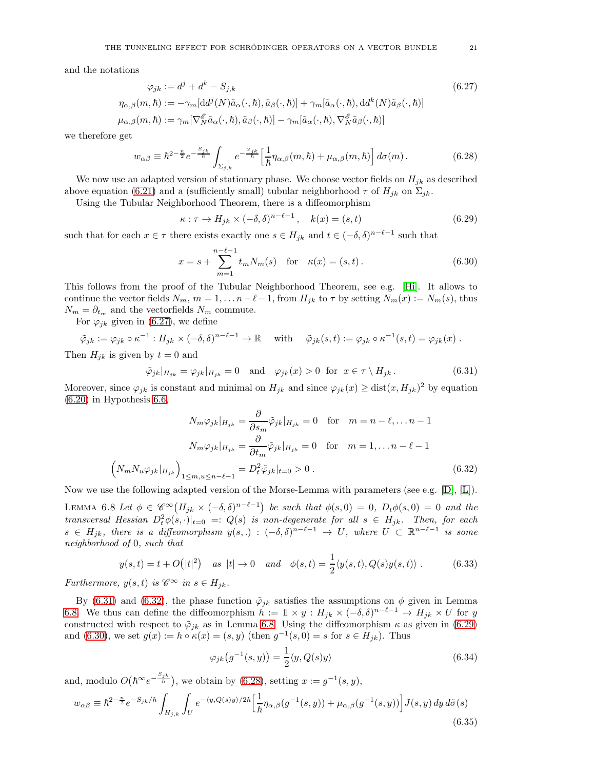and the notations

$$
\begin{aligned}
\varphi_{jk} &:= d^j + d^k - S_{j,k} \\
\eta_{\alpha,\beta}(m,\hbar) &:= -\gamma_m[\mathrm{d}d^j(N)\tilde{a}_\alpha(\cdot,\hbar), \tilde{a}_\beta(\cdot,\hbar)] + \gamma_m[\tilde{a}_\alpha(\cdot,\hbar), \mathrm{d}d^k(N)\tilde{a}_\beta(\cdot,\hbar)] \\
\mu_{\alpha,\beta}(m,\hbar) &:= \gamma_m[\nabla^{\mathscr{E}}_N \tilde{a}_\alpha(\cdot,\hbar), \tilde{a}_\beta(\cdot,\hbar)] - \gamma_m[\tilde{a}_\alpha(\cdot,\hbar), \nabla^{\mathscr{E}}_N \tilde{a}_\beta(\cdot,\hbar)]
\end{aligned}
\tag{6.27}
$$

we therefore get

$$
w_{\alpha\beta} \equiv \hbar^{2-\frac{n}{2}} e^{-\frac{S_{jk}}{\hbar}} \int_{\Sigma_{j,k}} e^{-\frac{\varphi_{jk}}{\hbar}} \Big[\frac{1}{\hbar}\eta_{\alpha,\beta}(m,\hbar) + \mu_{\alpha,\beta}(m,\hbar)\Big]\, d\sigma(m)\,. \tag{6.28}
$$

We now use an adapted version of stationary phase. We choose vector fields on $H_{jk}$ as described above equation (6.21) and a (sufficiently small) tubular neighborhood $\tau$ of $H_{jk}$ on $\Sigma_{jk}$.

Using the Tubular Neighborhood Theorem, there is a diffeomorphism

$$
\kappa : \tau \to H_{jk} \times (-\delta,\delta)^{n-\ell-1}\,, \quad k(x) = (s,t) \tag{6.29}
$$

such that for each $x \in \tau$ there exists exactly one $s \in H_{jk}$ and $t \in (-\delta,\delta)^{n-\ell-1}$ such that

$$
x = s + \sum_{m=1}^{n-\ell-1} t_m N_m(s) \quad \text{for} \quad \kappa(x) = (s,t)\,. \tag{6.30}
$$

This follows from the proof of the Tubular Neighborhood Theorem, see e.g. [Hi]. It allows to continue the vector fields $N_m$, $m = 1,\dots n-\ell-1$, from $H_{jk}$ to $\tau$ by setting $N_m(x) := N_m(s)$, thus $N_m = \partial_{t_m}$ and the vectorfields $N_m$ commute.

For $\varphi_{jk}$ given in (6.27), we define

$$
\tilde{\varphi}_{jk} := \varphi_{jk}\circ\kappa^{-1} : H_{jk}\times(-\delta,\delta)^{n-\ell-1} \to \mathbb{R} \quad \text{with} \quad \tilde{\varphi}_{jk}(s,t) := \varphi_{jk}\circ\kappa^{-1}(s,t) = \varphi_{jk}(x)\,.
$$

Then $H_{jk}$ is given by $t = 0$ and

$$
\tilde{\varphi}_{jk}|_{H_{jk}} = \varphi_{jk}|_{H_{jk}} = 0 \quad \text{and} \quad \varphi_{jk}(x) > 0 \;\text{ for }\; x \in \tau\setminus H_{jk}\,. \tag{6.31}
$$

Moreover, since $\varphi_{jk}$ is constant and minimal on $H_{jk}$ and since $\varphi_{jk}(x) \geq \operatorname{dist}(x, H_{jk})^2$ by equation (6.20) in Hypothesis 6.6,

$$
\begin{aligned}
N_m\varphi_{jk}|_{H_{jk}} &= \frac{\partial}{\partial s_m}\tilde{\varphi}_{jk}|_{H_{jk}} = 0 \quad \text{for} \quad m = n-\ell,\dots n-1 \\
N_m\varphi_{jk}|_{H_{jk}} &= \frac{\partial}{\partial t_m}\tilde{\varphi}_{jk}|_{H_{jk}} = 0 \quad \text{for} \quad m = 1,\dots n-\ell-1 \\
\Big(N_m N_u \varphi_{jk}|_{H_{jk}}\Big)_{1\leq m,u\leq n-\ell-1} &= D_t^2 \tilde{\varphi}_{jk}|_{t=0} > 0\,.
\end{aligned}
\tag{6.32}
$$

Now we use the following adapted version of the Morse-Lemma with parameters (see e.g. [D], [L]).

Lemma 6.8 *Let $\phi \in \mathscr{C}^\infty\big(H_{jk}\times(-\delta,\delta)^{n-\ell-1}\big)$ be such that $\phi(s,0) = 0$, $D_t\phi(s,0) = 0$ and the transversal Hessian $D_t^2\phi(s,\cdot)|_{t=0} =: Q(s)$ is non-degenerate for all $s \in H_{jk}$. Then, for each $s \in H_{jk}$, there is a diffeomorphism $y(s,.) : (-\delta,\delta)^{n-\ell-1} \to U$, where $U \subset \mathbb{R}^{n-\ell-1}$ is some neighborhood of $0$, such that*

$$
y(s,t) = t + O\big(|t|^2\big) \quad \textit{as } |t|\to 0 \quad \textit{and} \quad \phi(s,t) = \frac{1}{2}\langle y(s,t), Q(s)y(s,t)\rangle\,. \tag{6.33}
$$

*Furthermore, $y(s,t)$ is $\mathscr{C}^\infty$ in $s \in H_{jk}$.*

By (6.31) and (6.32), the phase function $\tilde{\varphi}_{jk}$ satisfies the assumptions on $\phi$ given in Lemma 6.8. We thus can define the diffeomorphism $h := \mathbb{1}\times y : H_{jk}\times(-\delta,\delta)^{n-\ell-1} \to H_{jk}\times U$ for $y$ constructed with respect to $\tilde{\varphi}_{jk}$ as in Lemma 6.8. Using the diffeomorphism $\kappa$ as given in (6.29) and (6.30), we set $g(x) := h\circ\kappa(x) = (s,y)$ (then $g^{-1}(s,0) = s$ for $s \in H_{jk}$). Thus

$$
\varphi_{jk}\big(g^{-1}(s,y)\big) = \frac{1}{2}\langle y, Q(s)y\rangle \tag{6.34}
$$

and, modulo $O\big(\hbar^\infty e^{-\frac{S_{jk}}{\hbar}}\big)$, we obtain by (6.28), setting $x := g^{-1}(s,y)$,

$$
w_{\alpha\beta} \equiv \hbar^{2-\frac{n}{2}} e^{-S_{jk}/\hbar} \int_{H_{j,k}}\int_U e^{-\langle y, Q(s)y\rangle/2\hbar}\Big[\frac{1}{\hbar}\eta_{\alpha,\beta}(g^{-1}(s,y)) + \mu_{\alpha,\beta}(g^{-1}(s,y))\Big] J(s,y)\, dy\, d\tilde{\sigma}(s) \tag{6.35}
$$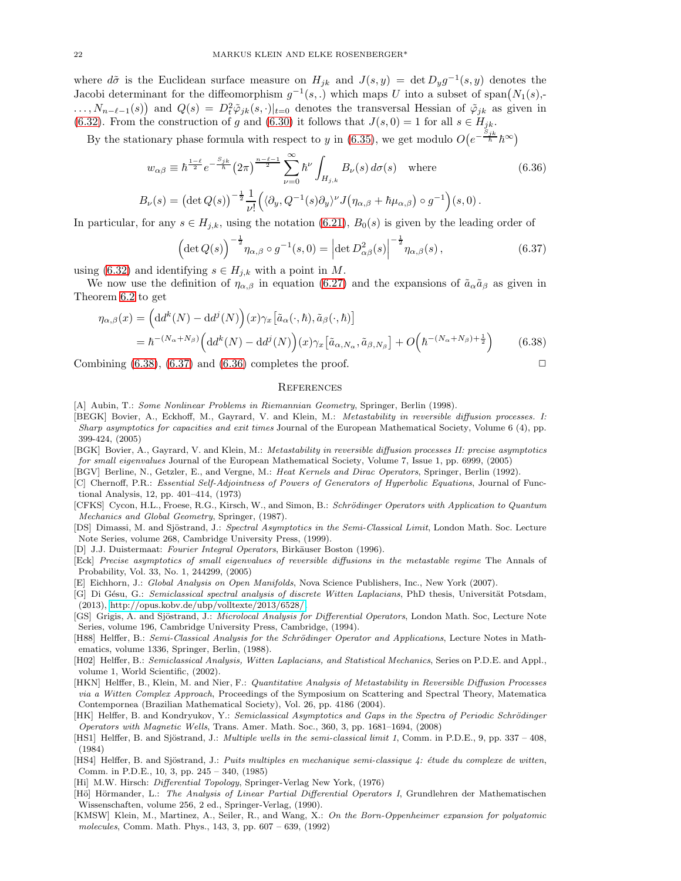where $d\tilde{\sigma}$ is the Euclidean surface measure on $H_{jk}$ and $J(s,y) = \det D_y g^{-1}(s,y)$ denotes the Jacobi determinant for the diffeomorphism $g^{-1}(s,.)$ which maps $U$ into a subset of $\mathrm{span}\big(N_1(s),\ldots,N_{n-\ell-1}(s)\big)$ and $Q(s) = D_t^2\tilde{\varphi}_{jk}(s,\cdot)|_{t=0}$ denotes the transversal Hessian of $\tilde{\varphi}_{jk}$ as given in (6.32). From the construction of $g$ and (6.30) it follows that $J(s,0)=1$ for all $s\in H_{jk}$.

By the stationary phase formula with respect to $y$ in (6.35), we get modulo $O\big(e^{-\frac{S_{jk}}{\hbar}}\hbar^\infty\big)$

$$w_{\alpha\beta} \equiv \hbar^{\frac{1-\ell}{2}} e^{-\frac{S_{jk}}{\hbar}} \big(2\pi\big)^{\frac{n-\ell-1}{2}} \sum_{\nu=0}^\infty \hbar^\nu \int_{H_{j,k}} B_\nu(s)\, d\sigma(s) \quad \text{where} \tag{6.36}$$

$$B_\nu(s) = \big(\det Q(s)\big)^{-\frac{1}{2}} \frac{1}{\nu!}\Big(\langle \partial_y, Q^{-1}(s)\partial_y\rangle^\nu J\big(\eta_{\alpha,\beta} + \hbar\mu_{\alpha,\beta}\big)\circ g^{-1}\Big)(s,0)\,.$$

In particular, for any $s\in H_{j,k}$, using the notation (6.21), $B_0(s)$ is given by the leading order of

$$\Big(\det Q(s)\Big)^{-\frac{1}{2}} \eta_{\alpha,\beta}\circ g^{-1}(s,0) = \Big|\det D^2_{\alpha\beta}(s)\Big|^{-\frac{1}{2}}\eta_{\alpha,\beta}(s)\,, \tag{6.37}$$

using (6.32) and identifying $s\in H_{j,k}$ with a point in $M$.

We now use the definition of $\eta_{\alpha,\beta}$ in equation (6.27) and the expansions of $\tilde{a}_\alpha\tilde{a}_\beta$ as given in Theorem 6.2 to get

$$\begin{aligned}
\eta_{\alpha,\beta}(x) &= \Big(\mathrm{d}d^k(N) - \mathrm{d}d^j(N)\Big)(x)\gamma_x\big[\tilde{a}_\alpha(\cdot,\hbar),\tilde{a}_\beta(\cdot,\hbar)\big] \\
&= \hbar^{-(N_\alpha+N_\beta)}\Big(\mathrm{d}d^k(N) - \mathrm{d}d^j(N)\Big)(x)\gamma_x\big[\tilde{a}_{\alpha,N_\alpha},\tilde{a}_{\beta,N_\beta}\big] + O\Big(\hbar^{-(N_\alpha+N_\beta)+\frac{1}{2}}\Big)
\end{aligned} \tag{6.38}$$

Combining (6.38), (6.37) and (6.36) completes the proof. □

## References

[A] Aubin, T.: *Some Nonlinear Problems in Riemannian Geometry*, Springer, Berlin (1998).

[BEGK] Bovier, A., Eckhoff, M., Gayrard, V. and Klein, M.: *Metastability in reversible diffusion processes. I: Sharp asymptotics for capacities and exit times* Journal of the European Mathematical Society, Volume 6 (4), pp. 399-424, (2005)

[BGK] Bovier, A., Gayrard, V. and Klein, M.: *Metastability in reversible diffusion processes II: precise asymptotics for small eigenvalues* Journal of the European Mathematical Society, Volume 7, Issue 1, pp. 6999, (2005)

[BGV] Berline, N., Getzler, E., and Vergne, M.: *Heat Kernels and Dirac Operators*, Springer, Berlin (1992).

[C] Chernoff, P.R.: *Essential Self-Adjointness of Powers of Generators of Hyperbolic Equations*, Journal of Functional Analysis, 12, pp. 401–414, (1973)

[CFKS] Cycon, H.L., Froese, R.G., Kirsch, W., and Simon, B.: *Schrödinger Operators with Application to Quantum Mechanics and Global Geometry*, Springer, (1987).

[DS] Dimassi, M. and Sjöstrand, J.: *Spectral Asymptotics in the Semi-Classical Limit*, London Math. Soc. Lecture Note Series, volume 268, Cambridge University Press, (1999).

[D] J.J. Duistermaat: *Fourier Integral Operators*, Birkäuser Boston (1996).

[Eck] *Precise asymptotics of small eigenvalues of reversible diffusions in the metastable regime* The Annals of Probability, Vol. 33, No. 1, 244299, (2005)

[E] Eichhorn, J.: *Global Analysis on Open Manifolds*, Nova Science Publishers, Inc., New York (2007).

[G] Di Gésu, G.: *Semiclassical spectral analysis of discrete Witten Laplacians*, PhD thesis, Universität Potsdam, (2013), http://opus.kobv.de/ubp/volltexte/2013/6528/.

[GS] Grigis, A. and Sjöstrand, J.: *Microlocal Analysis for Differential Operators*, London Math. Soc, Lecture Note Series, volume 196, Cambridge University Press, Cambridge, (1994).

[H88] Helffer, B.: *Semi-Classical Analysis for the Schrödinger Operator and Applications*, Lecture Notes in Mathematics, volume 1336, Springer, Berlin, (1988).

[H02] Helffer, B.: *Semiclassical Analysis, Witten Laplacians, and Statistical Mechanics*, Series on P.D.E. and Appl., volume 1, World Scientific, (2002).

[HKN] Helffer, B., Klein, M. and Nier, F.: *Quantitative Analysis of Metastability in Reversible Diffusion Processes via a Witten Complex Approach*, Proceedings of the Symposium on Scattering and Spectral Theory, Matematica Contemporanea (Brazilian Mathematical Society), Vol. 26, pp. 4186 (2004).

[HK] Helffer, B. and Kondryukov, Y.: *Semiclassical Asymptotics and Gaps in the Spectra of Periodic Schrödinger Operators with Magnetic Wells*, Trans. Amer. Math. Soc., 360, 3, pp. 1681–1694, (2008)

[HS1] Helffer, B. and Sjöstrand, J.: *Multiple wells in the semi-classical limit 1*, Comm. in P.D.E., 9, pp. 337 – 408, (1984)

[HS4] Helffer, B. and Sjöstrand, J.: *Puits multiples en mechanique semi-classique 4: étude du complexe de witten*, Comm. in P.D.E., 10, 3, pp. 245 – 340, (1985)

[Hi] M.W. Hirsch: *Differential Topology*, Springer-Verlag New York, (1976)

[Hö] Hörmander, L.: *The Analysis of Linear Partial Differential Operators I*, Grundlehren der Mathematischen Wissenschaften, volume 256, 2 ed., Springer-Verlag, (1990).

[KMSW] Klein, M., Martinez, A., Seiler, R., and Wang, X.: *On the Born-Oppenheimer expansion for polyatomic molecules*, Comm. Math. Phys., 143, 3, pp. 607 – 639, (1992)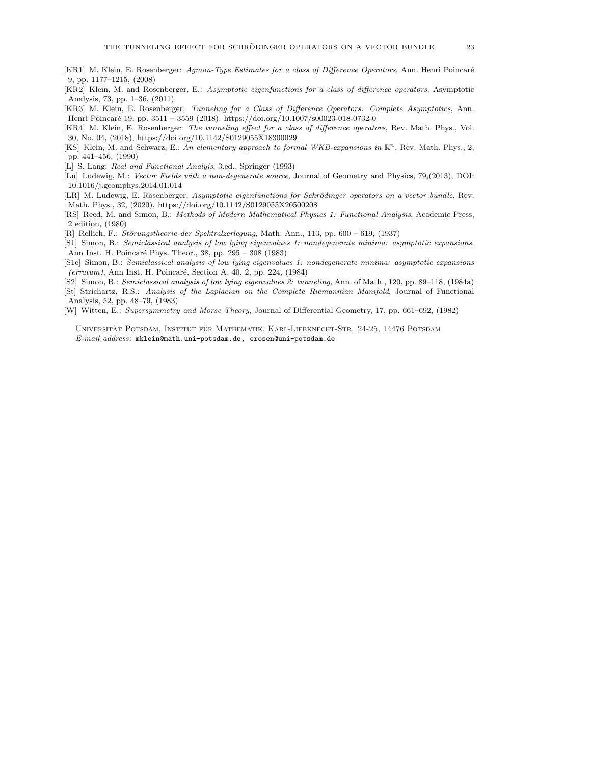[KR1] M. Klein, E. Rosenberger: *Agmon-Type Estimates for a class of Difference Operators*, Ann. Henri Poincaré 9, pp. 1177–1215, (2008)

[KR2] Klein, M. and Rosenberger, E.: *Asymptotic eigenfunctions for a class of difference operators*, Asymptotic Analysis, 73, pp. 1–36, (2011)

[KR3] M. Klein, E. Rosenberger: *Tunneling for a Class of Difference Operators: Complete Asymptotics*, Ann. Henri Poincaré 19, pp. 3511 – 3559 (2018). https://doi.org/10.1007/s00023-018-0732-0

[KR4] M. Klein, E. Rosenberger: *The tunneling effect for a class of difference operators*, Rev. Math. Phys., Vol. 30, No. 04, (2018), https://doi.org/10.1142/S0129055X18300029

[KS] Klein, M. and Schwarz, E.; *An elementary approach to formal WKB-expansions in* $\mathbb{R}^n$, Rev. Math. Phys., 2, pp. 441–456, (1990)

[L] S. Lang: *Real and Functional Analyis*, 3.ed., Springer (1993)

[Lu] Ludewig, M.: *Vector Fields with a non-degenerate source*, Journal of Geometry and Physics, 79,(2013), DOI: 10.1016/j.geomphys.2014.01.014

[LR] M. Ludewig, E. Rosenberger; *Asymptotic eigenfunctions for Schrödinger operators on a vector bundle*, Rev. Math. Phys., 32, (2020), https://doi.org/10.1142/S0129055X20500208

[RS] Reed, M. and Simon, B.: *Methods of Modern Mathematical Physics 1: Functional Analysis*, Academic Press, 2 edition, (1980)

[R] Rellich, F.: *Störungstheorie der Spektralzerlegung*, Math. Ann., 113, pp. 600 – 619, (1937)

[S1] Simon, B.: *Semiclassical analysis of low lying eigenvalues 1: nondegenerate minima: asymptotic expansions*, Ann Inst. H. Poincaré Phys. Theor., 38, pp. 295 – 308 (1983)

[S1e] Simon, B.: *Semiclassical analysis of low lying eigenvalues 1: nondegenerate minima: asymptotic expansions (erratum)*, Ann Inst. H. Poincaré, Section A, 40, 2, pp. 224, (1984)

[S2] Simon, B.: *Semiclassical analysis of low lying eigenvalues 2: tunneling*, Ann. of Math., 120, pp. 89–118, (1984a)

[St] Strichartz, R.S.: *Analysis of the Laplacian on the Complete Riemannian Manifold*, Journal of Functional Analysis, 52, pp. 48–79, (1983)

[W] Witten, E.: *Supersymmetry and Morse Theory*, Journal of Differential Geometry, 17, pp. 661–692, (1982)

Universität Potsdam, Institut für Mathematik, Karl-Liebknecht-Str. 24-25, 14476 Potsdam
*E-mail address*: mklein@math.uni-potsdam.de, erosen@uni-potsdam.de